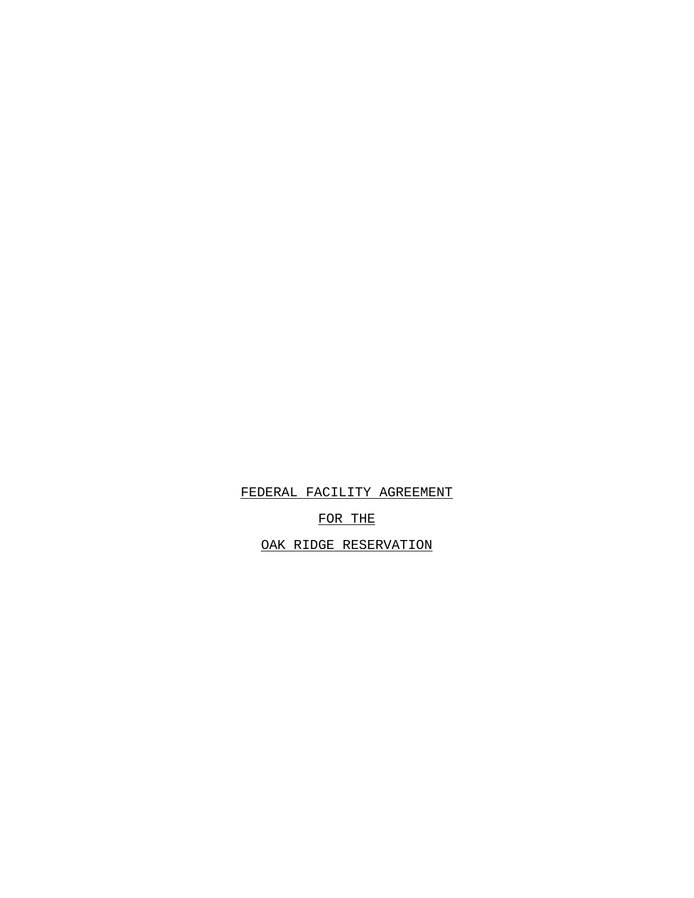# FEDERAL FACILITY AGREEMENT

# FOR THE

# OAK RIDGE RESERVATION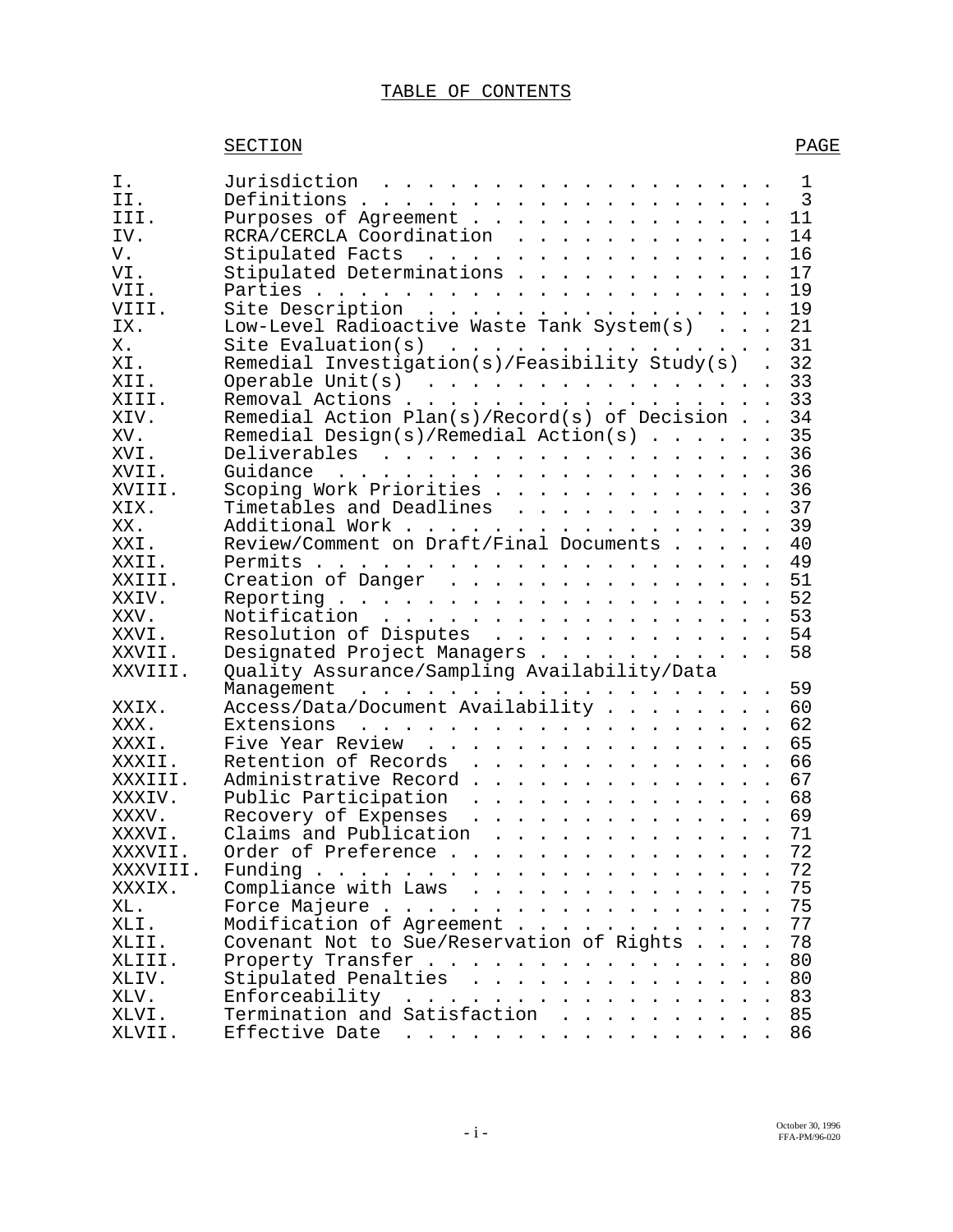# TABLE OF CONTENTS

| SECTION | | PAGE |
|---|---|---|
| I. | Jurisdiction | 1 |
| II. | Definitions | 3 |
| III. | Purposes of Agreement | 11 |
| IV. | RCRA/CERCLA Coordination | 14 |
| V. | Stipulated Facts | 16 |
| VI. | Stipulated Determinations | 17 |
| VII. | Parties | 19 |
| VIII. | Site Description | 19 |
| IX. | Low-Level Radioactive Waste Tank System(s) | 21 |
| X. | Site Evaluation(s) | 31 |
| XI. | Remedial Investigation(s)/Feasibility Study(s) | 32 |
| XII. | Operable Unit(s) | 33 |
| XIII. | Removal Actions | 33 |
| XIV. | Remedial Action Plan(s)/Record(s) of Decision | 34 |
| XV. | Remedial Design(s)/Remedial Action(s) | 35 |
| XVI. | Deliverables | 36 |
| XVII. | Guidance | 36 |
| XVIII. | Scoping Work Priorities | 36 |
| XIX. | Timetables and Deadlines | 37 |
| XX. | Additional Work | 39 |
| XXI. | Review/Comment on Draft/Final Documents | 40 |
| XXII. | Permits | 49 |
| XXIII. | Creation of Danger | 51 |
| XXIV. | Reporting | 52 |
| XXV. | Notification | 53 |
| XXVI. | Resolution of Disputes | 54 |
| XXVII. | Designated Project Managers | 58 |
| XXVIII. | Quality Assurance/Sampling Availability/Data Management | 59 |
| XXIX. | Access/Data/Document Availability | 60 |
| XXX. | Extensions | 62 |
| XXXI. | Five Year Review | 65 |
| XXXII. | Retention of Records | 66 |
| XXXIII. | Administrative Record | 67 |
| XXXIV. | Public Participation | 68 |
| XXXV. | Recovery of Expenses | 69 |
| XXXVI. | Claims and Publication | 71 |
| XXXVII. | Order of Preference | 72 |
| XXXVIII. | Funding | 72 |
| XXXIX. | Compliance with Laws | 75 |
| XL. | Force Majeure | 75 |
| XLI. | Modification of Agreement | 77 |
| XLII. | Covenant Not to Sue/Reservation of Rights | 78 |
| XLIII. | Property Transfer | 80 |
| XLIV. | Stipulated Penalties | 80 |
| XLV. | Enforceability | 83 |
| XLVI. | Termination and Satisfaction | 85 |
| XLVII. | Effective Date | 86 |

October 30, 1996
FFA-PM/96-020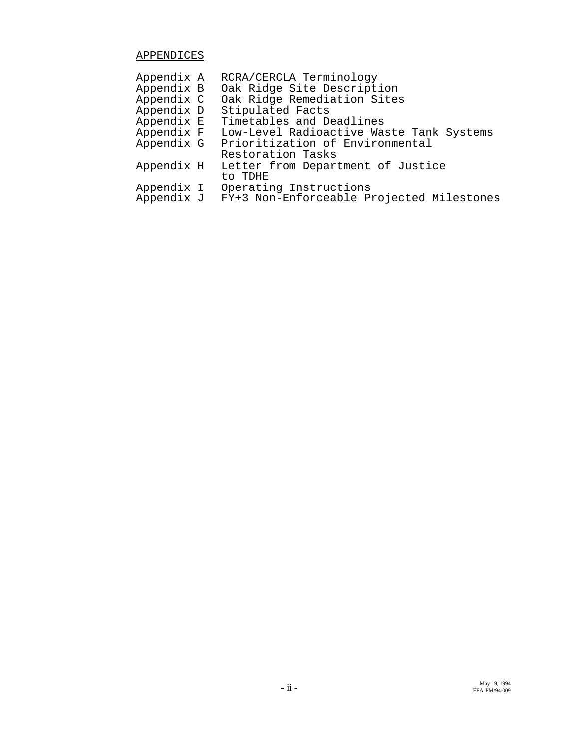APPENDICES

| | |
|---|---|
| Appendix A | RCRA/CERCLA Terminology |
| Appendix B | Oak Ridge Site Description |
| Appendix C | Oak Ridge Remediation Sites |
| Appendix D | Stipulated Facts |
| Appendix E | Timetables and Deadlines |
| Appendix F | Low-Level Radioactive Waste Tank Systems |
| Appendix G | Prioritization of Environmental Restoration Tasks |
| Appendix H | Letter from Department of Justice to TDHE |
| Appendix I | Operating Instructions |
| Appendix J | FY+3 Non-Enforceable Projected Milestones |

May 19, 1994
FFA-PM/94-009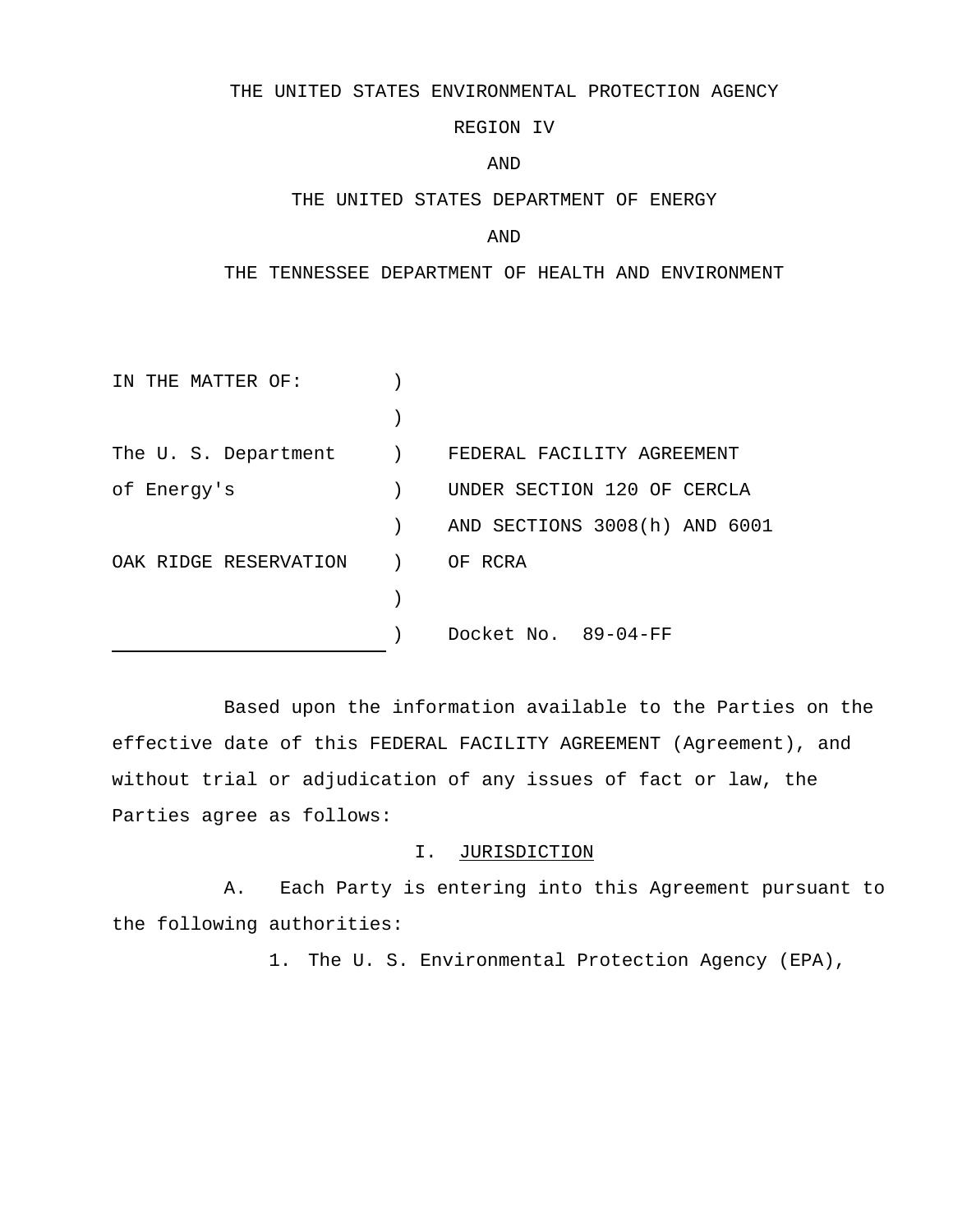THE UNITED STATES ENVIRONMENTAL PROTECTION AGENCY

REGION IV

AND

THE UNITED STATES DEPARTMENT OF ENERGY

AND

THE TENNESSEE DEPARTMENT OF HEALTH AND ENVIRONMENT

| IN THE MATTER OF: | ) | |
|---|---|---|
| | ) | |
| The U. S. Department | ) | FEDERAL FACILITY AGREEMENT |
| of Energy's | ) | UNDER SECTION 120 OF CERCLA |
| | ) | AND SECTIONS 3008(h) AND 6001 |
| OAK RIDGE RESERVATION | ) | OF RCRA |
| | ) | |
| | ) | Docket No. 89-04-FF |

Based upon the information available to the Parties on the effective date of this FEDERAL FACILITY AGREEMENT (Agreement), and without trial or adjudication of any issues of fact or law, the Parties agree as follows:

## I. JURISDICTION

A. Each Party is entering into this Agreement pursuant to the following authorities:

1. The U. S. Environmental Protection Agency (EPA),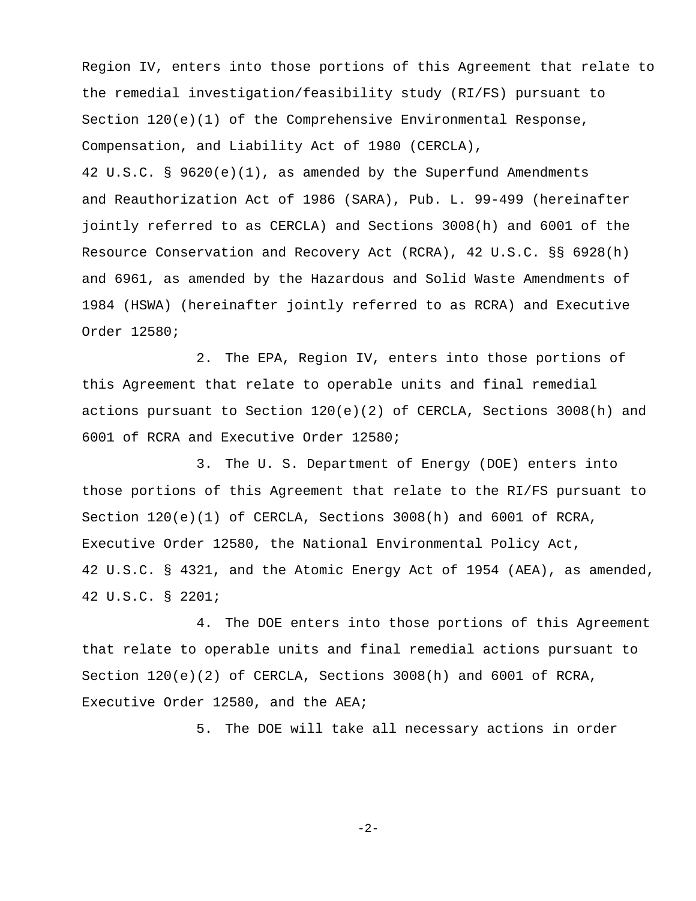Region IV, enters into those portions of this Agreement that relate to the remedial investigation/feasibility study (RI/FS) pursuant to Section 120(e)(1) of the Comprehensive Environmental Response, Compensation, and Liability Act of 1980 (CERCLA), 42 U.S.C. § 9620(e)(1), as amended by the Superfund Amendments and Reauthorization Act of 1986 (SARA), Pub. L. 99-499 (hereinafter jointly referred to as CERCLA) and Sections 3008(h) and 6001 of the Resource Conservation and Recovery Act (RCRA), 42 U.S.C. §§ 6928(h) and 6961, as amended by the Hazardous and Solid Waste Amendments of 1984 (HSWA) (hereinafter jointly referred to as RCRA) and Executive Order 12580;

2. The EPA, Region IV, enters into those portions of this Agreement that relate to operable units and final remedial actions pursuant to Section 120(e)(2) of CERCLA, Sections 3008(h) and 6001 of RCRA and Executive Order 12580;

3. The U. S. Department of Energy (DOE) enters into those portions of this Agreement that relate to the RI/FS pursuant to Section 120(e)(1) of CERCLA, Sections 3008(h) and 6001 of RCRA, Executive Order 12580, the National Environmental Policy Act, 42 U.S.C. § 4321, and the Atomic Energy Act of 1954 (AEA), as amended, 42 U.S.C. § 2201;

4. The DOE enters into those portions of this Agreement that relate to operable units and final remedial actions pursuant to Section 120(e)(2) of CERCLA, Sections 3008(h) and 6001 of RCRA, Executive Order 12580, and the AEA;

5. The DOE will take all necessary actions in order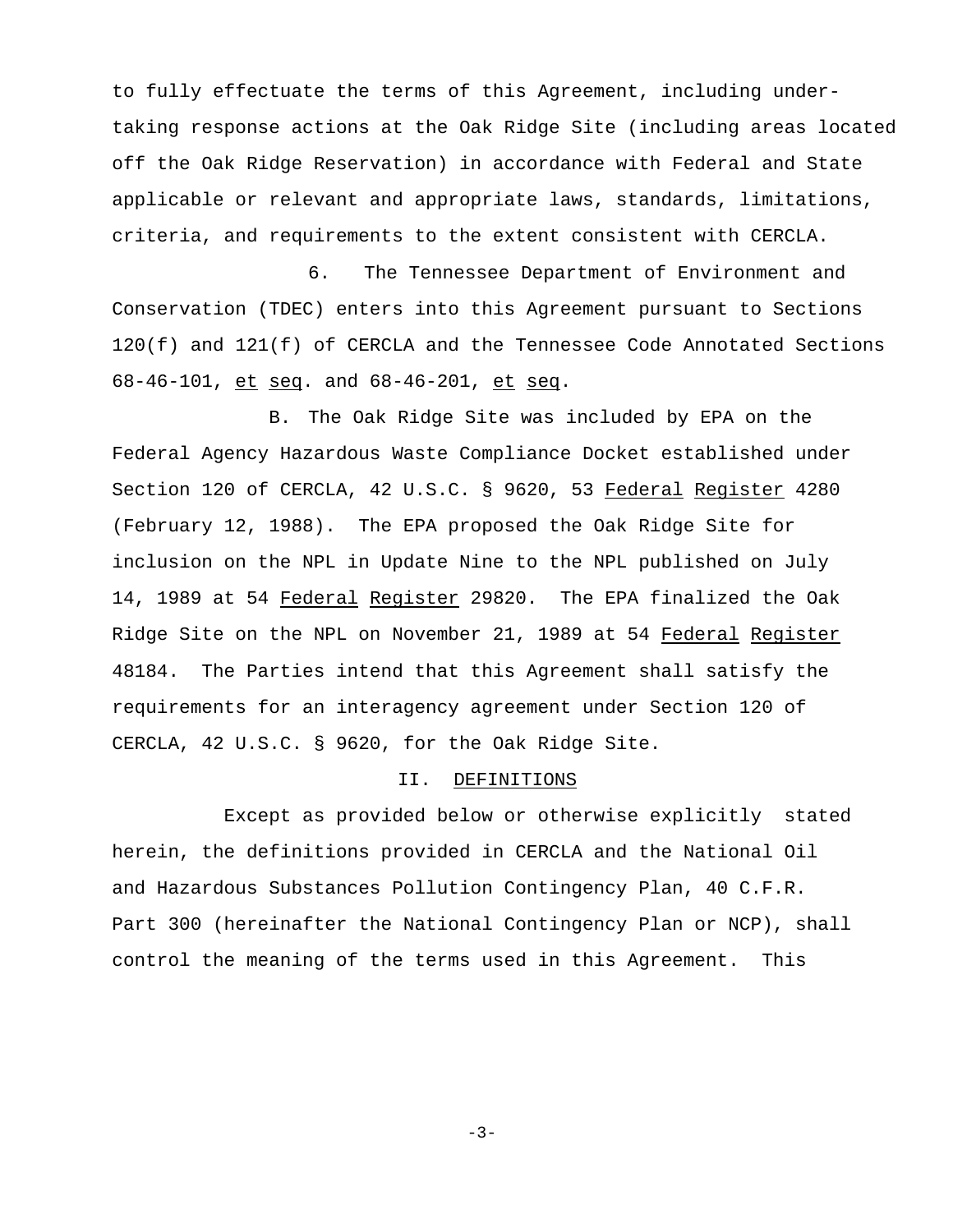to fully effectuate the terms of this Agreement, including undertaking response actions at the Oak Ridge Site (including areas located off the Oak Ridge Reservation) in accordance with Federal and State applicable or relevant and appropriate laws, standards, limitations, criteria, and requirements to the extent consistent with CERCLA.

6. The Tennessee Department of Environment and Conservation (TDEC) enters into this Agreement pursuant to Sections 120(f) and 121(f) of CERCLA and the Tennessee Code Annotated Sections 68-46-101, et seq. and 68-46-201, et seq.

B. The Oak Ridge Site was included by EPA on the Federal Agency Hazardous Waste Compliance Docket established under Section 120 of CERCLA, 42 U.S.C. § 9620, 53 Federal Register 4280 (February 12, 1988). The EPA proposed the Oak Ridge Site for inclusion on the NPL in Update Nine to the NPL published on July 14, 1989 at 54 Federal Register 29820. The EPA finalized the Oak Ridge Site on the NPL on November 21, 1989 at 54 Federal Register 48184. The Parties intend that this Agreement shall satisfy the requirements for an interagency agreement under Section 120 of CERCLA, 42 U.S.C. § 9620, for the Oak Ridge Site.

## II. DEFINITIONS

Except as provided below or otherwise explicitly stated herein, the definitions provided in CERCLA and the National Oil and Hazardous Substances Pollution Contingency Plan, 40 C.F.R. Part 300 (hereinafter the National Contingency Plan or NCP), shall control the meaning of the terms used in this Agreement. This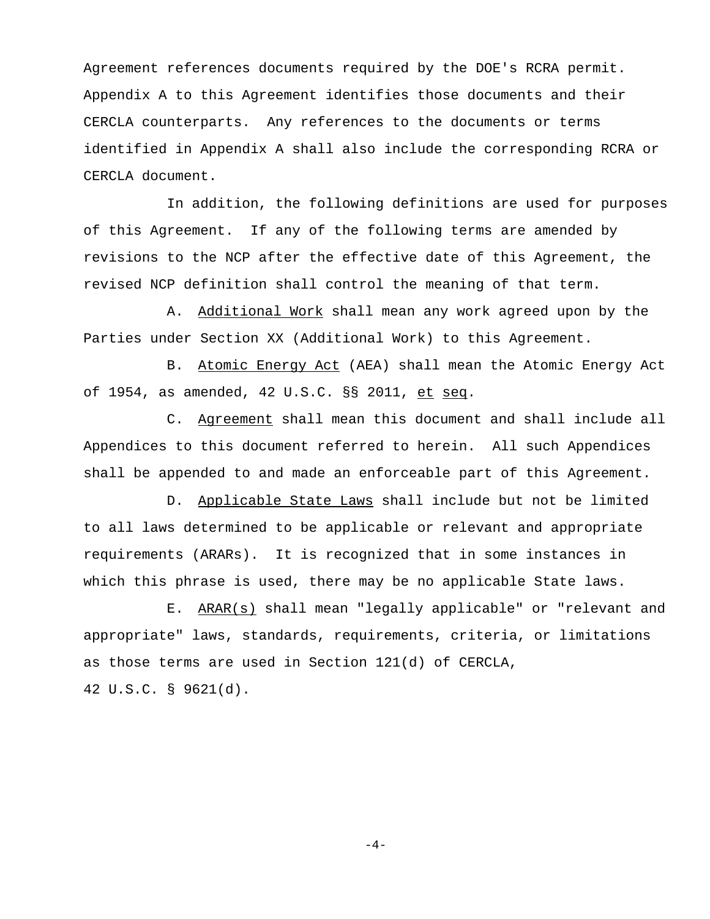Agreement references documents required by the DOE's RCRA permit. Appendix A to this Agreement identifies those documents and their CERCLA counterparts. Any references to the documents or terms identified in Appendix A shall also include the corresponding RCRA or CERCLA document.

In addition, the following definitions are used for purposes of this Agreement. If any of the following terms are amended by revisions to the NCP after the effective date of this Agreement, the revised NCP definition shall control the meaning of that term.

A. Additional Work shall mean any work agreed upon by the Parties under Section XX (Additional Work) to this Agreement.

B. Atomic Energy Act (AEA) shall mean the Atomic Energy Act of 1954, as amended, 42 U.S.C. §§ 2011, et seq.

C. Agreement shall mean this document and shall include all Appendices to this document referred to herein. All such Appendices shall be appended to and made an enforceable part of this Agreement.

D. Applicable State Laws shall include but not be limited to all laws determined to be applicable or relevant and appropriate requirements (ARARs). It is recognized that in some instances in which this phrase is used, there may be no applicable State laws.

E. ARAR(s) shall mean "legally applicable" or "relevant and appropriate" laws, standards, requirements, criteria, or limitations as those terms are used in Section 121(d) of CERCLA, 42 U.S.C. § 9621(d).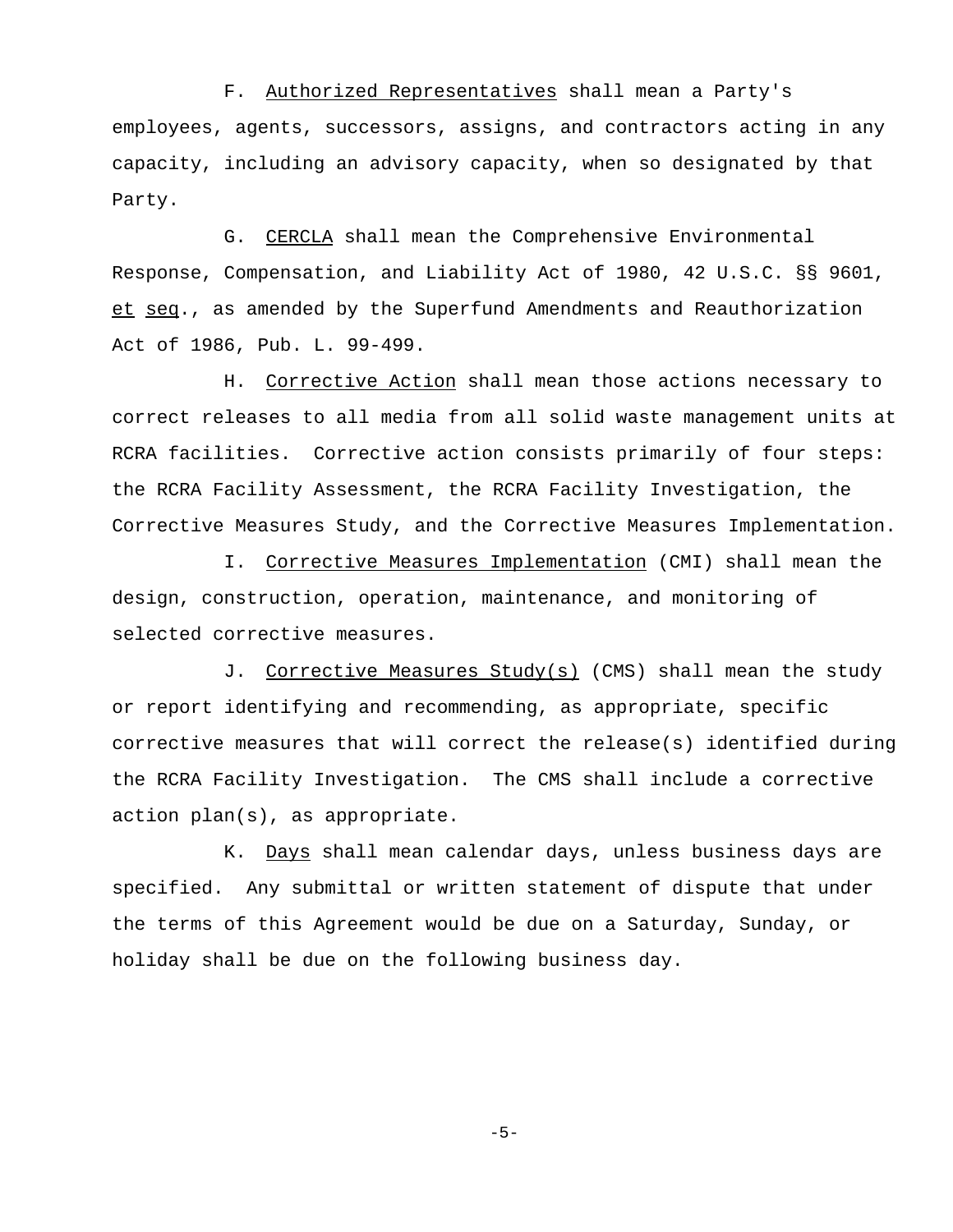F. Authorized Representatives shall mean a Party's employees, agents, successors, assigns, and contractors acting in any capacity, including an advisory capacity, when so designated by that Party.

G. CERCLA shall mean the Comprehensive Environmental Response, Compensation, and Liability Act of 1980, 42 U.S.C. §§ 9601, *et seq*., as amended by the Superfund Amendments and Reauthorization Act of 1986, Pub. L. 99-499.

H. Corrective Action shall mean those actions necessary to correct releases to all media from all solid waste management units at RCRA facilities. Corrective action consists primarily of four steps: the RCRA Facility Assessment, the RCRA Facility Investigation, the Corrective Measures Study, and the Corrective Measures Implementation.

I. Corrective Measures Implementation (CMI) shall mean the design, construction, operation, maintenance, and monitoring of selected corrective measures.

J. Corrective Measures Study(s) (CMS) shall mean the study or report identifying and recommending, as appropriate, specific corrective measures that will correct the release(s) identified during the RCRA Facility Investigation. The CMS shall include a corrective action plan(s), as appropriate.

K. Days shall mean calendar days, unless business days are specified. Any submittal or written statement of dispute that under the terms of this Agreement would be due on a Saturday, Sunday, or holiday shall be due on the following business day.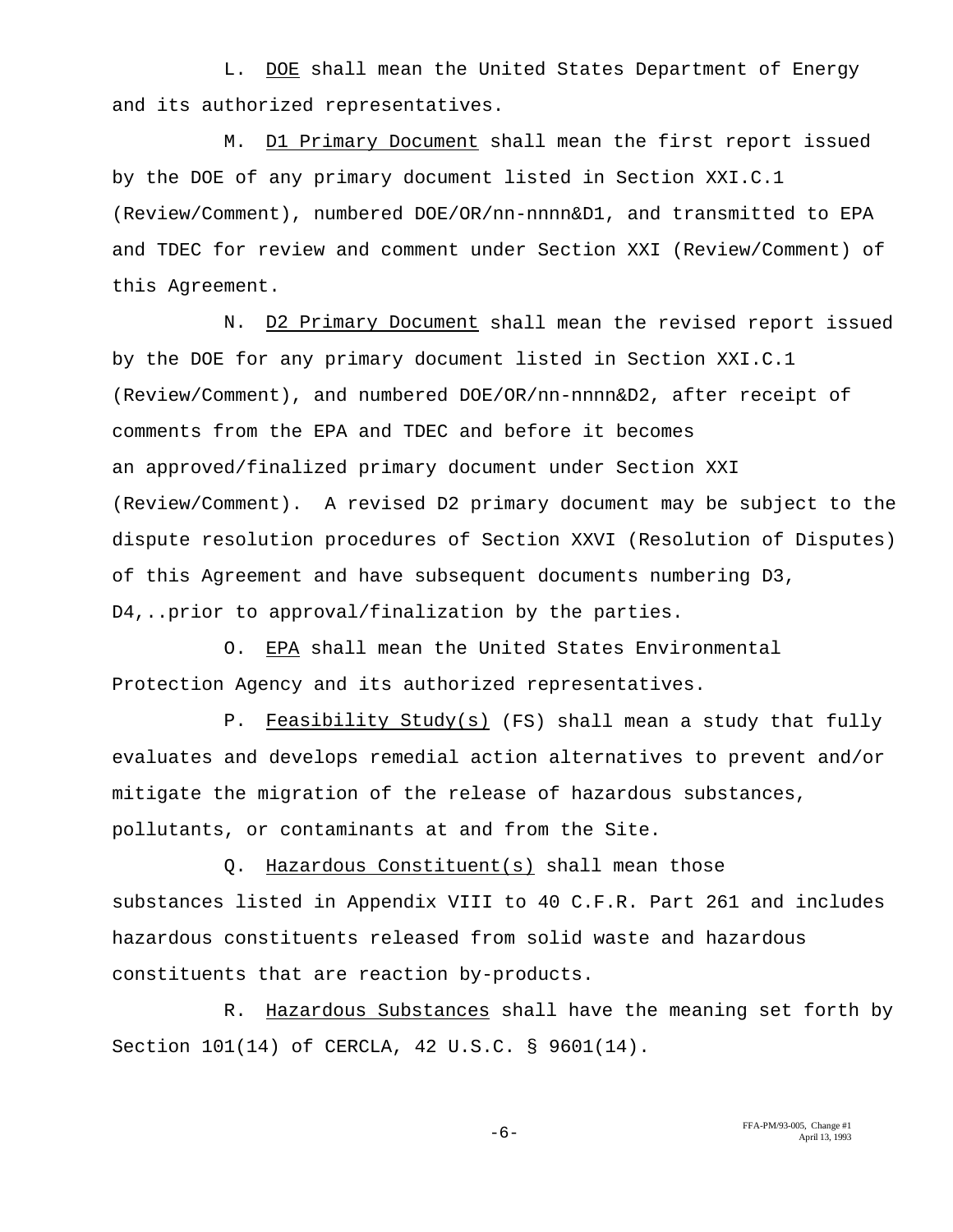L. DOE shall mean the United States Department of Energy and its authorized representatives.

M. D1 Primary Document shall mean the first report issued by the DOE of any primary document listed in Section XXI.C.1 (Review/Comment), numbered DOE/OR/nn-nnnn&D1, and transmitted to EPA and TDEC for review and comment under Section XXI (Review/Comment) of this Agreement.

N. D2 Primary Document shall mean the revised report issued by the DOE for any primary document listed in Section XXI.C.1 (Review/Comment), and numbered DOE/OR/nn-nnnn&D2, after receipt of comments from the EPA and TDEC and before it becomes an approved/finalized primary document under Section XXI (Review/Comment). A revised D2 primary document may be subject to the dispute resolution procedures of Section XXVI (Resolution of Disputes) of this Agreement and have subsequent documents numbering D3, D4,..prior to approval/finalization by the parties.

O. EPA shall mean the United States Environmental Protection Agency and its authorized representatives.

P. Feasibility Study(s) (FS) shall mean a study that fully evaluates and develops remedial action alternatives to prevent and/or mitigate the migration of the release of hazardous substances, pollutants, or contaminants at and from the Site.

Q. Hazardous Constituent(s) shall mean those substances listed in Appendix VIII to 40 C.F.R. Part 261 and includes hazardous constituents released from solid waste and hazardous constituents that are reaction by-products.

R. Hazardous Substances shall have the meaning set forth by Section 101(14) of CERCLA, 42 U.S.C. § 9601(14).

FFA-PM/93-005, Change #1
April 13, 1993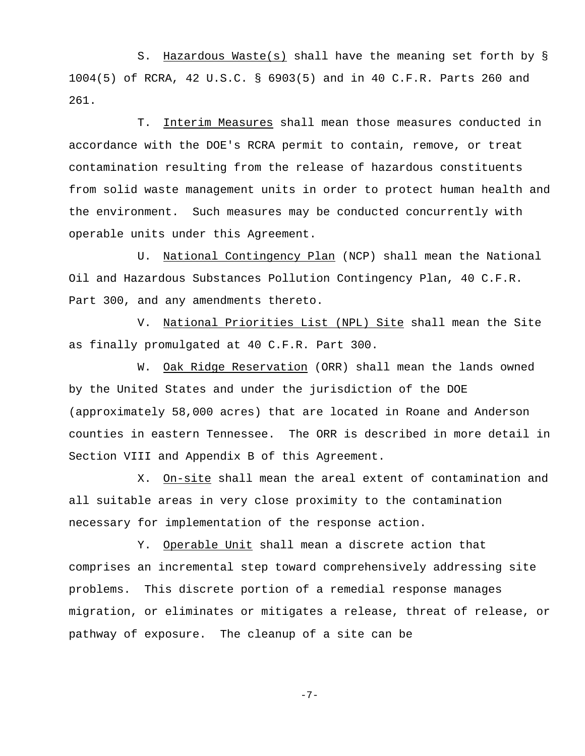S. Hazardous Waste(s) shall have the meaning set forth by § 1004(5) of RCRA, 42 U.S.C. § 6903(5) and in 40 C.F.R. Parts 260 and 261.

T. Interim Measures shall mean those measures conducted in accordance with the DOE's RCRA permit to contain, remove, or treat contamination resulting from the release of hazardous constituents from solid waste management units in order to protect human health and the environment. Such measures may be conducted concurrently with operable units under this Agreement.

U. National Contingency Plan (NCP) shall mean the National Oil and Hazardous Substances Pollution Contingency Plan, 40 C.F.R. Part 300, and any amendments thereto.

V. National Priorities List (NPL) Site shall mean the Site as finally promulgated at 40 C.F.R. Part 300.

W. Oak Ridge Reservation (ORR) shall mean the lands owned by the United States and under the jurisdiction of the DOE (approximately 58,000 acres) that are located in Roane and Anderson counties in eastern Tennessee. The ORR is described in more detail in Section VIII and Appendix B of this Agreement.

X. On-site shall mean the areal extent of contamination and all suitable areas in very close proximity to the contamination necessary for implementation of the response action.

Y. Operable Unit shall mean a discrete action that comprises an incremental step toward comprehensively addressing site problems. This discrete portion of a remedial response manages migration, or eliminates or mitigates a release, threat of release, or pathway of exposure. The cleanup of a site can be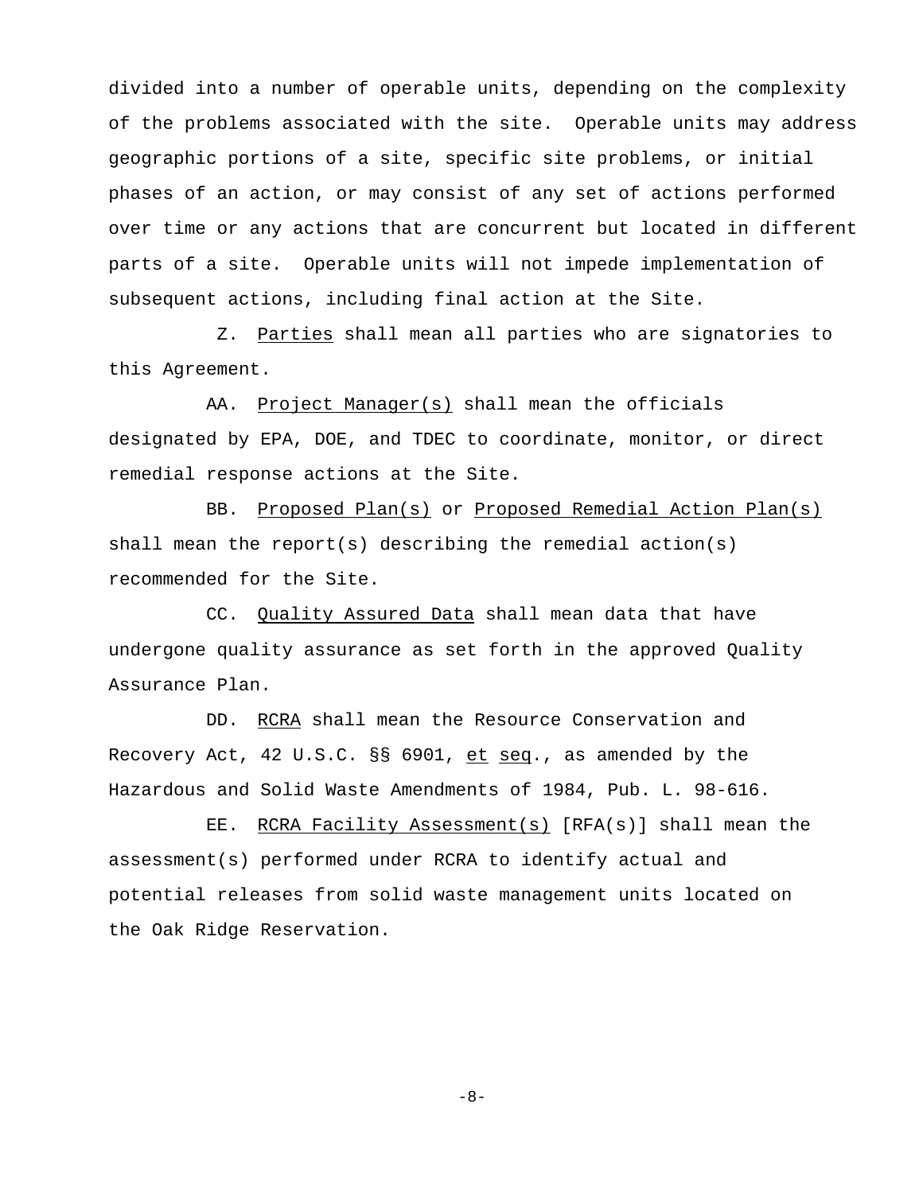divided into a number of operable units, depending on the complexity of the problems associated with the site. Operable units may address geographic portions of a site, specific site problems, or initial phases of an action, or may consist of any set of actions performed over time or any actions that are concurrent but located in different parts of a site. Operable units will not impede implementation of subsequent actions, including final action at the Site.

Z. Parties shall mean all parties who are signatories to this Agreement.

AA. Project Manager(s) shall mean the officials designated by EPA, DOE, and TDEC to coordinate, monitor, or direct remedial response actions at the Site.

BB. Proposed Plan(s) or Proposed Remedial Action Plan(s) shall mean the report(s) describing the remedial action(s) recommended for the Site.

CC. Quality Assured Data shall mean data that have undergone quality assurance as set forth in the approved Quality Assurance Plan.

DD. RCRA shall mean the Resource Conservation and Recovery Act, 42 U.S.C. §§ 6901, et seq., as amended by the Hazardous and Solid Waste Amendments of 1984, Pub. L. 98-616.

EE. RCRA Facility Assessment(s) [RFA(s)] shall mean the assessment(s) performed under RCRA to identify actual and potential releases from solid waste management units located on the Oak Ridge Reservation.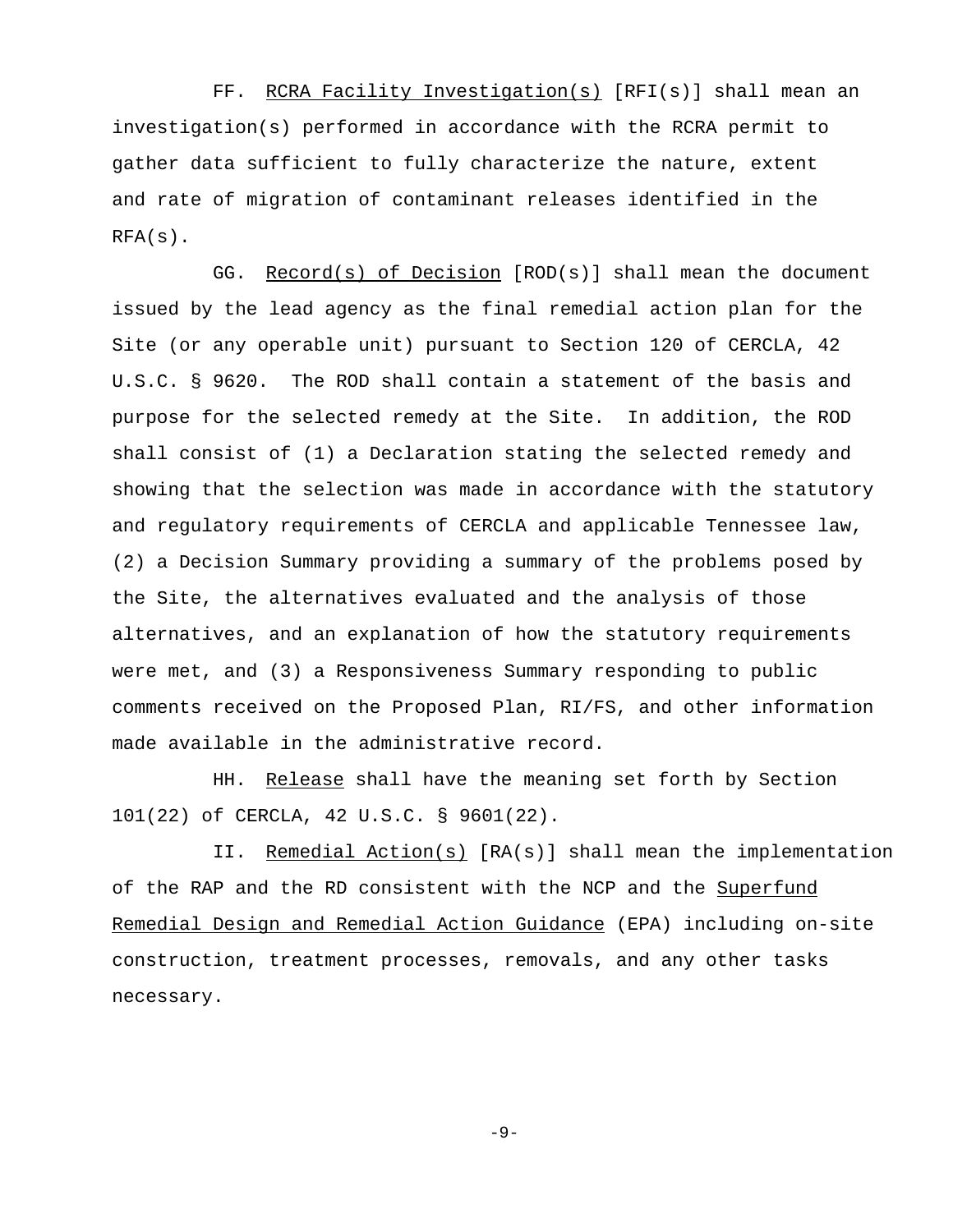FF. RCRA Facility Investigation(s) [RFI(s)] shall mean an investigation(s) performed in accordance with the RCRA permit to gather data sufficient to fully characterize the nature, extent and rate of migration of contaminant releases identified in the RFA(s).

GG. Record(s) of Decision [ROD(s)] shall mean the document issued by the lead agency as the final remedial action plan for the Site (or any operable unit) pursuant to Section 120 of CERCLA, 42 U.S.C. § 9620. The ROD shall contain a statement of the basis and purpose for the selected remedy at the Site. In addition, the ROD shall consist of (1) a Declaration stating the selected remedy and showing that the selection was made in accordance with the statutory and regulatory requirements of CERCLA and applicable Tennessee law, (2) a Decision Summary providing a summary of the problems posed by the Site, the alternatives evaluated and the analysis of those alternatives, and an explanation of how the statutory requirements were met, and (3) a Responsiveness Summary responding to public comments received on the Proposed Plan, RI/FS, and other information made available in the administrative record.

HH. Release shall have the meaning set forth by Section 101(22) of CERCLA, 42 U.S.C. § 9601(22).

II. Remedial Action(s) [RA(s)] shall mean the implementation of the RAP and the RD consistent with the NCP and the Superfund Remedial Design and Remedial Action Guidance (EPA) including on-site construction, treatment processes, removals, and any other tasks necessary.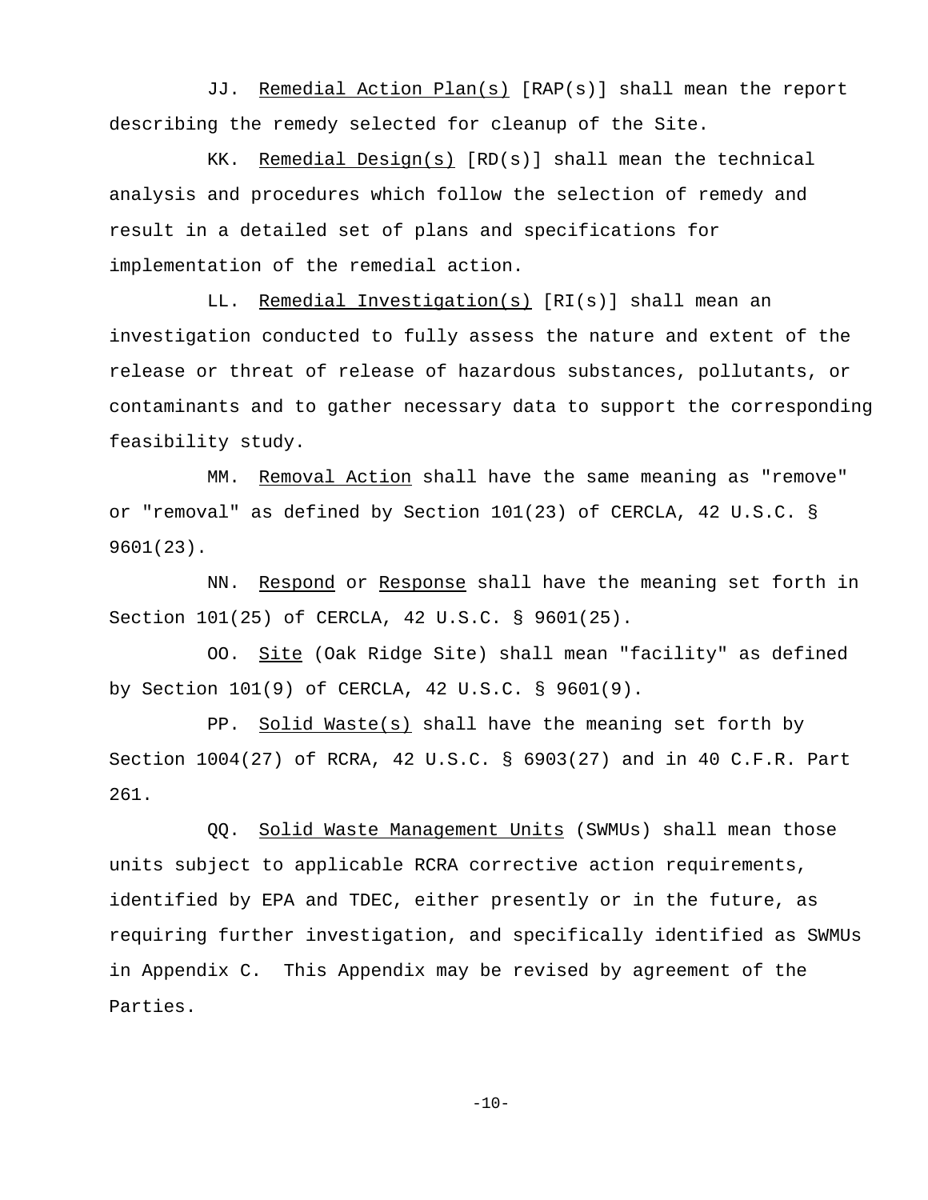JJ. Remedial Action Plan(s) [RAP(s)] shall mean the report describing the remedy selected for cleanup of the Site.

KK. Remedial Design(s) [RD(s)] shall mean the technical analysis and procedures which follow the selection of remedy and result in a detailed set of plans and specifications for implementation of the remedial action.

LL. Remedial Investigation(s) [RI(s)] shall mean an investigation conducted to fully assess the nature and extent of the release or threat of release of hazardous substances, pollutants, or contaminants and to gather necessary data to support the corresponding feasibility study.

MM. Removal Action shall have the same meaning as "remove" or "removal" as defined by Section 101(23) of CERCLA, 42 U.S.C. § 9601(23).

NN. Respond or Response shall have the meaning set forth in Section 101(25) of CERCLA, 42 U.S.C. § 9601(25).

OO. Site (Oak Ridge Site) shall mean "facility" as defined by Section 101(9) of CERCLA, 42 U.S.C. § 9601(9).

PP. Solid Waste(s) shall have the meaning set forth by Section 1004(27) of RCRA, 42 U.S.C. § 6903(27) and in 40 C.F.R. Part 261.

QQ. Solid Waste Management Units (SWMUs) shall mean those units subject to applicable RCRA corrective action requirements, identified by EPA and TDEC, either presently or in the future, as requiring further investigation, and specifically identified as SWMUs in Appendix C. This Appendix may be revised by agreement of the Parties.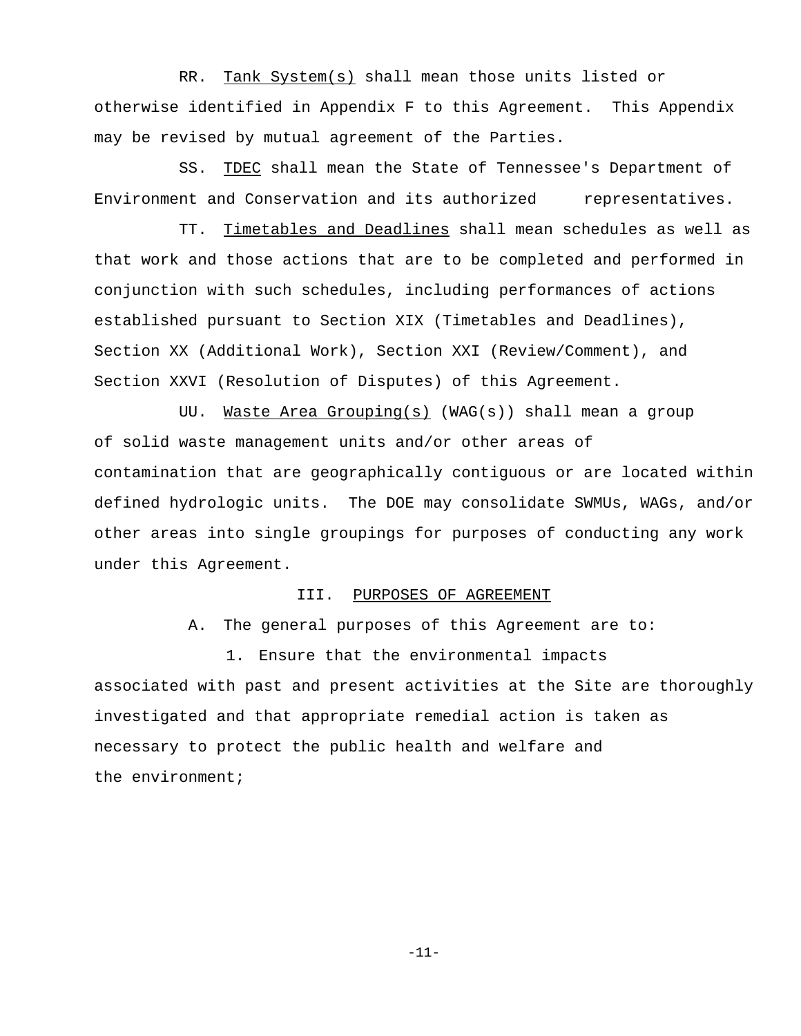RR. Tank System(s) shall mean those units listed or otherwise identified in Appendix F to this Agreement. This Appendix may be revised by mutual agreement of the Parties.

SS. TDEC shall mean the State of Tennessee's Department of Environment and Conservation and its authorized representatives.

TT. Timetables and Deadlines shall mean schedules as well as that work and those actions that are to be completed and performed in conjunction with such schedules, including performances of actions established pursuant to Section XIX (Timetables and Deadlines), Section XX (Additional Work), Section XXI (Review/Comment), and Section XXVI (Resolution of Disputes) of this Agreement.

UU. Waste Area Grouping(s) (WAG(s)) shall mean a group of solid waste management units and/or other areas of contamination that are geographically contiguous or are located within defined hydrologic units. The DOE may consolidate SWMUs, WAGs, and/or other areas into single groupings for purposes of conducting any work under this Agreement.

## III. PURPOSES OF AGREEMENT

A. The general purposes of this Agreement are to:

1. Ensure that the environmental impacts associated with past and present activities at the Site are thoroughly investigated and that appropriate remedial action is taken as necessary to protect the public health and welfare and the environment;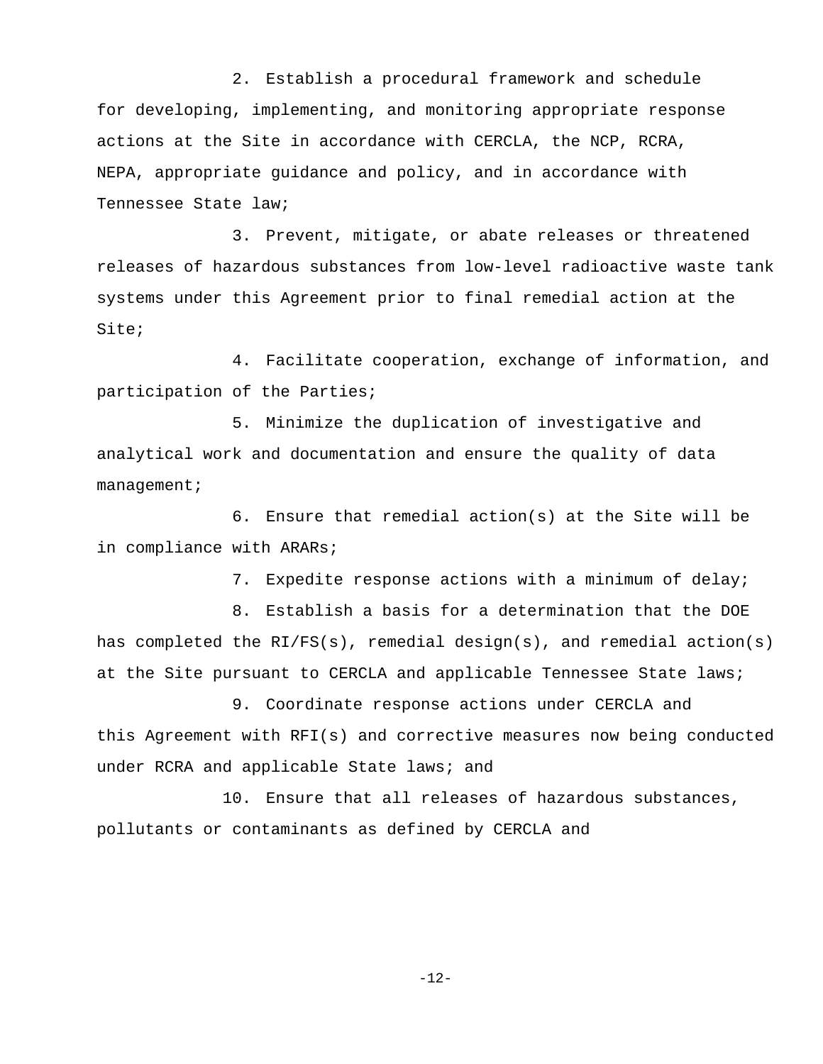2. Establish a procedural framework and schedule for developing, implementing, and monitoring appropriate response actions at the Site in accordance with CERCLA, the NCP, RCRA, NEPA, appropriate guidance and policy, and in accordance with Tennessee State law;

3. Prevent, mitigate, or abate releases or threatened releases of hazardous substances from low-level radioactive waste tank systems under this Agreement prior to final remedial action at the Site;

4. Facilitate cooperation, exchange of information, and participation of the Parties;

5. Minimize the duplication of investigative and analytical work and documentation and ensure the quality of data management;

6. Ensure that remedial action(s) at the Site will be in compliance with ARARs;

7. Expedite response actions with a minimum of delay;

8. Establish a basis for a determination that the DOE has completed the RI/FS(s), remedial design(s), and remedial action(s) at the Site pursuant to CERCLA and applicable Tennessee State laws;

9. Coordinate response actions under CERCLA and this Agreement with RFI(s) and corrective measures now being conducted under RCRA and applicable State laws; and

10. Ensure that all releases of hazardous substances, pollutants or contaminants as defined by CERCLA and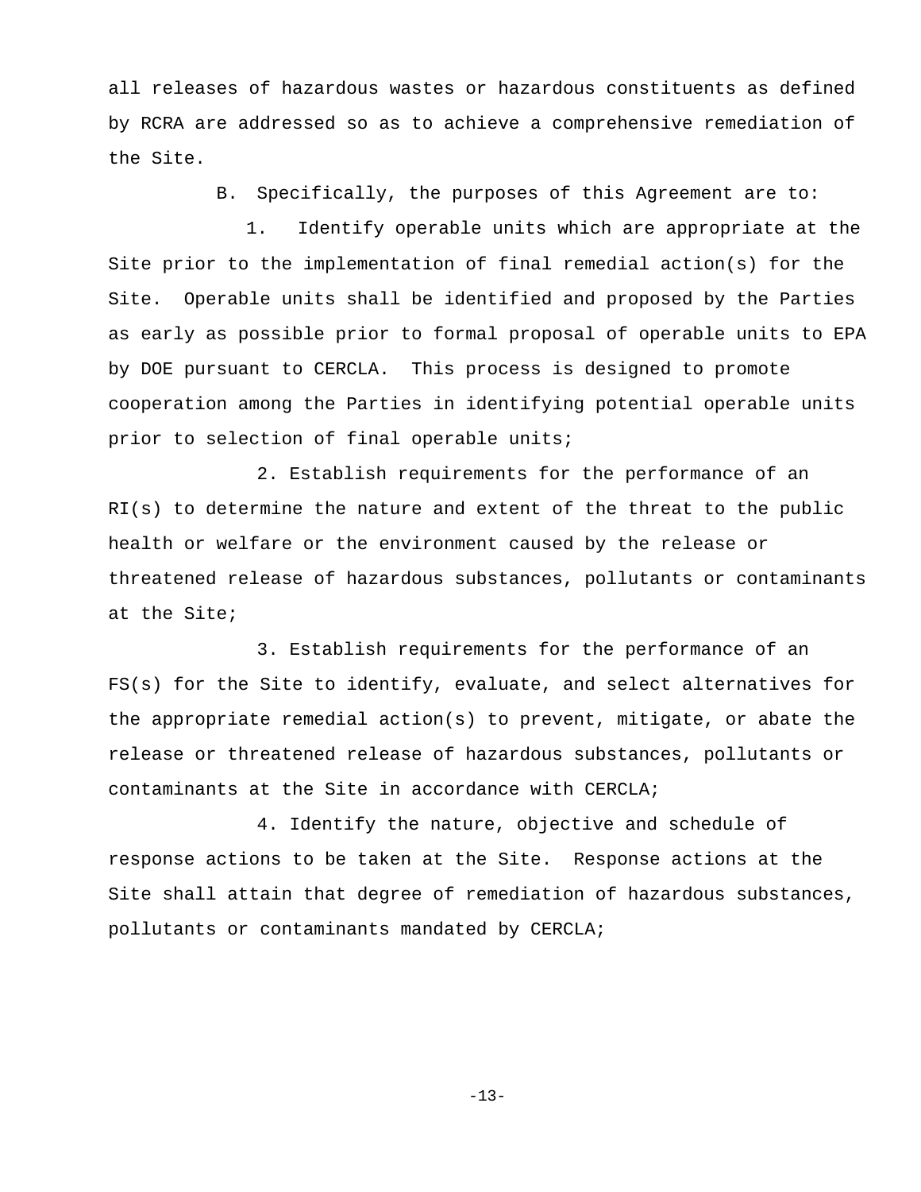all releases of hazardous wastes or hazardous constituents as defined by RCRA are addressed so as to achieve a comprehensive remediation of the Site.

B. Specifically, the purposes of this Agreement are to:

1. Identify operable units which are appropriate at the Site prior to the implementation of final remedial action(s) for the Site. Operable units shall be identified and proposed by the Parties as early as possible prior to formal proposal of operable units to EPA by DOE pursuant to CERCLA. This process is designed to promote cooperation among the Parties in identifying potential operable units prior to selection of final operable units;

2. Establish requirements for the performance of an RI(s) to determine the nature and extent of the threat to the public health or welfare or the environment caused by the release or threatened release of hazardous substances, pollutants or contaminants at the Site;

3. Establish requirements for the performance of an FS(s) for the Site to identify, evaluate, and select alternatives for the appropriate remedial action(s) to prevent, mitigate, or abate the release or threatened release of hazardous substances, pollutants or contaminants at the Site in accordance with CERCLA;

4. Identify the nature, objective and schedule of response actions to be taken at the Site. Response actions at the Site shall attain that degree of remediation of hazardous substances, pollutants or contaminants mandated by CERCLA;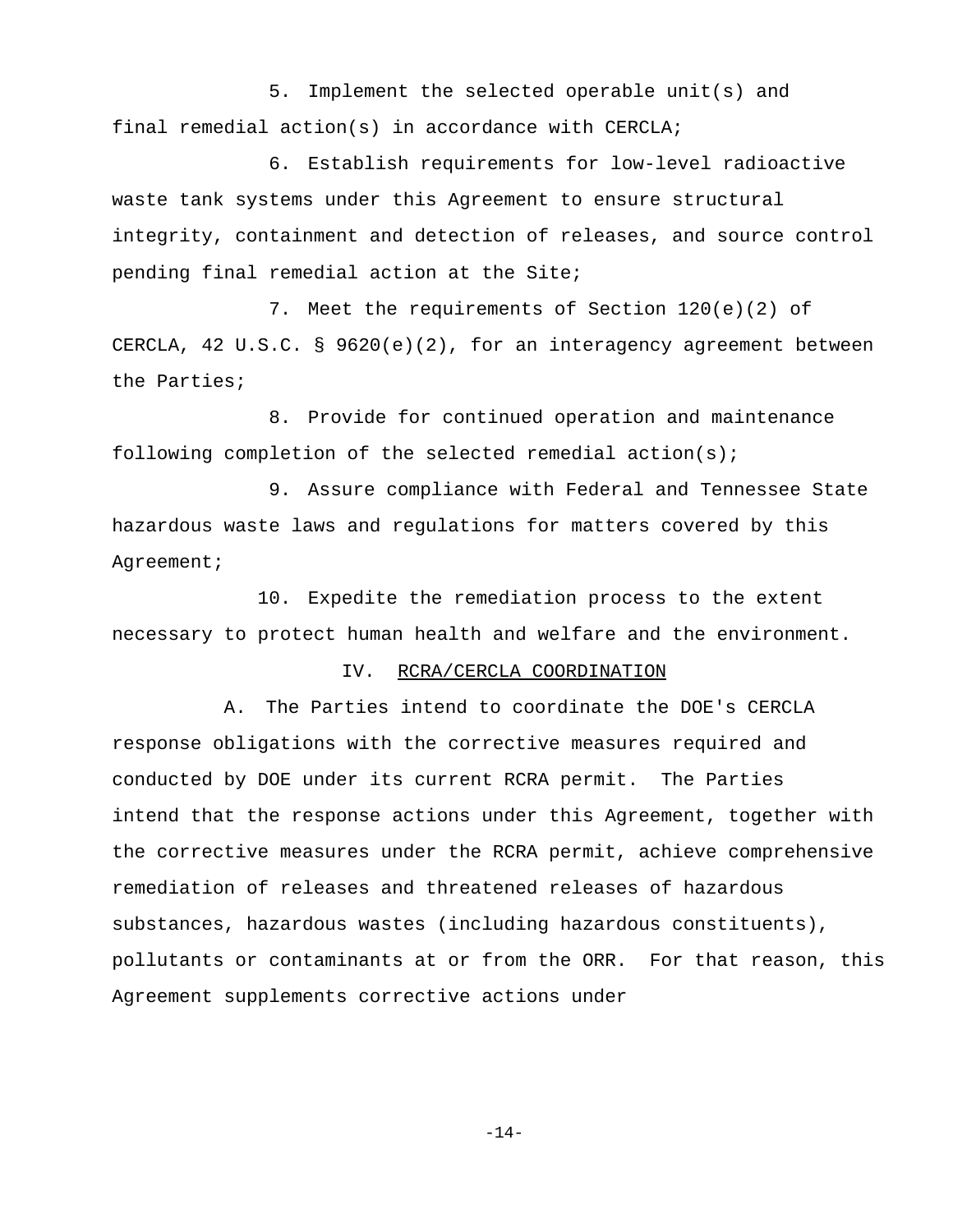5. Implement the selected operable unit(s) and final remedial action(s) in accordance with CERCLA;

6. Establish requirements for low-level radioactive waste tank systems under this Agreement to ensure structural integrity, containment and detection of releases, and source control pending final remedial action at the Site;

7. Meet the requirements of Section 120(e)(2) of CERCLA, 42 U.S.C. § 9620(e)(2), for an interagency agreement between the Parties;

8. Provide for continued operation and maintenance following completion of the selected remedial action(s);

9. Assure compliance with Federal and Tennessee State hazardous waste laws and regulations for matters covered by this Agreement;

10. Expedite the remediation process to the extent necessary to protect human health and welfare and the environment.

## IV. RCRA/CERCLA COORDINATION

A. The Parties intend to coordinate the DOE's CERCLA response obligations with the corrective measures required and conducted by DOE under its current RCRA permit. The Parties intend that the response actions under this Agreement, together with the corrective measures under the RCRA permit, achieve comprehensive remediation of releases and threatened releases of hazardous substances, hazardous wastes (including hazardous constituents), pollutants or contaminants at or from the ORR. For that reason, this Agreement supplements corrective actions under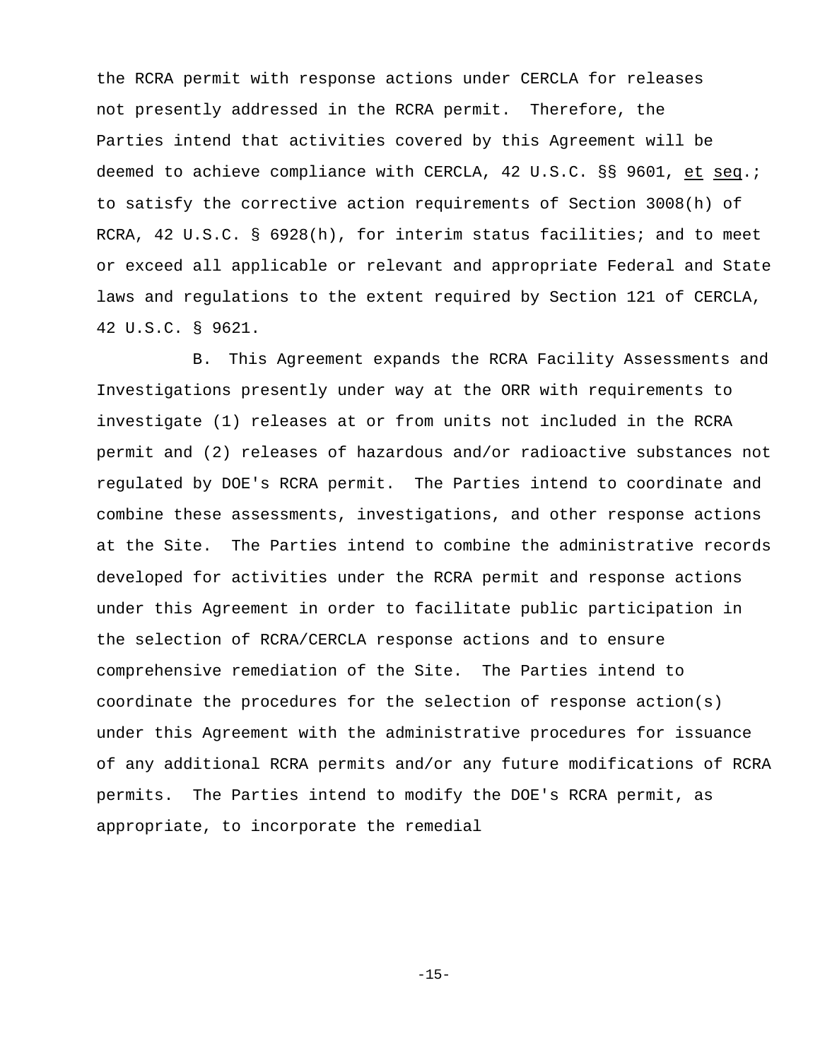the RCRA permit with response actions under CERCLA for releases not presently addressed in the RCRA permit. Therefore, the Parties intend that activities covered by this Agreement will be deemed to achieve compliance with CERCLA, 42 U.S.C. §§ 9601, et seq.; to satisfy the corrective action requirements of Section 3008(h) of RCRA, 42 U.S.C. § 6928(h), for interim status facilities; and to meet or exceed all applicable or relevant and appropriate Federal and State laws and regulations to the extent required by Section 121 of CERCLA, 42 U.S.C. § 9621.

B. This Agreement expands the RCRA Facility Assessments and Investigations presently under way at the ORR with requirements to investigate (1) releases at or from units not included in the RCRA permit and (2) releases of hazardous and/or radioactive substances not regulated by DOE's RCRA permit. The Parties intend to coordinate and combine these assessments, investigations, and other response actions at the Site. The Parties intend to combine the administrative records developed for activities under the RCRA permit and response actions under this Agreement in order to facilitate public participation in the selection of RCRA/CERCLA response actions and to ensure comprehensive remediation of the Site. The Parties intend to coordinate the procedures for the selection of response action(s) under this Agreement with the administrative procedures for issuance of any additional RCRA permits and/or any future modifications of RCRA permits. The Parties intend to modify the DOE's RCRA permit, as appropriate, to incorporate the remedial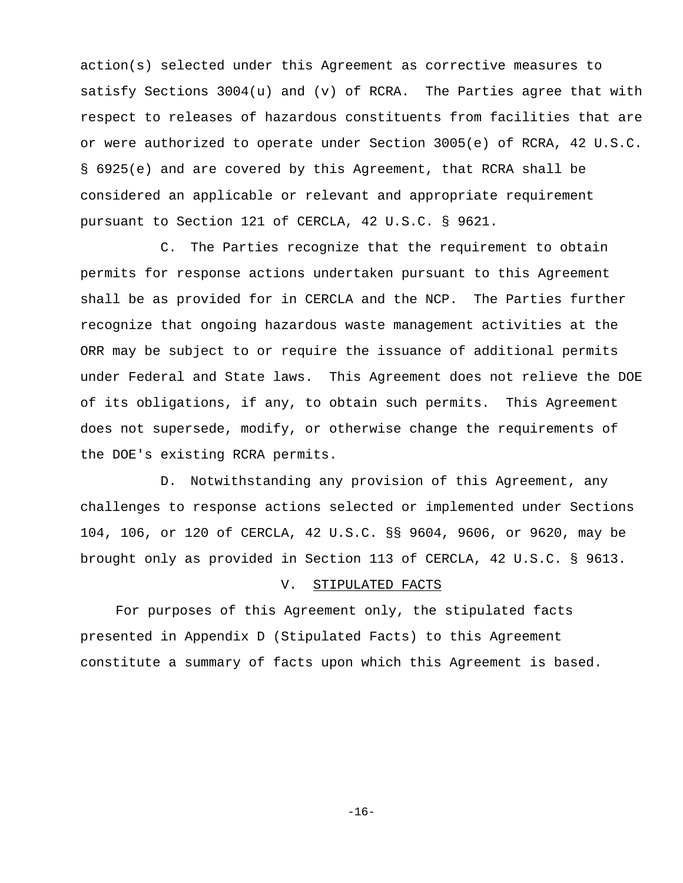action(s) selected under this Agreement as corrective measures to satisfy Sections 3004(u) and (v) of RCRA. The Parties agree that with respect to releases of hazardous constituents from facilities that are or were authorized to operate under Section 3005(e) of RCRA, 42 U.S.C. § 6925(e) and are covered by this Agreement, that RCRA shall be considered an applicable or relevant and appropriate requirement pursuant to Section 121 of CERCLA, 42 U.S.C. § 9621.

C. The Parties recognize that the requirement to obtain permits for response actions undertaken pursuant to this Agreement shall be as provided for in CERCLA and the NCP. The Parties further recognize that ongoing hazardous waste management activities at the ORR may be subject to or require the issuance of additional permits under Federal and State laws. This Agreement does not relieve the DOE of its obligations, if any, to obtain such permits. This Agreement does not supersede, modify, or otherwise change the requirements of the DOE's existing RCRA permits.

D. Notwithstanding any provision of this Agreement, any challenges to response actions selected or implemented under Sections 104, 106, or 120 of CERCLA, 42 U.S.C. §§ 9604, 9606, or 9620, may be brought only as provided in Section 113 of CERCLA, 42 U.S.C. § 9613.

## V. STIPULATED FACTS

For purposes of this Agreement only, the stipulated facts presented in Appendix D (Stipulated Facts) to this Agreement constitute a summary of facts upon which this Agreement is based.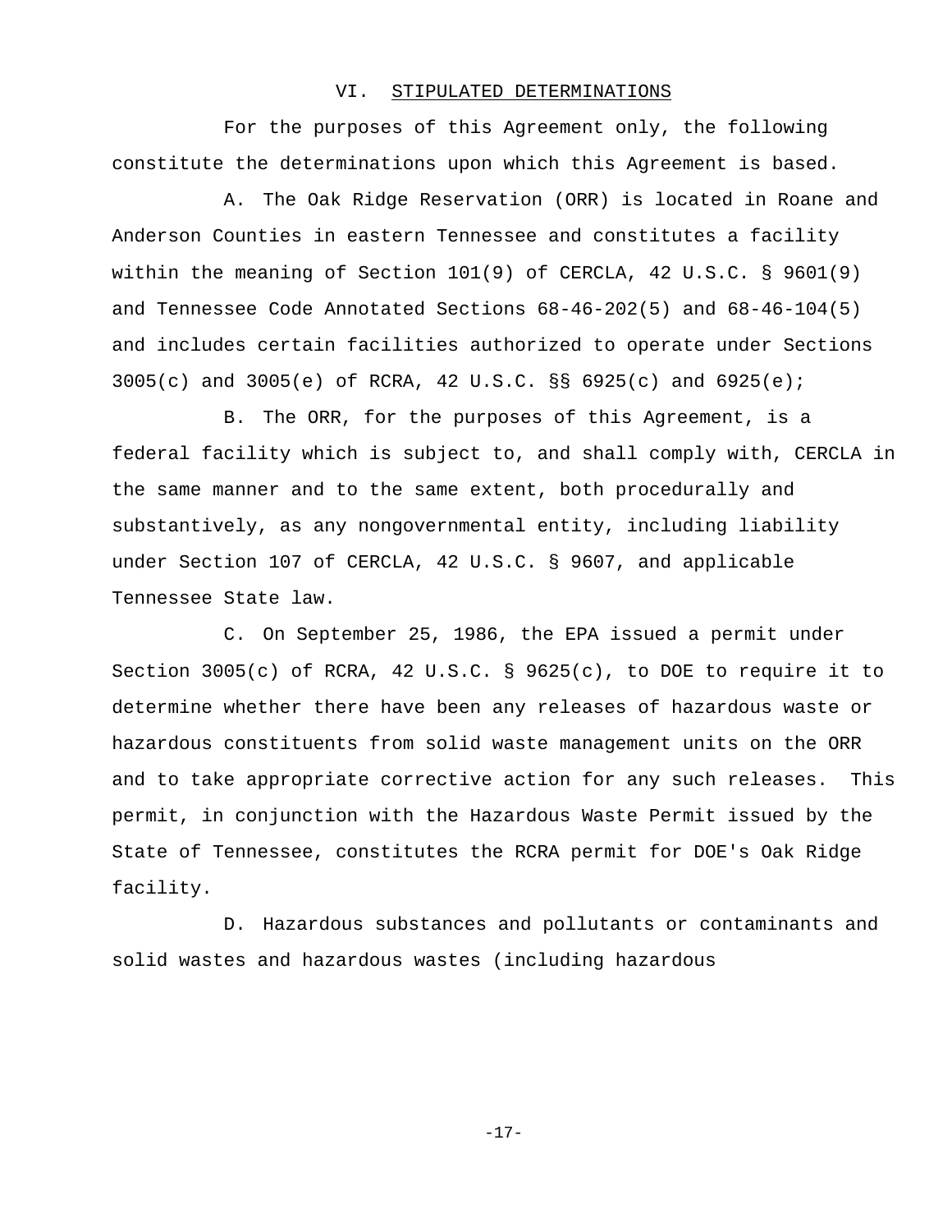## VI. <u>STIPULATED DETERMINATIONS</u>

For the purposes of this Agreement only, the following constitute the determinations upon which this Agreement is based.

A. The Oak Ridge Reservation (ORR) is located in Roane and Anderson Counties in eastern Tennessee and constitutes a facility within the meaning of Section 101(9) of CERCLA, 42 U.S.C. § 9601(9) and Tennessee Code Annotated Sections 68-46-202(5) and 68-46-104(5) and includes certain facilities authorized to operate under Sections 3005(c) and 3005(e) of RCRA, 42 U.S.C. §§ 6925(c) and 6925(e);

B. The ORR, for the purposes of this Agreement, is a federal facility which is subject to, and shall comply with, CERCLA in the same manner and to the same extent, both procedurally and substantively, as any nongovernmental entity, including liability under Section 107 of CERCLA, 42 U.S.C. § 9607, and applicable Tennessee State law.

C. On September 25, 1986, the EPA issued a permit under Section 3005(c) of RCRA, 42 U.S.C. § 9625(c), to DOE to require it to determine whether there have been any releases of hazardous waste or hazardous constituents from solid waste management units on the ORR and to take appropriate corrective action for any such releases. This permit, in conjunction with the Hazardous Waste Permit issued by the State of Tennessee, constitutes the RCRA permit for DOE's Oak Ridge facility.

D. Hazardous substances and pollutants or contaminants and solid wastes and hazardous wastes (including hazardous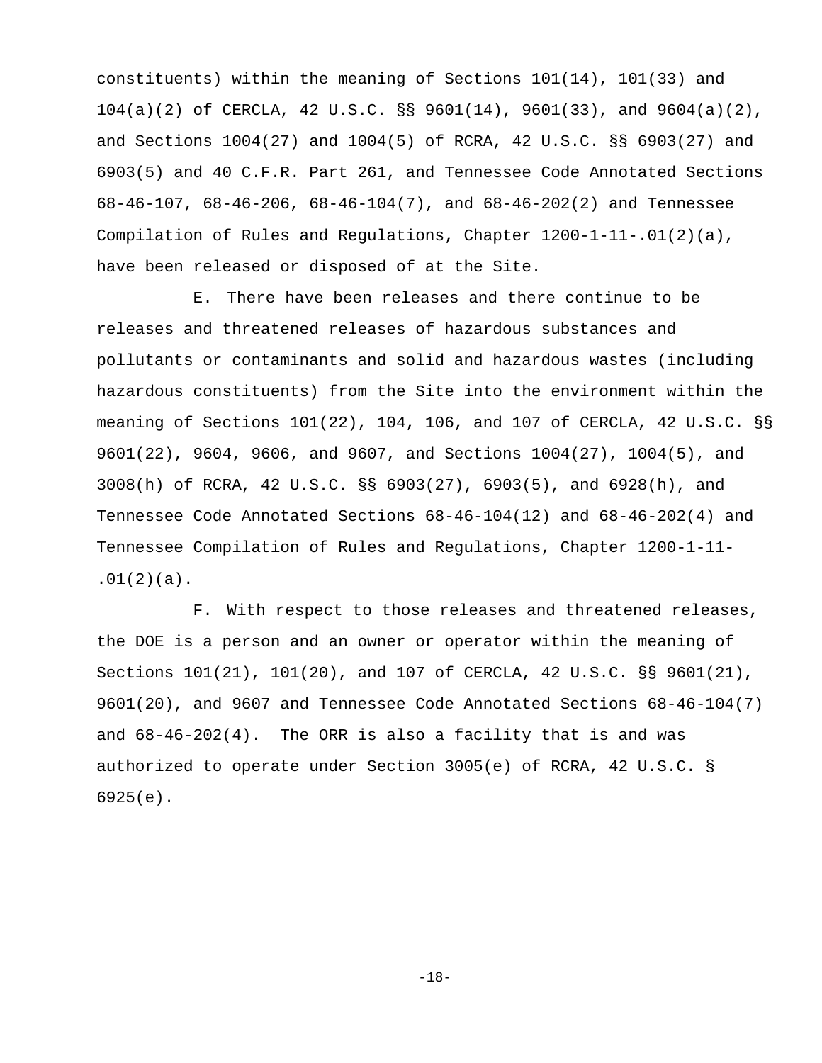constituents) within the meaning of Sections 101(14), 101(33) and 104(a)(2) of CERCLA, 42 U.S.C. §§ 9601(14), 9601(33), and 9604(a)(2), and Sections 1004(27) and 1004(5) of RCRA, 42 U.S.C. §§ 6903(27) and 6903(5) and 40 C.F.R. Part 261, and Tennessee Code Annotated Sections 68-46-107, 68-46-206, 68-46-104(7), and 68-46-202(2) and Tennessee Compilation of Rules and Regulations, Chapter 1200-1-11-.01(2)(a), have been released or disposed of at the Site.

E. There have been releases and there continue to be releases and threatened releases of hazardous substances and pollutants or contaminants and solid and hazardous wastes (including hazardous constituents) from the Site into the environment within the meaning of Sections 101(22), 104, 106, and 107 of CERCLA, 42 U.S.C. §§ 9601(22), 9604, 9606, and 9607, and Sections 1004(27), 1004(5), and 3008(h) of RCRA, 42 U.S.C. §§ 6903(27), 6903(5), and 6928(h), and Tennessee Code Annotated Sections 68-46-104(12) and 68-46-202(4) and Tennessee Compilation of Rules and Regulations, Chapter 1200-1-11-.01(2)(a).

F. With respect to those releases and threatened releases, the DOE is a person and an owner or operator within the meaning of Sections 101(21), 101(20), and 107 of CERCLA, 42 U.S.C. §§ 9601(21), 9601(20), and 9607 and Tennessee Code Annotated Sections 68-46-104(7) and 68-46-202(4). The ORR is also a facility that is and was authorized to operate under Section 3005(e) of RCRA, 42 U.S.C. § 6925(e).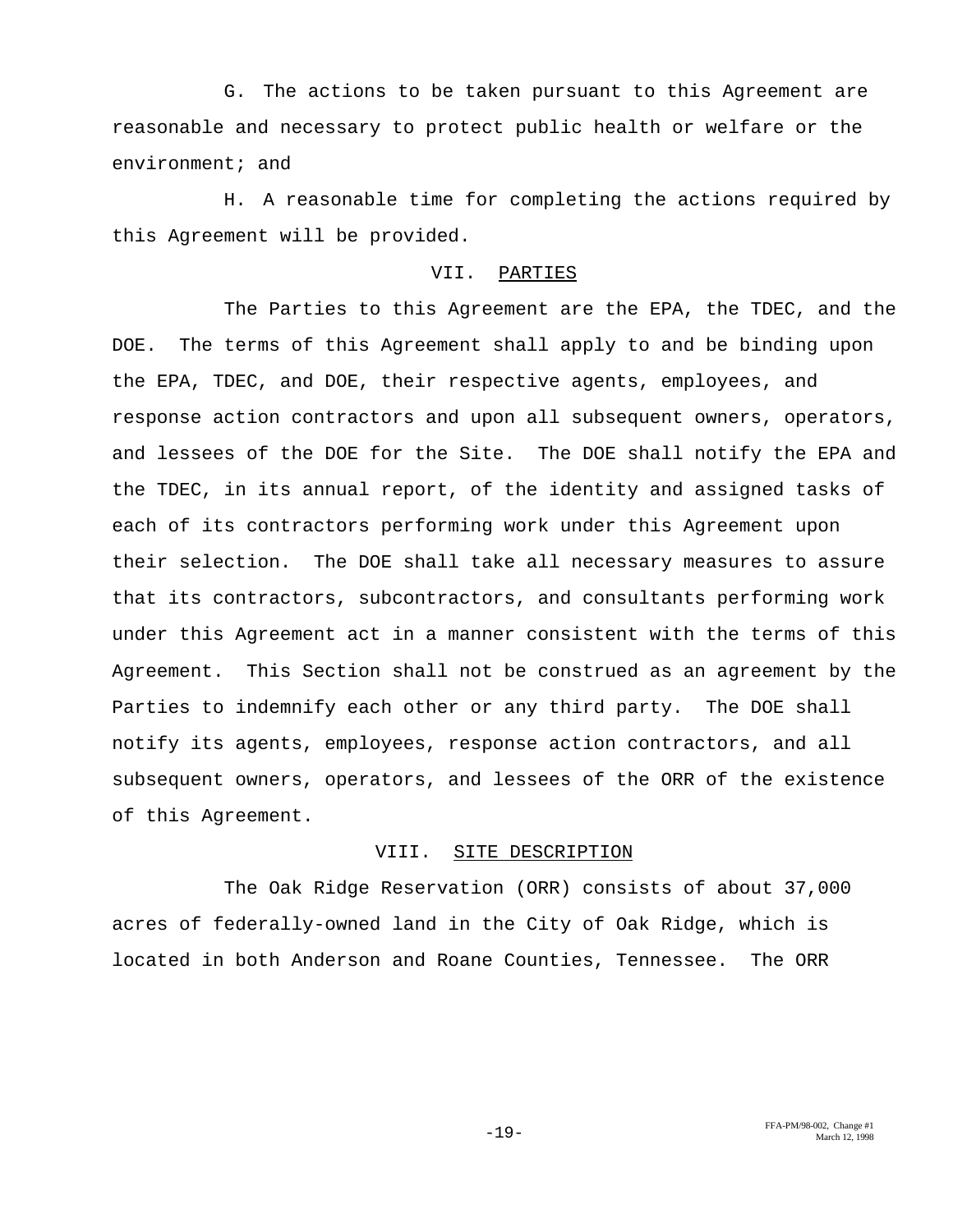G. The actions to be taken pursuant to this Agreement are reasonable and necessary to protect public health or welfare or the environment; and

H. A reasonable time for completing the actions required by this Agreement will be provided.

## VII. PARTIES

The Parties to this Agreement are the EPA, the TDEC, and the DOE. The terms of this Agreement shall apply to and be binding upon the EPA, TDEC, and DOE, their respective agents, employees, and response action contractors and upon all subsequent owners, operators, and lessees of the DOE for the Site. The DOE shall notify the EPA and the TDEC, in its annual report, of the identity and assigned tasks of each of its contractors performing work under this Agreement upon their selection. The DOE shall take all necessary measures to assure that its contractors, subcontractors, and consultants performing work under this Agreement act in a manner consistent with the terms of this Agreement. This Section shall not be construed as an agreement by the Parties to indemnify each other or any third party. The DOE shall notify its agents, employees, response action contractors, and all subsequent owners, operators, and lessees of the ORR of the existence of this Agreement.

## VIII. SITE DESCRIPTION

The Oak Ridge Reservation (ORR) consists of about 37,000 acres of federally-owned land in the City of Oak Ridge, which is located in both Anderson and Roane Counties, Tennessee. The ORR

FFA-PM/98-002, Change #1
March 12, 1998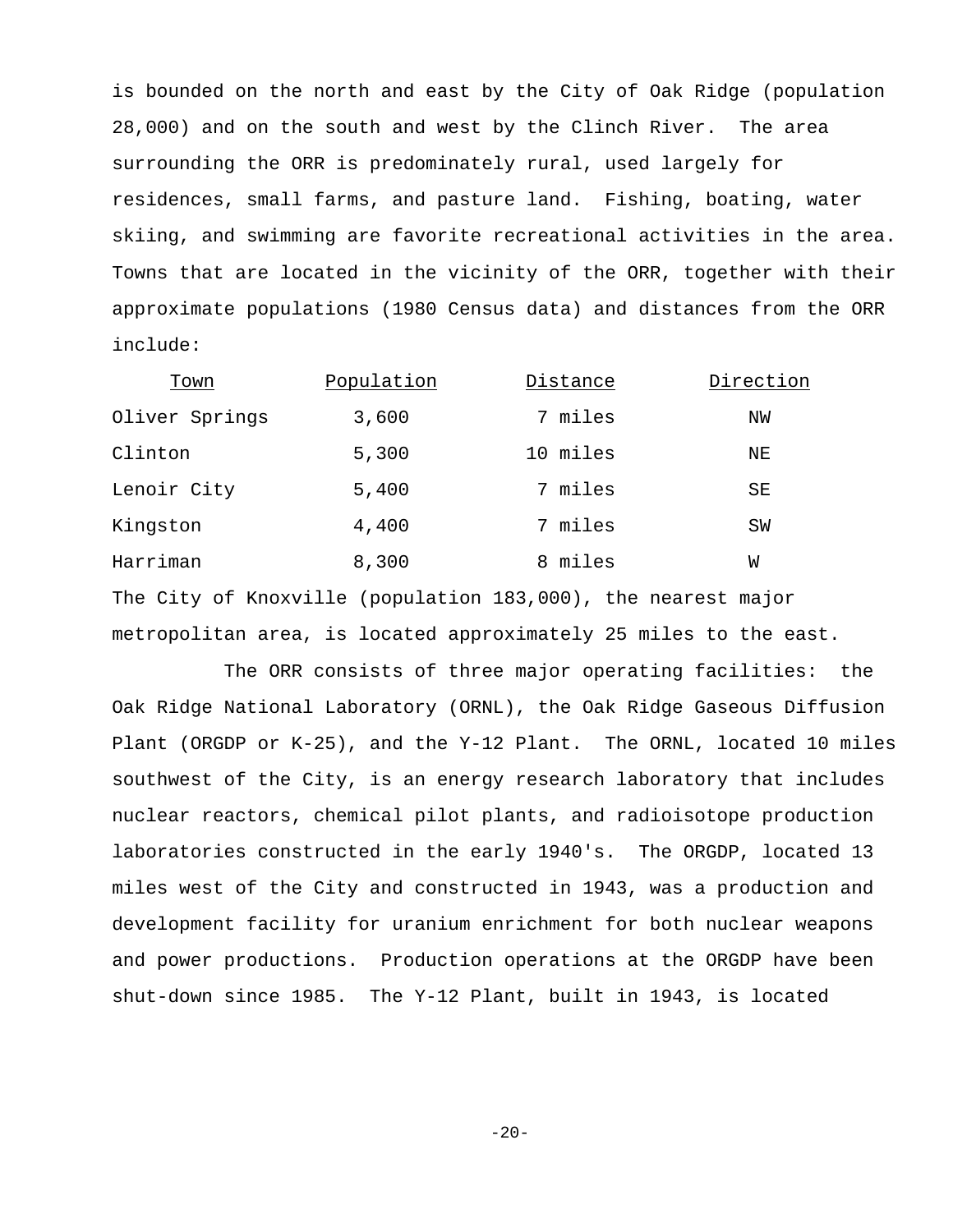is bounded on the north and east by the City of Oak Ridge (population 28,000) and on the south and west by the Clinch River. The area surrounding the ORR is predominately rural, used largely for residences, small farms, and pasture land. Fishing, boating, water skiing, and swimming are favorite recreational activities in the area. Towns that are located in the vicinity of the ORR, together with their approximate populations (1980 Census data) and distances from the ORR include:

| Town | Population | Distance | Direction |
|---|---|---|---|
| Oliver Springs | 3,600 | 7 miles | NW |
| Clinton | 5,300 | 10 miles | NE |
| Lenoir City | 5,400 | 7 miles | SE |
| Kingston | 4,400 | 7 miles | SW |
| Harriman | 8,300 | 8 miles | W |

The City of Knoxville (population 183,000), the nearest major metropolitan area, is located approximately 25 miles to the east.

The ORR consists of three major operating facilities: the Oak Ridge National Laboratory (ORNL), the Oak Ridge Gaseous Diffusion Plant (ORGDP or K-25), and the Y-12 Plant. The ORNL, located 10 miles southwest of the City, is an energy research laboratory that includes nuclear reactors, chemical pilot plants, and radioisotope production laboratories constructed in the early 1940's. The ORGDP, located 13 miles west of the City and constructed in 1943, was a production and development facility for uranium enrichment for both nuclear weapons and power productions. Production operations at the ORGDP have been shut-down since 1985. The Y-12 Plant, built in 1943, is located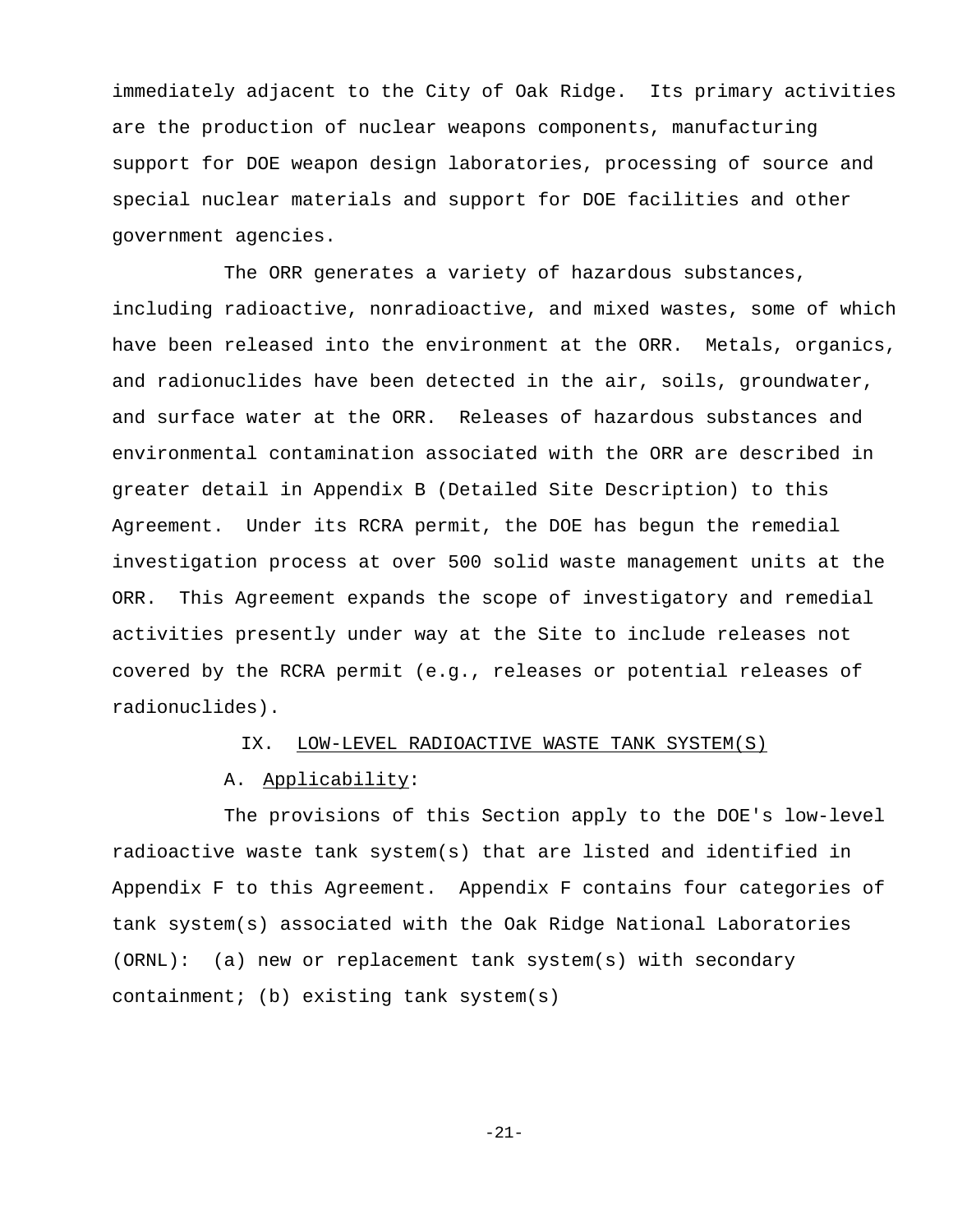immediately adjacent to the City of Oak Ridge. Its primary activities are the production of nuclear weapons components, manufacturing support for DOE weapon design laboratories, processing of source and special nuclear materials and support for DOE facilities and other government agencies.

The ORR generates a variety of hazardous substances, including radioactive, nonradioactive, and mixed wastes, some of which have been released into the environment at the ORR. Metals, organics, and radionuclides have been detected in the air, soils, groundwater, and surface water at the ORR. Releases of hazardous substances and environmental contamination associated with the ORR are described in greater detail in Appendix B (Detailed Site Description) to this Agreement. Under its RCRA permit, the DOE has begun the remedial investigation process at over 500 solid waste management units at the ORR. This Agreement expands the scope of investigatory and remedial activities presently under way at the Site to include releases not covered by the RCRA permit (e.g., releases or potential releases of radionuclides).

## IX. LOW-LEVEL RADIOACTIVE WASTE TANK SYSTEM(S)

### A. Applicability:

The provisions of this Section apply to the DOE's low-level radioactive waste tank system(s) that are listed and identified in Appendix F to this Agreement. Appendix F contains four categories of tank system(s) associated with the Oak Ridge National Laboratories (ORNL): (a) new or replacement tank system(s) with secondary containment; (b) existing tank system(s)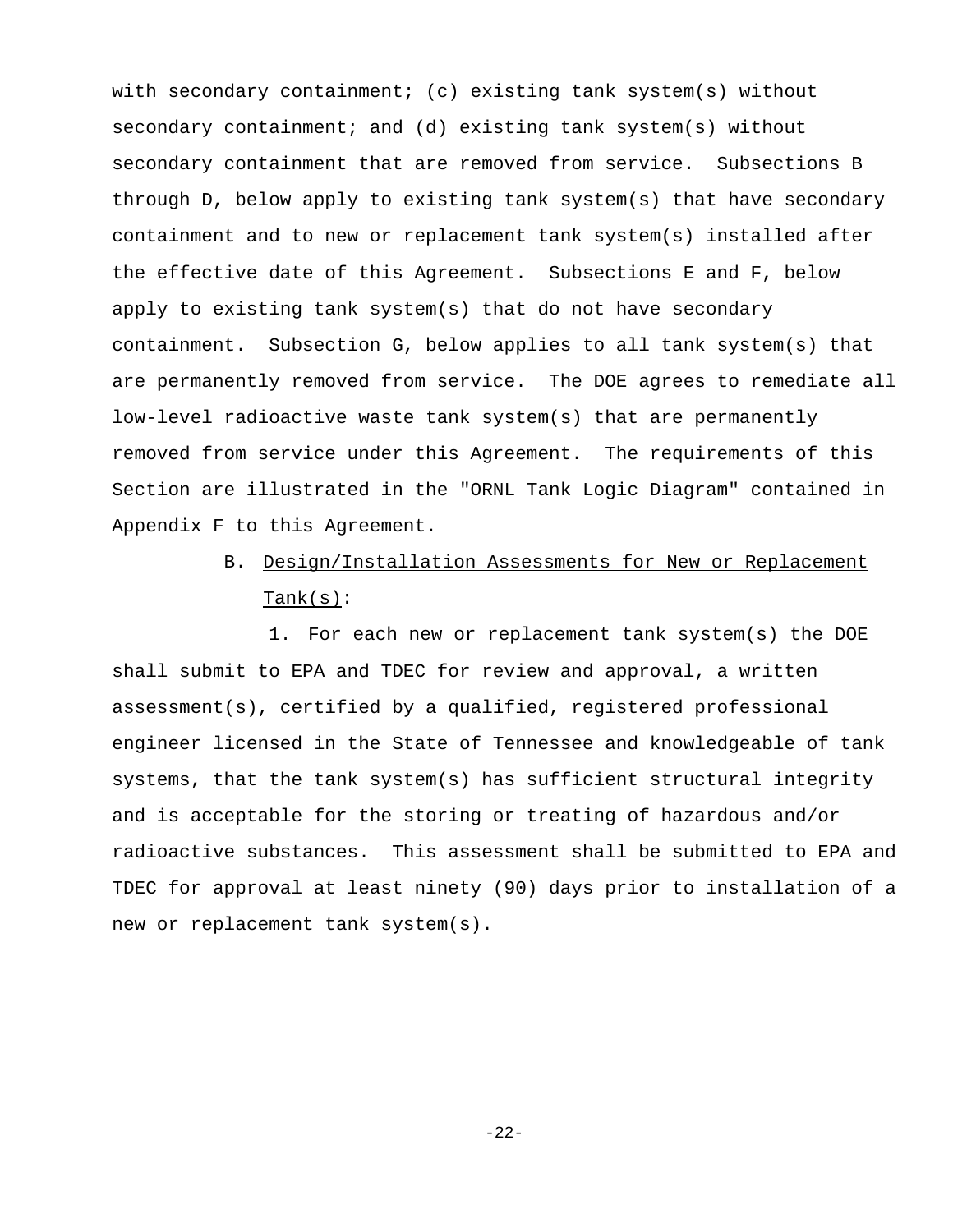with secondary containment; (c) existing tank system(s) without secondary containment; and (d) existing tank system(s) without secondary containment that are removed from service. Subsections B through D, below apply to existing tank system(s) that have secondary containment and to new or replacement tank system(s) installed after the effective date of this Agreement. Subsections E and F, below apply to existing tank system(s) that do not have secondary containment. Subsection G, below applies to all tank system(s) that are permanently removed from service. The DOE agrees to remediate all low-level radioactive waste tank system(s) that are permanently removed from service under this Agreement. The requirements of this Section are illustrated in the "ORNL Tank Logic Diagram" contained in Appendix F to this Agreement.

B. Design/Installation Assessments for New or Replacement Tank(s):

1. For each new or replacement tank system(s) the DOE shall submit to EPA and TDEC for review and approval, a written assessment(s), certified by a qualified, registered professional engineer licensed in the State of Tennessee and knowledgeable of tank systems, that the tank system(s) has sufficient structural integrity and is acceptable for the storing or treating of hazardous and/or radioactive substances. This assessment shall be submitted to EPA and TDEC for approval at least ninety (90) days prior to installation of a new or replacement tank system(s).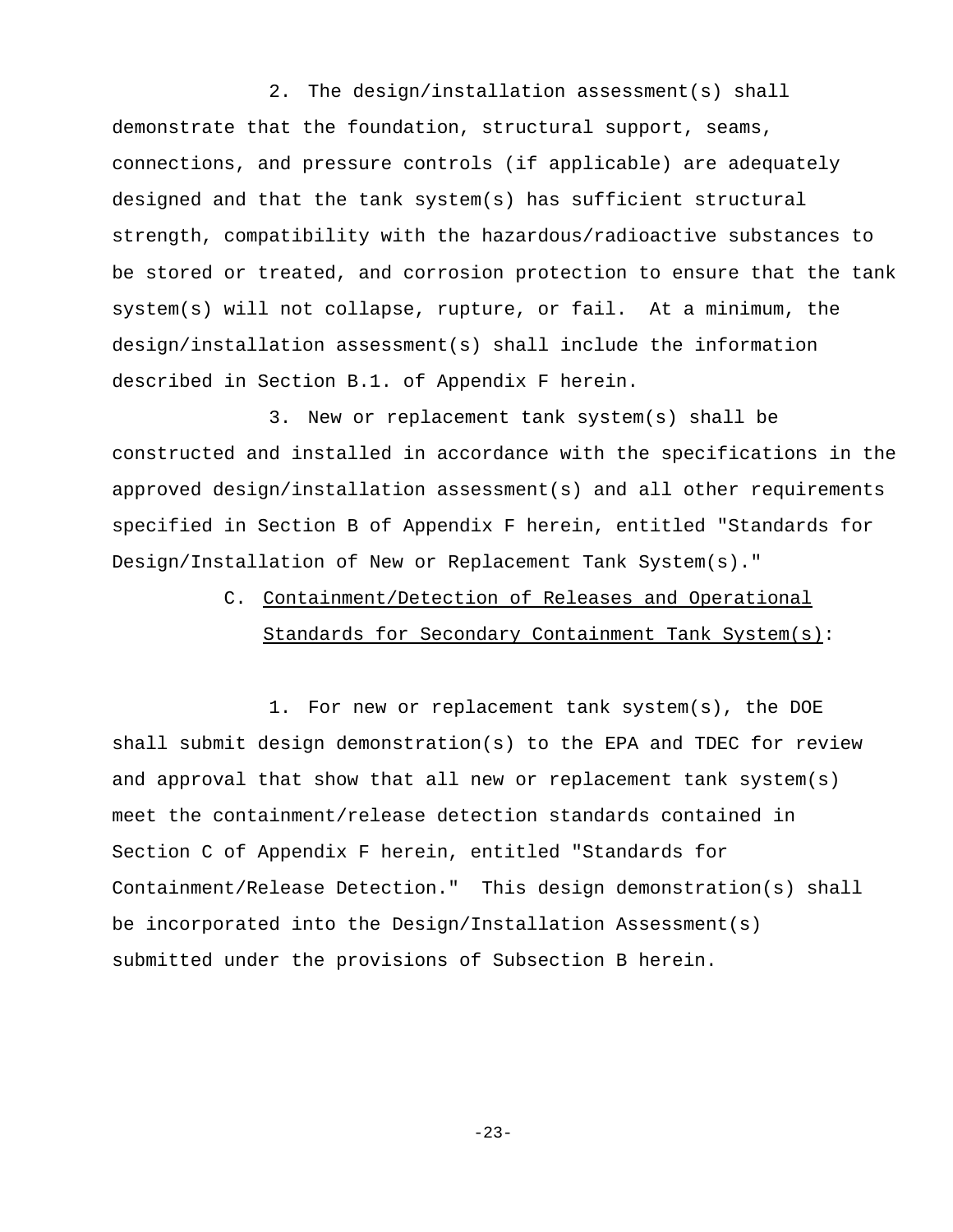2. The design/installation assessment(s) shall demonstrate that the foundation, structural support, seams, connections, and pressure controls (if applicable) are adequately designed and that the tank system(s) has sufficient structural strength, compatibility with the hazardous/radioactive substances to be stored or treated, and corrosion protection to ensure that the tank system(s) will not collapse, rupture, or fail. At a minimum, the design/installation assessment(s) shall include the information described in Section B.1. of Appendix F herein.

3. New or replacement tank system(s) shall be constructed and installed in accordance with the specifications in the approved design/installation assessment(s) and all other requirements specified in Section B of Appendix F herein, entitled "Standards for Design/Installation of New or Replacement Tank System(s)."

C. Containment/Detection of Releases and Operational Standards for Secondary Containment Tank System(s):

1. For new or replacement tank system(s), the DOE shall submit design demonstration(s) to the EPA and TDEC for review and approval that show that all new or replacement tank system(s) meet the containment/release detection standards contained in Section C of Appendix F herein, entitled "Standards for Containment/Release Detection." This design demonstration(s) shall be incorporated into the Design/Installation Assessment(s) submitted under the provisions of Subsection B herein.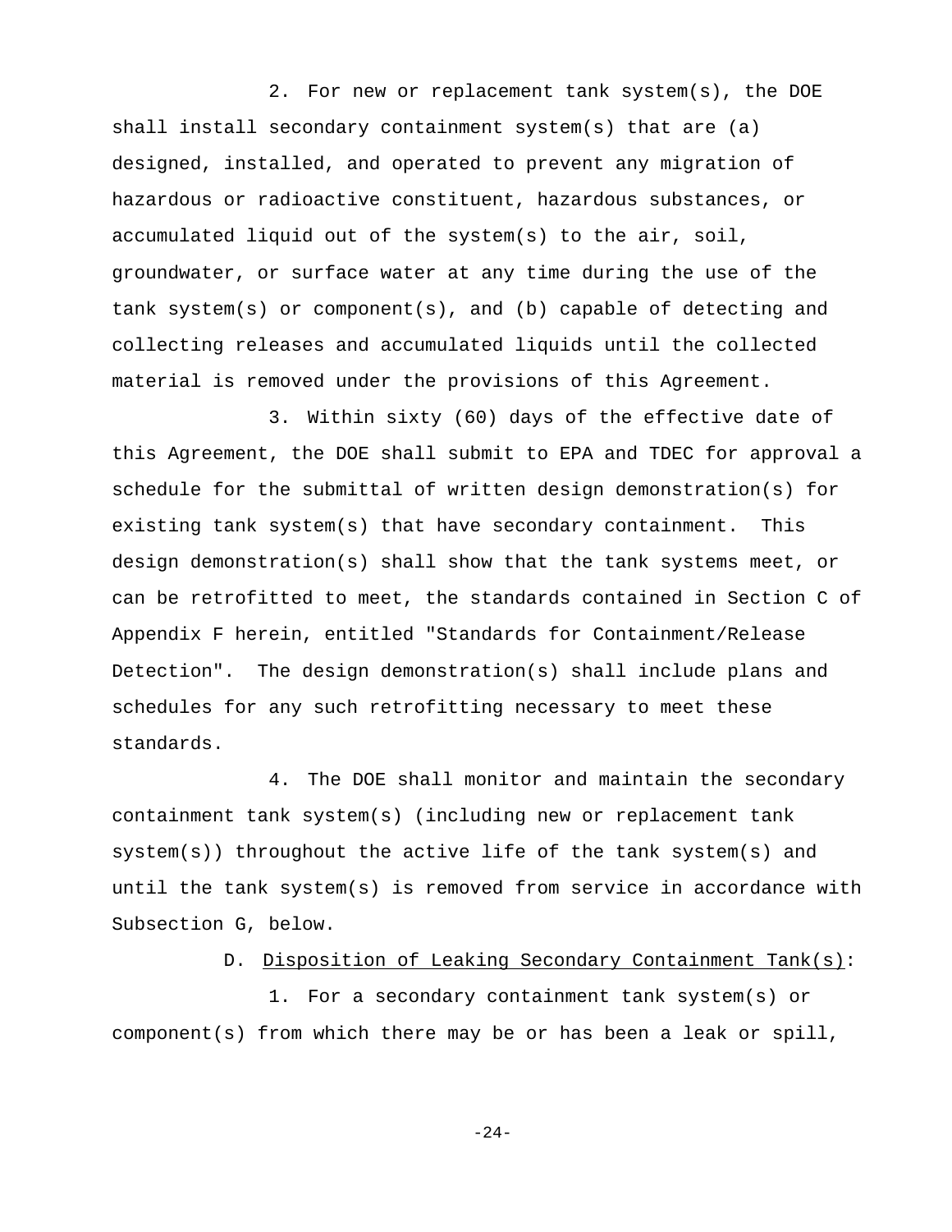2. For new or replacement tank system(s), the DOE shall install secondary containment system(s) that are (a) designed, installed, and operated to prevent any migration of hazardous or radioactive constituent, hazardous substances, or accumulated liquid out of the system(s) to the air, soil, groundwater, or surface water at any time during the use of the tank system(s) or component(s), and (b) capable of detecting and collecting releases and accumulated liquids until the collected material is removed under the provisions of this Agreement.

3. Within sixty (60) days of the effective date of this Agreement, the DOE shall submit to EPA and TDEC for approval a schedule for the submittal of written design demonstration(s) for existing tank system(s) that have secondary containment. This design demonstration(s) shall show that the tank systems meet, or can be retrofitted to meet, the standards contained in Section C of Appendix F herein, entitled "Standards for Containment/Release Detection". The design demonstration(s) shall include plans and schedules for any such retrofitting necessary to meet these standards.

4. The DOE shall monitor and maintain the secondary containment tank system(s) (including new or replacement tank system(s)) throughout the active life of the tank system(s) and until the tank system(s) is removed from service in accordance with Subsection G, below.

D. Disposition of Leaking Secondary Containment Tank(s):

1. For a secondary containment tank system(s) or component(s) from which there may be or has been a leak or spill,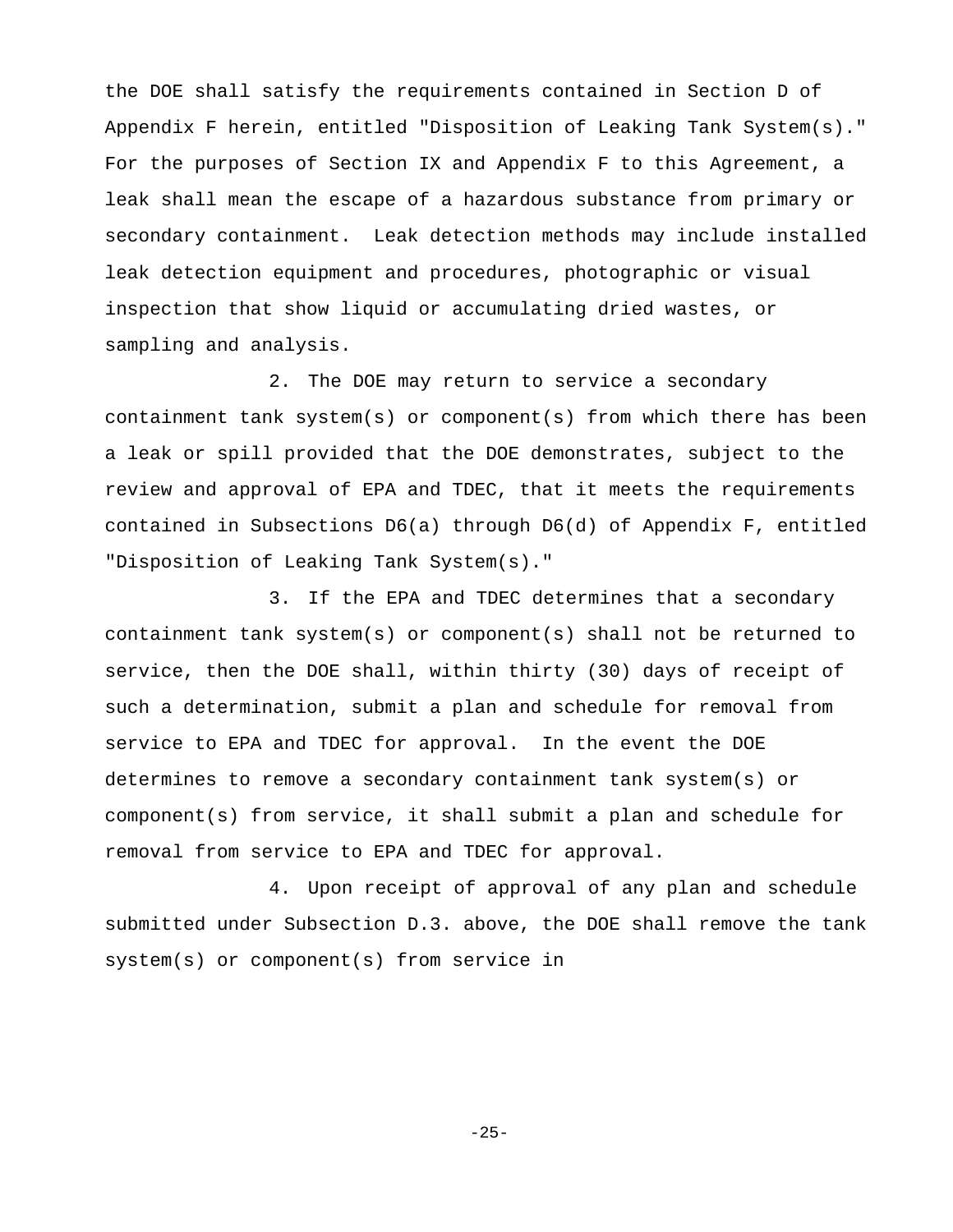the DOE shall satisfy the requirements contained in Section D of Appendix F herein, entitled "Disposition of Leaking Tank System(s)." For the purposes of Section IX and Appendix F to this Agreement, a leak shall mean the escape of a hazardous substance from primary or secondary containment. Leak detection methods may include installed leak detection equipment and procedures, photographic or visual inspection that show liquid or accumulating dried wastes, or sampling and analysis.

2. The DOE may return to service a secondary containment tank system(s) or component(s) from which there has been a leak or spill provided that the DOE demonstrates, subject to the review and approval of EPA and TDEC, that it meets the requirements contained in Subsections D6(a) through D6(d) of Appendix F, entitled "Disposition of Leaking Tank System(s)."

3. If the EPA and TDEC determines that a secondary containment tank system(s) or component(s) shall not be returned to service, then the DOE shall, within thirty (30) days of receipt of such a determination, submit a plan and schedule for removal from service to EPA and TDEC for approval. In the event the DOE determines to remove a secondary containment tank system(s) or component(s) from service, it shall submit a plan and schedule for removal from service to EPA and TDEC for approval.

4. Upon receipt of approval of any plan and schedule submitted under Subsection D.3. above, the DOE shall remove the tank system(s) or component(s) from service in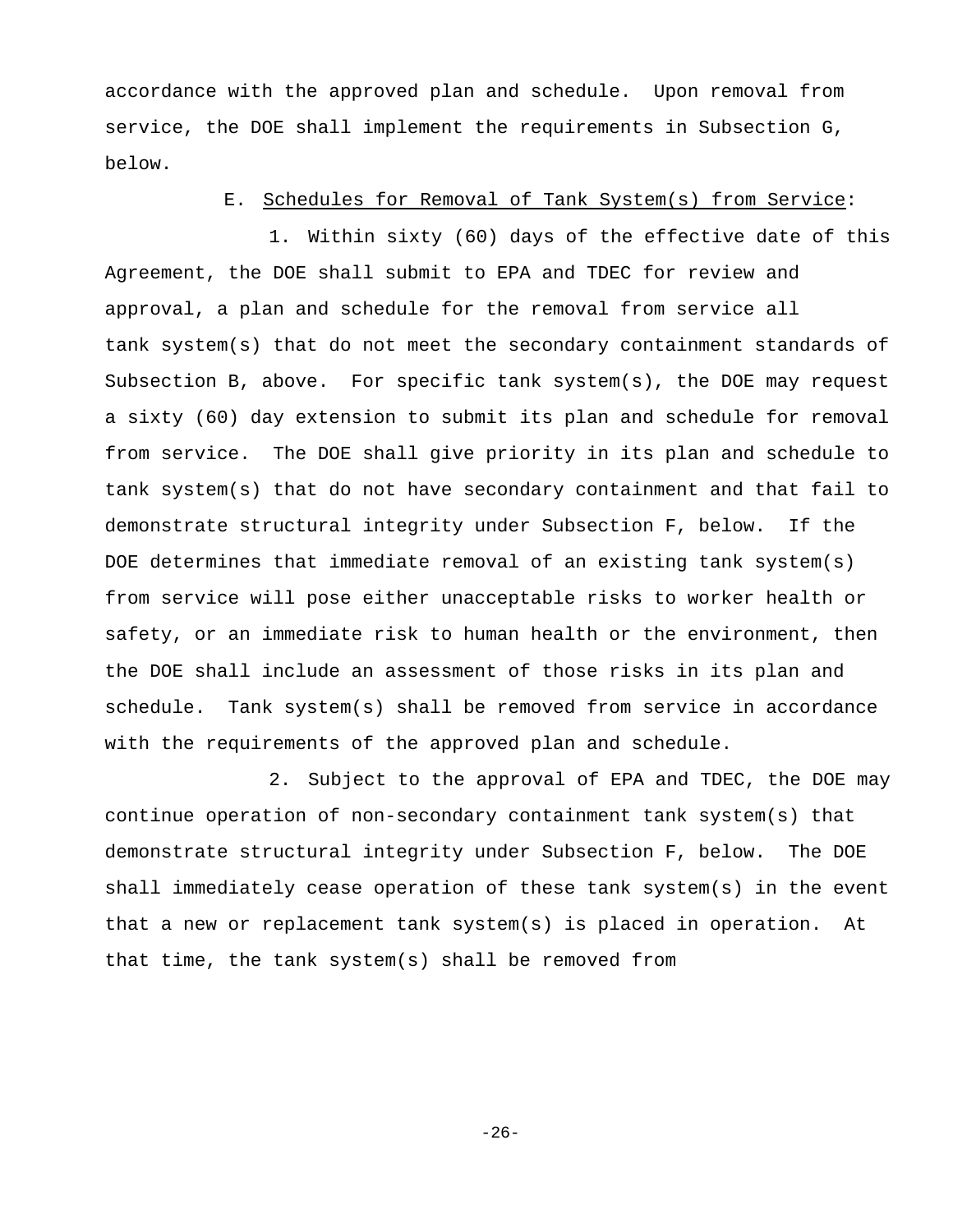accordance with the approved plan and schedule. Upon removal from service, the DOE shall implement the requirements in Subsection G, below.

E. Schedules for Removal of Tank System(s) from Service:

1. Within sixty (60) days of the effective date of this Agreement, the DOE shall submit to EPA and TDEC for review and approval, a plan and schedule for the removal from service all tank system(s) that do not meet the secondary containment standards of Subsection B, above. For specific tank system(s), the DOE may request a sixty (60) day extension to submit its plan and schedule for removal from service. The DOE shall give priority in its plan and schedule to tank system(s) that do not have secondary containment and that fail to demonstrate structural integrity under Subsection F, below. If the DOE determines that immediate removal of an existing tank system(s) from service will pose either unacceptable risks to worker health or safety, or an immediate risk to human health or the environment, then the DOE shall include an assessment of those risks in its plan and schedule. Tank system(s) shall be removed from service in accordance with the requirements of the approved plan and schedule.

2. Subject to the approval of EPA and TDEC, the DOE may continue operation of non-secondary containment tank system(s) that demonstrate structural integrity under Subsection F, below. The DOE shall immediately cease operation of these tank system(s) in the event that a new or replacement tank system(s) is placed in operation. At that time, the tank system(s) shall be removed from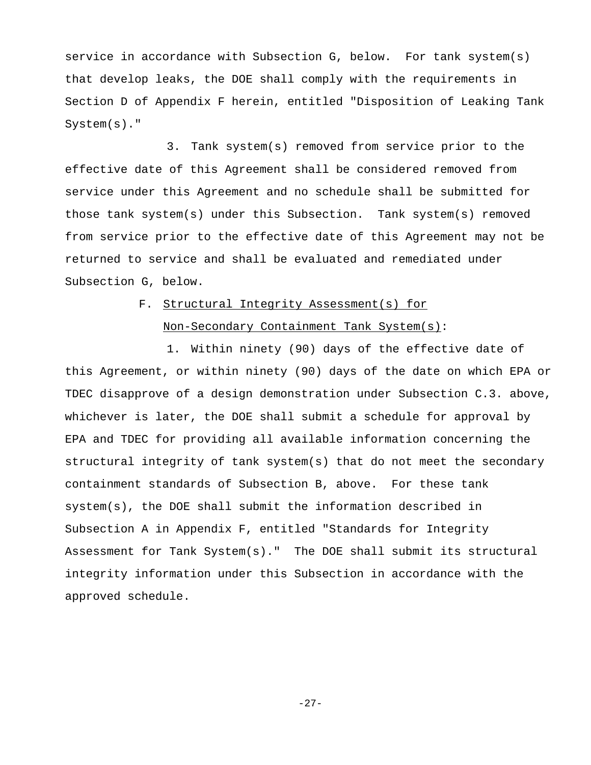service in accordance with Subsection G, below. For tank system(s) that develop leaks, the DOE shall comply with the requirements in Section D of Appendix F herein, entitled "Disposition of Leaking Tank System(s)."

3. Tank system(s) removed from service prior to the effective date of this Agreement shall be considered removed from service under this Agreement and no schedule shall be submitted for those tank system(s) under this Subsection. Tank system(s) removed from service prior to the effective date of this Agreement may not be returned to service and shall be evaluated and remediated under Subsection G, below.

F. Structural Integrity Assessment(s) for Non-Secondary Containment Tank System(s):

1. Within ninety (90) days of the effective date of this Agreement, or within ninety (90) days of the date on which EPA or TDEC disapprove of a design demonstration under Subsection C.3. above, whichever is later, the DOE shall submit a schedule for approval by EPA and TDEC for providing all available information concerning the structural integrity of tank system(s) that do not meet the secondary containment standards of Subsection B, above. For these tank system(s), the DOE shall submit the information described in Subsection A in Appendix F, entitled "Standards for Integrity Assessment for Tank System(s)." The DOE shall submit its structural integrity information under this Subsection in accordance with the approved schedule.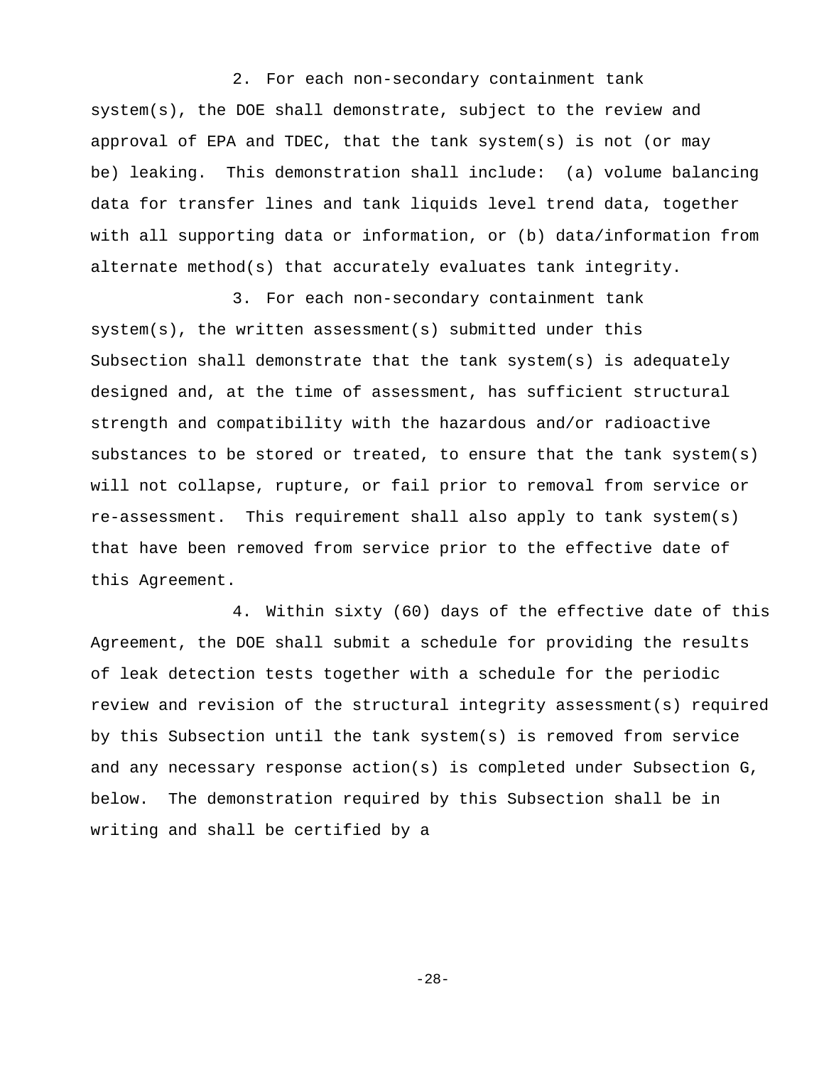2. For each non-secondary containment tank system(s), the DOE shall demonstrate, subject to the review and approval of EPA and TDEC, that the tank system(s) is not (or may be) leaking. This demonstration shall include: (a) volume balancing data for transfer lines and tank liquids level trend data, together with all supporting data or information, or (b) data/information from alternate method(s) that accurately evaluates tank integrity.

3. For each non-secondary containment tank system(s), the written assessment(s) submitted under this Subsection shall demonstrate that the tank system(s) is adequately designed and, at the time of assessment, has sufficient structural strength and compatibility with the hazardous and/or radioactive substances to be stored or treated, to ensure that the tank system(s) will not collapse, rupture, or fail prior to removal from service or re-assessment. This requirement shall also apply to tank system(s) that have been removed from service prior to the effective date of this Agreement.

4. Within sixty (60) days of the effective date of this Agreement, the DOE shall submit a schedule for providing the results of leak detection tests together with a schedule for the periodic review and revision of the structural integrity assessment(s) required by this Subsection until the tank system(s) is removed from service and any necessary response action(s) is completed under Subsection G, below. The demonstration required by this Subsection shall be in writing and shall be certified by a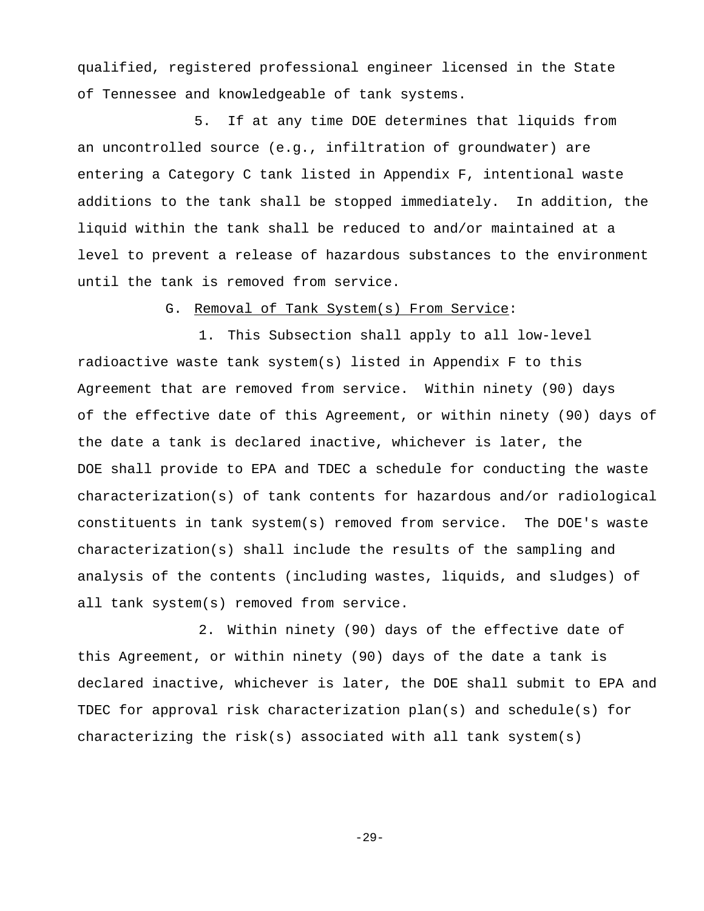qualified, registered professional engineer licensed in the State of Tennessee and knowledgeable of tank systems.

5. If at any time DOE determines that liquids from an uncontrolled source (e.g., infiltration of groundwater) are entering a Category C tank listed in Appendix F, intentional waste additions to the tank shall be stopped immediately. In addition, the liquid within the tank shall be reduced to and/or maintained at a level to prevent a release of hazardous substances to the environment until the tank is removed from service.

G. Removal of Tank System(s) From Service:

1. This Subsection shall apply to all low-level radioactive waste tank system(s) listed in Appendix F to this Agreement that are removed from service. Within ninety (90) days of the effective date of this Agreement, or within ninety (90) days of the date a tank is declared inactive, whichever is later, the DOE shall provide to EPA and TDEC a schedule for conducting the waste characterization(s) of tank contents for hazardous and/or radiological constituents in tank system(s) removed from service. The DOE's waste characterization(s) shall include the results of the sampling and analysis of the contents (including wastes, liquids, and sludges) of all tank system(s) removed from service.

2. Within ninety (90) days of the effective date of this Agreement, or within ninety (90) days of the date a tank is declared inactive, whichever is later, the DOE shall submit to EPA and TDEC for approval risk characterization plan(s) and schedule(s) for characterizing the risk(s) associated with all tank system(s)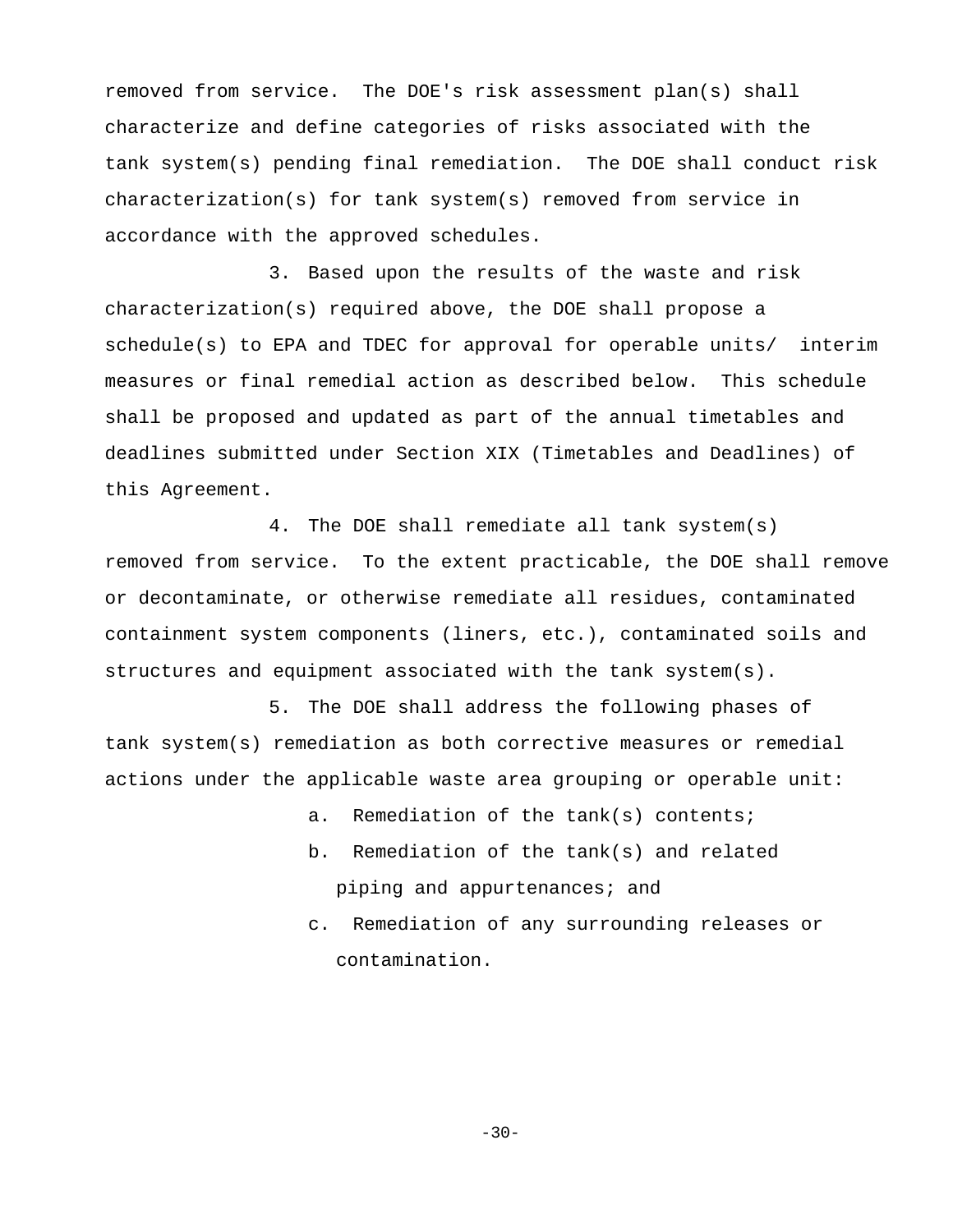removed from service. The DOE's risk assessment plan(s) shall characterize and define categories of risks associated with the tank system(s) pending final remediation. The DOE shall conduct risk characterization(s) for tank system(s) removed from service in accordance with the approved schedules.

3. Based upon the results of the waste and risk characterization(s) required above, the DOE shall propose a schedule(s) to EPA and TDEC for approval for operable units/ interim measures or final remedial action as described below. This schedule shall be proposed and updated as part of the annual timetables and deadlines submitted under Section XIX (Timetables and Deadlines) of this Agreement.

4. The DOE shall remediate all tank system(s) removed from service. To the extent practicable, the DOE shall remove or decontaminate, or otherwise remediate all residues, contaminated containment system components (liners, etc.), contaminated soils and structures and equipment associated with the tank system(s).

5. The DOE shall address the following phases of tank system(s) remediation as both corrective measures or remedial actions under the applicable waste area grouping or operable unit:

a. Remediation of the tank(s) contents;

b. Remediation of the tank(s) and related piping and appurtenances; and

c. Remediation of any surrounding releases or contamination.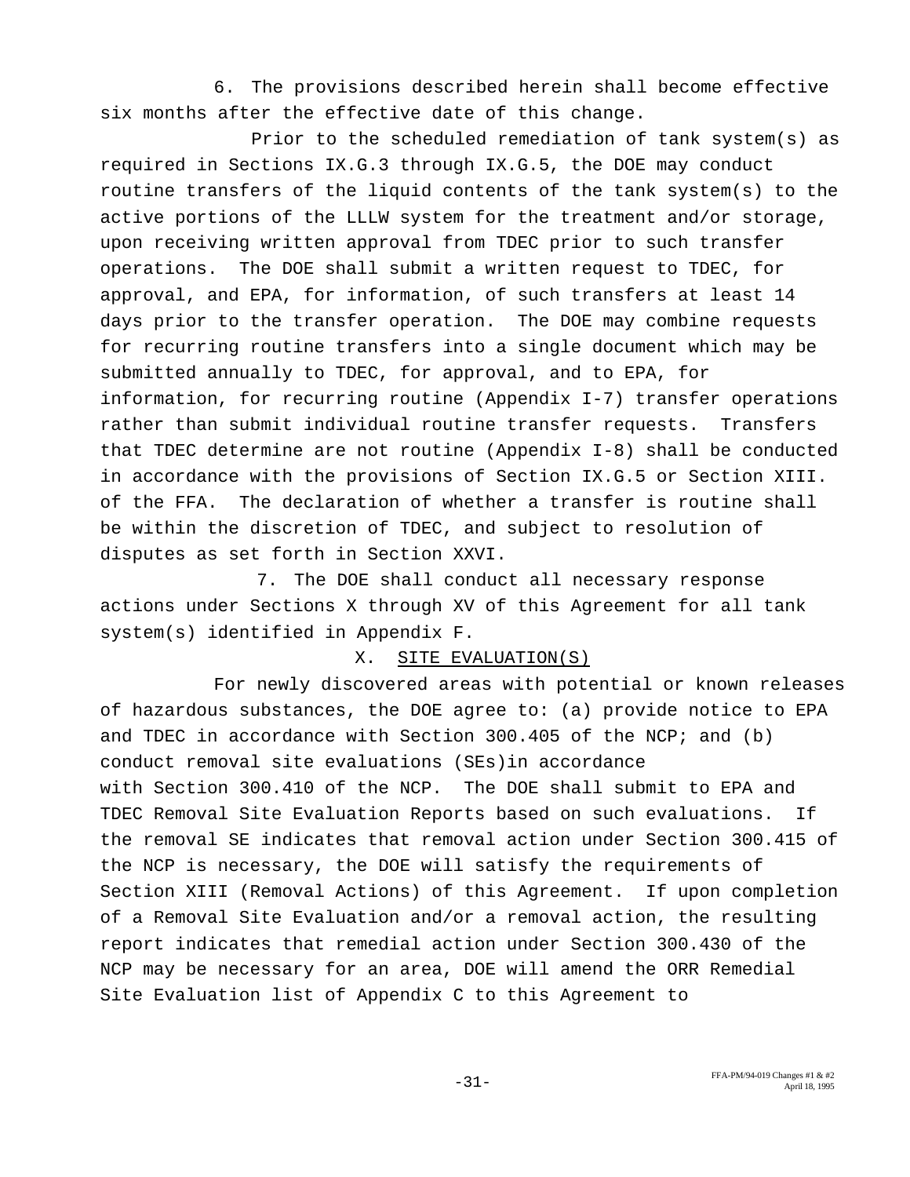6. The provisions described herein shall become effective six months after the effective date of this change.

Prior to the scheduled remediation of tank system(s) as required in Sections IX.G.3 through IX.G.5, the DOE may conduct routine transfers of the liquid contents of the tank system(s) to the active portions of the LLLW system for the treatment and/or storage, upon receiving written approval from TDEC prior to such transfer operations. The DOE shall submit a written request to TDEC, for approval, and EPA, for information, of such transfers at least 14 days prior to the transfer operation. The DOE may combine requests for recurring routine transfers into a single document which may be submitted annually to TDEC, for approval, and to EPA, for information, for recurring routine (Appendix I-7) transfer operations rather than submit individual routine transfer requests. Transfers that TDEC determine are not routine (Appendix I-8) shall be conducted in accordance with the provisions of Section IX.G.5 or Section XIII. of the FFA. The declaration of whether a transfer is routine shall be within the discretion of TDEC, and subject to resolution of disputes as set forth in Section XXVI.

7. The DOE shall conduct all necessary response actions under Sections X through XV of this Agreement for all tank system(s) identified in Appendix F.

## X. SITE EVALUATION(S)

For newly discovered areas with potential or known releases of hazardous substances, the DOE agree to: (a) provide notice to EPA and TDEC in accordance with Section 300.405 of the NCP; and (b) conduct removal site evaluations (SEs)in accordance with Section 300.410 of the NCP. The DOE shall submit to EPA and TDEC Removal Site Evaluation Reports based on such evaluations. If the removal SE indicates that removal action under Section 300.415 of the NCP is necessary, the DOE will satisfy the requirements of Section XIII (Removal Actions) of this Agreement. If upon completion of a Removal Site Evaluation and/or a removal action, the resulting report indicates that remedial action under Section 300.430 of the NCP may be necessary for an area, DOE will amend the ORR Remedial Site Evaluation list of Appendix C to this Agreement to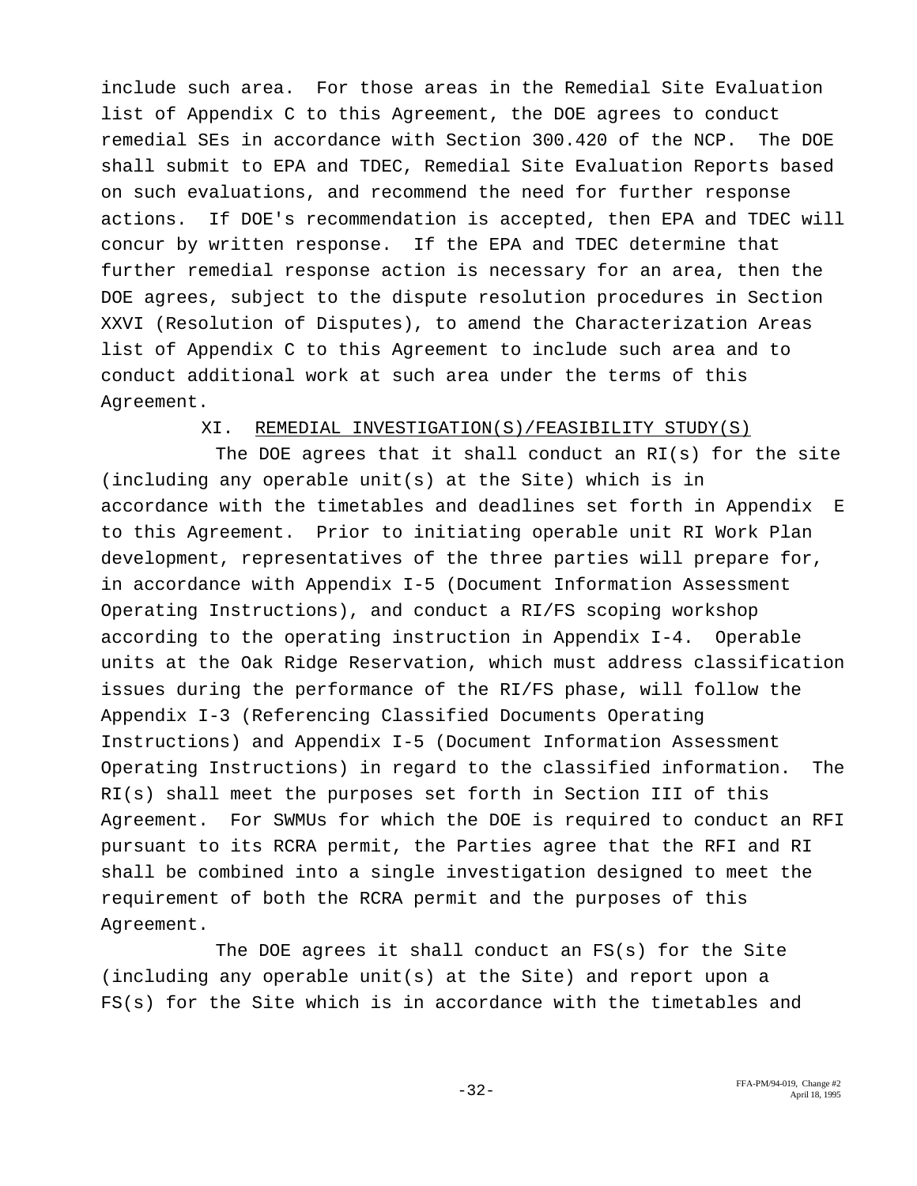include such area. For those areas in the Remedial Site Evaluation list of Appendix C to this Agreement, the DOE agrees to conduct remedial SEs in accordance with Section 300.420 of the NCP. The DOE shall submit to EPA and TDEC, Remedial Site Evaluation Reports based on such evaluations, and recommend the need for further response actions. If DOE's recommendation is accepted, then EPA and TDEC will concur by written response. If the EPA and TDEC determine that further remedial response action is necessary for an area, then the DOE agrees, subject to the dispute resolution procedures in Section XXVI (Resolution of Disputes), to amend the Characterization Areas list of Appendix C to this Agreement to include such area and to conduct additional work at such area under the terms of this Agreement.

## XI. REMEDIAL INVESTIGATION(S)/FEASIBILITY STUDY(S)

The DOE agrees that it shall conduct an RI(s) for the site (including any operable unit(s) at the Site) which is in accordance with the timetables and deadlines set forth in Appendix E to this Agreement. Prior to initiating operable unit RI Work Plan development, representatives of the three parties will prepare for, in accordance with Appendix I-5 (Document Information Assessment Operating Instructions), and conduct a RI/FS scoping workshop according to the operating instruction in Appendix I-4. Operable units at the Oak Ridge Reservation, which must address classification issues during the performance of the RI/FS phase, will follow the Appendix I-3 (Referencing Classified Documents Operating Instructions) and Appendix I-5 (Document Information Assessment Operating Instructions) in regard to the classified information. The RI(s) shall meet the purposes set forth in Section III of this Agreement. For SWMUs for which the DOE is required to conduct an RFI pursuant to its RCRA permit, the Parties agree that the RFI and RI shall be combined into a single investigation designed to meet the requirement of both the RCRA permit and the purposes of this Agreement.

The DOE agrees it shall conduct an FS(s) for the Site (including any operable unit(s) at the Site) and report upon a FS(s) for the Site which is in accordance with the timetables and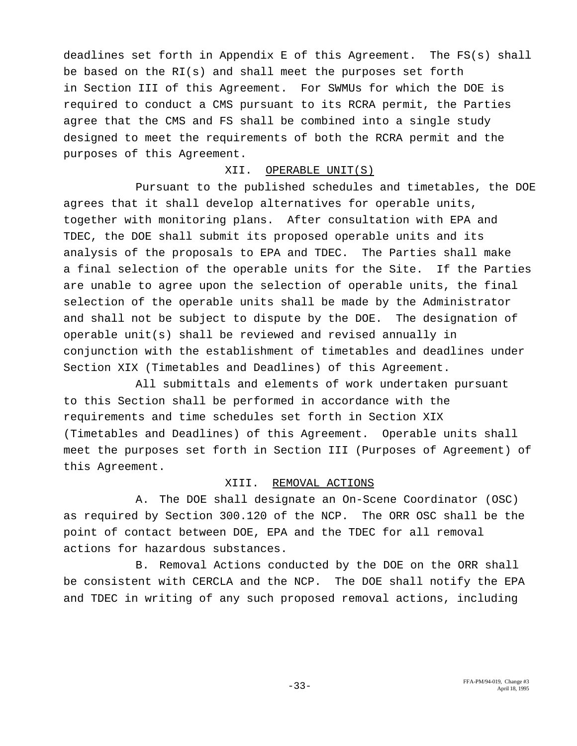deadlines set forth in Appendix E of this Agreement. The FS(s) shall be based on the RI(s) and shall meet the purposes set forth in Section III of this Agreement. For SWMUs for which the DOE is required to conduct a CMS pursuant to its RCRA permit, the Parties agree that the CMS and FS shall be combined into a single study designed to meet the requirements of both the RCRA permit and the purposes of this Agreement.

## XII. OPERABLE UNIT(S)

Pursuant to the published schedules and timetables, the DOE agrees that it shall develop alternatives for operable units, together with monitoring plans. After consultation with EPA and TDEC, the DOE shall submit its proposed operable units and its analysis of the proposals to EPA and TDEC. The Parties shall make a final selection of the operable units for the Site. If the Parties are unable to agree upon the selection of operable units, the final selection of the operable units shall be made by the Administrator and shall not be subject to dispute by the DOE. The designation of operable unit(s) shall be reviewed and revised annually in conjunction with the establishment of timetables and deadlines under Section XIX (Timetables and Deadlines) of this Agreement.

All submittals and elements of work undertaken pursuant to this Section shall be performed in accordance with the requirements and time schedules set forth in Section XIX (Timetables and Deadlines) of this Agreement. Operable units shall meet the purposes set forth in Section III (Purposes of Agreement) of this Agreement.

## XIII. REMOVAL ACTIONS

A. The DOE shall designate an On-Scene Coordinator (OSC) as required by Section 300.120 of the NCP. The ORR OSC shall be the point of contact between DOE, EPA and the TDEC for all removal actions for hazardous substances.

B. Removal Actions conducted by the DOE on the ORR shall be consistent with CERCLA and the NCP. The DOE shall notify the EPA and TDEC in writing of any such proposed removal actions, including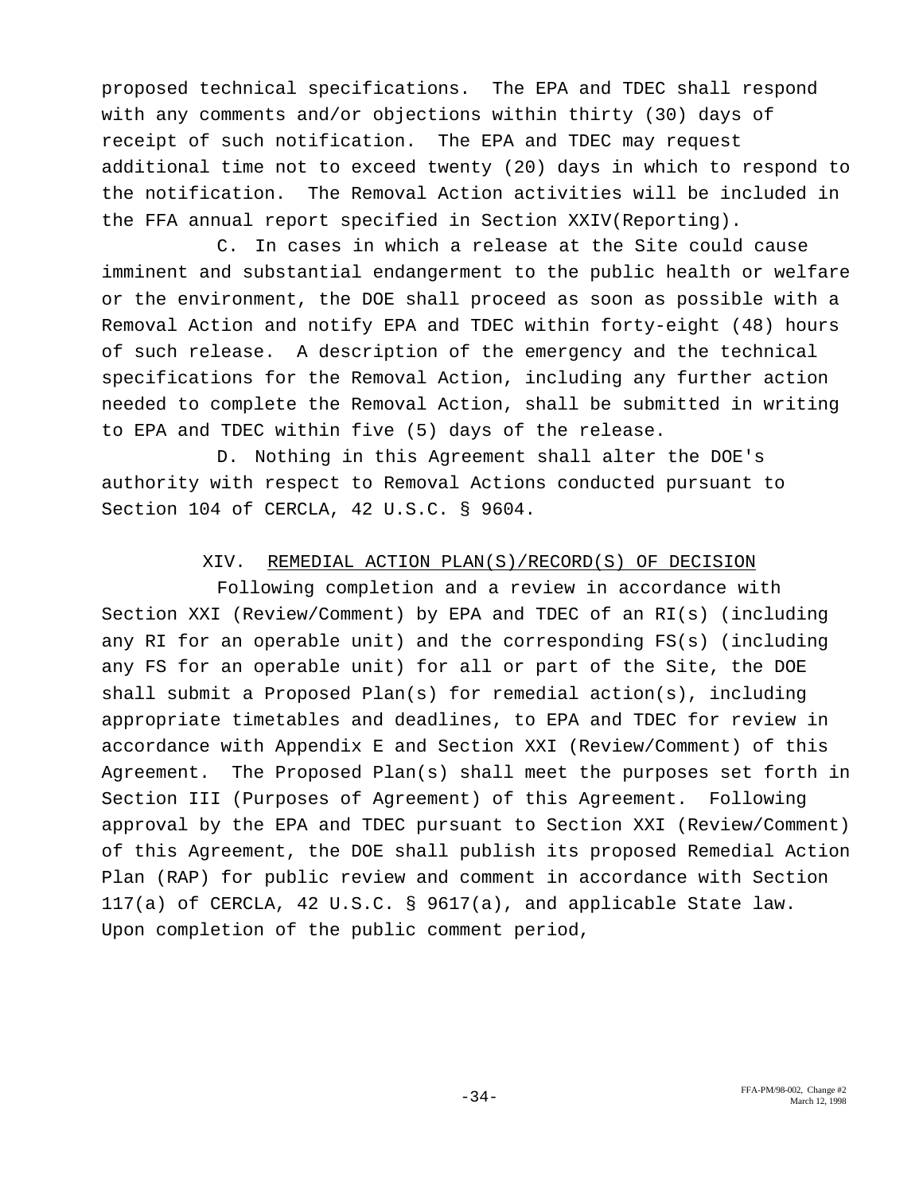proposed technical specifications. The EPA and TDEC shall respond with any comments and/or objections within thirty (30) days of receipt of such notification. The EPA and TDEC may request additional time not to exceed twenty (20) days in which to respond to the notification. The Removal Action activities will be included in the FFA annual report specified in Section XXIV(Reporting).

C. In cases in which a release at the Site could cause imminent and substantial endangerment to the public health or welfare or the environment, the DOE shall proceed as soon as possible with a Removal Action and notify EPA and TDEC within forty-eight (48) hours of such release. A description of the emergency and the technical specifications for the Removal Action, including any further action needed to complete the Removal Action, shall be submitted in writing to EPA and TDEC within five (5) days of the release.

D. Nothing in this Agreement shall alter the DOE's authority with respect to Removal Actions conducted pursuant to Section 104 of CERCLA, 42 U.S.C. § 9604.

## XIV. REMEDIAL ACTION PLAN(S)/RECORD(S) OF DECISION

Following completion and a review in accordance with Section XXI (Review/Comment) by EPA and TDEC of an RI(s) (including any RI for an operable unit) and the corresponding FS(s) (including any FS for an operable unit) for all or part of the Site, the DOE shall submit a Proposed Plan(s) for remedial action(s), including appropriate timetables and deadlines, to EPA and TDEC for review in accordance with Appendix E and Section XXI (Review/Comment) of this Agreement. The Proposed Plan(s) shall meet the purposes set forth in Section III (Purposes of Agreement) of this Agreement. Following approval by the EPA and TDEC pursuant to Section XXI (Review/Comment) of this Agreement, the DOE shall publish its proposed Remedial Action Plan (RAP) for public review and comment in accordance with Section 117(a) of CERCLA, 42 U.S.C. § 9617(a), and applicable State law. Upon completion of the public comment period,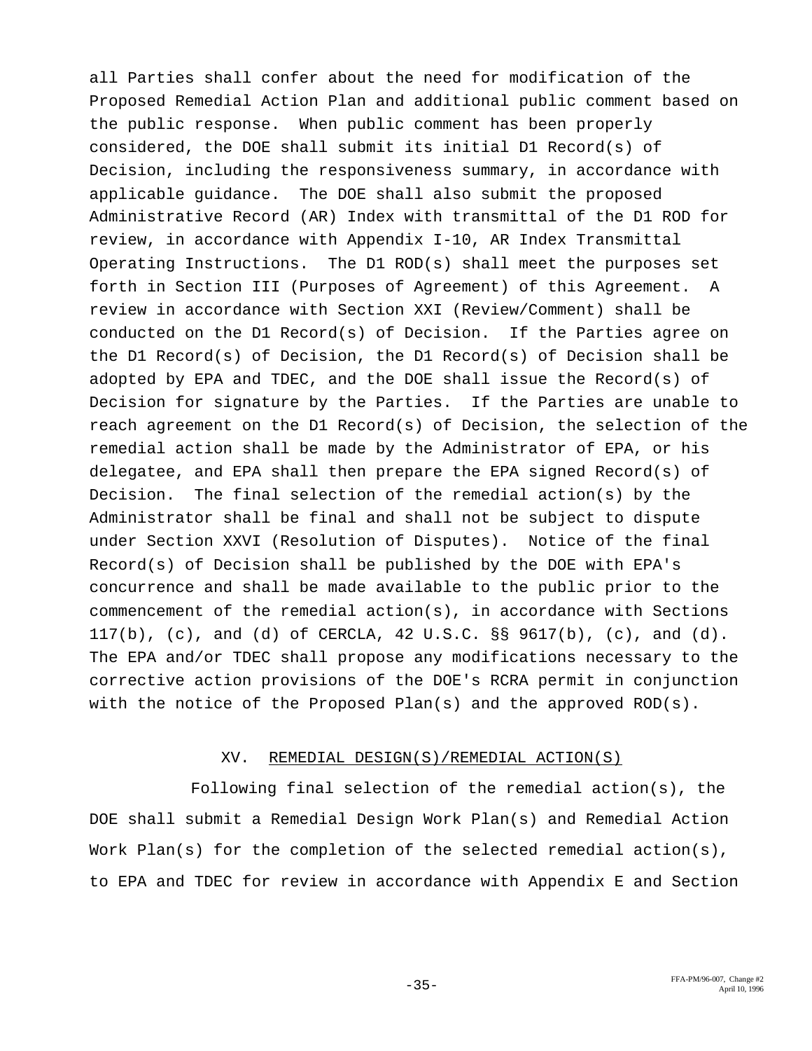all Parties shall confer about the need for modification of the Proposed Remedial Action Plan and additional public comment based on the public response. When public comment has been properly considered, the DOE shall submit its initial D1 Record(s) of Decision, including the responsiveness summary, in accordance with applicable guidance. The DOE shall also submit the proposed Administrative Record (AR) Index with transmittal of the D1 ROD for review, in accordance with Appendix I-10, AR Index Transmittal Operating Instructions. The D1 ROD(s) shall meet the purposes set forth in Section III (Purposes of Agreement) of this Agreement. A review in accordance with Section XXI (Review/Comment) shall be conducted on the D1 Record(s) of Decision. If the Parties agree on the D1 Record(s) of Decision, the D1 Record(s) of Decision shall be adopted by EPA and TDEC, and the DOE shall issue the Record(s) of Decision for signature by the Parties. If the Parties are unable to reach agreement on the D1 Record(s) of Decision, the selection of the remedial action shall be made by the Administrator of EPA, or his delegatee, and EPA shall then prepare the EPA signed Record(s) of Decision. The final selection of the remedial action(s) by the Administrator shall be final and shall not be subject to dispute under Section XXVI (Resolution of Disputes). Notice of the final Record(s) of Decision shall be published by the DOE with EPA's concurrence and shall be made available to the public prior to the commencement of the remedial action(s), in accordance with Sections 117(b), (c), and (d) of CERCLA, 42 U.S.C. §§ 9617(b), (c), and (d). The EPA and/or TDEC shall propose any modifications necessary to the corrective action provisions of the DOE's RCRA permit in conjunction with the notice of the Proposed Plan(s) and the approved ROD(s).

## XV. REMEDIAL DESIGN(S)/REMEDIAL ACTION(S)

Following final selection of the remedial action(s), the DOE shall submit a Remedial Design Work Plan(s) and Remedial Action Work Plan(s) for the completion of the selected remedial action(s), to EPA and TDEC for review in accordance with Appendix E and Section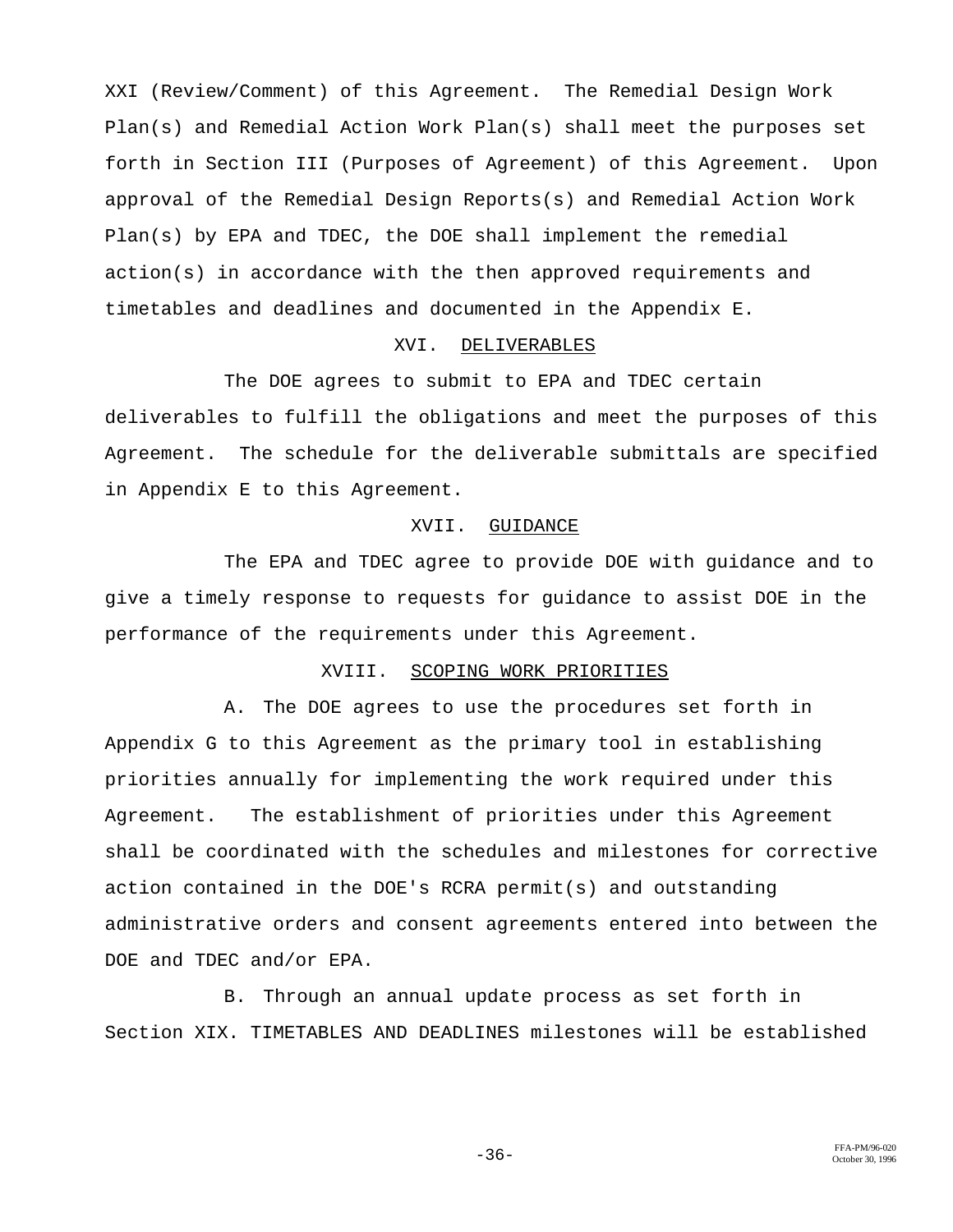XXI (Review/Comment) of this Agreement. The Remedial Design Work Plan(s) and Remedial Action Work Plan(s) shall meet the purposes set forth in Section III (Purposes of Agreement) of this Agreement. Upon approval of the Remedial Design Reports(s) and Remedial Action Work Plan(s) by EPA and TDEC, the DOE shall implement the remedial action(s) in accordance with the then approved requirements and timetables and deadlines and documented in the Appendix E.

## XVI. DELIVERABLES

The DOE agrees to submit to EPA and TDEC certain deliverables to fulfill the obligations and meet the purposes of this Agreement. The schedule for the deliverable submittals are specified in Appendix E to this Agreement.

## XVII. GUIDANCE

The EPA and TDEC agree to provide DOE with guidance and to give a timely response to requests for guidance to assist DOE in the performance of the requirements under this Agreement.

## XVIII. SCOPING WORK PRIORITIES

A. The DOE agrees to use the procedures set forth in Appendix G to this Agreement as the primary tool in establishing priorities annually for implementing the work required under this Agreement. The establishment of priorities under this Agreement shall be coordinated with the schedules and milestones for corrective action contained in the DOE's RCRA permit(s) and outstanding administrative orders and consent agreements entered into between the DOE and TDEC and/or EPA.

B. Through an annual update process as set forth in Section XIX. TIMETABLES AND DEADLINES milestones will be established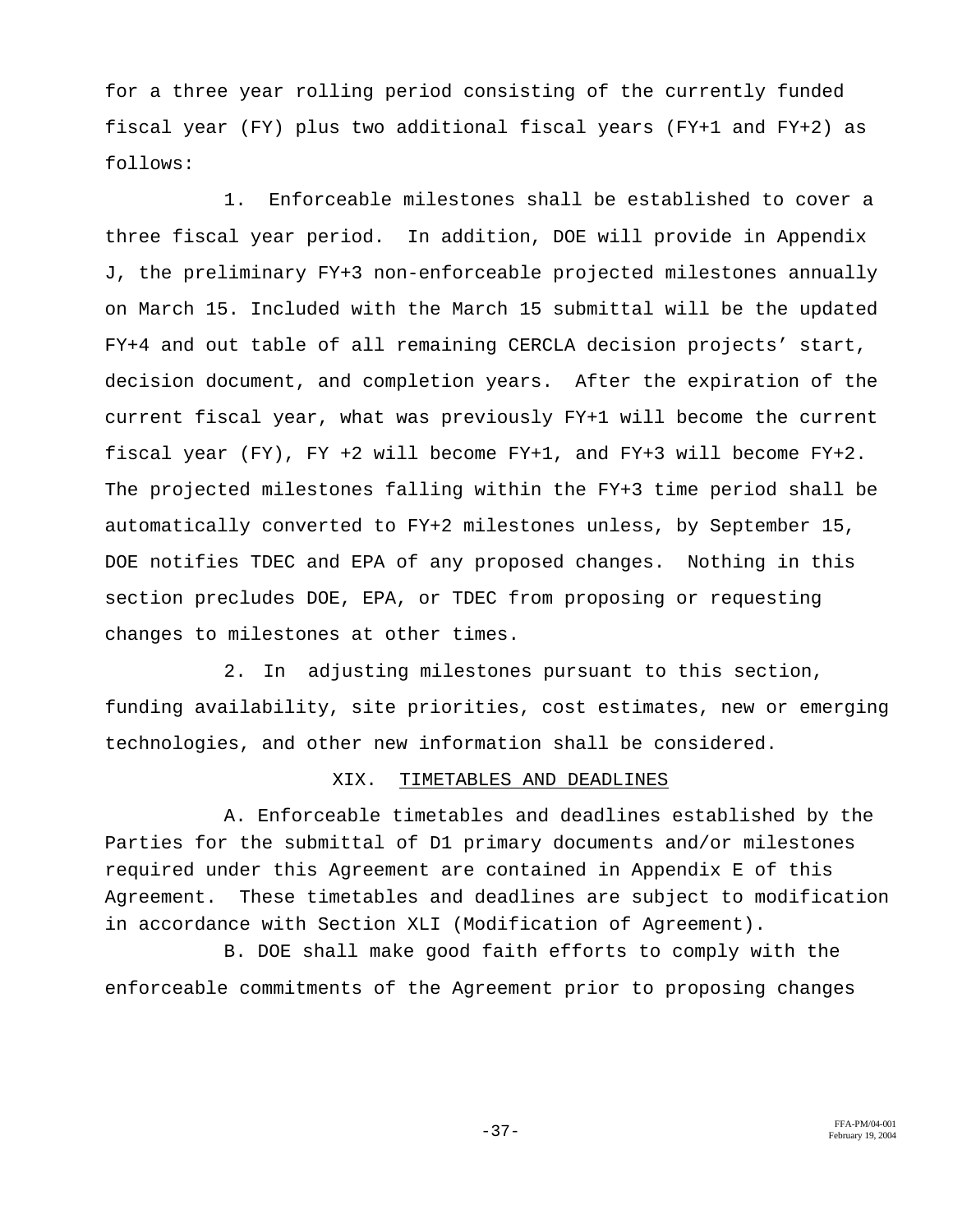for a three year rolling period consisting of the currently funded fiscal year (FY) plus two additional fiscal years (FY+1 and FY+2) as follows:

1. Enforceable milestones shall be established to cover a three fiscal year period. In addition, DOE will provide in Appendix J, the preliminary FY+3 non-enforceable projected milestones annually on March 15. Included with the March 15 submittal will be the updated FY+4 and out table of all remaining CERCLA decision projects' start, decision document, and completion years. After the expiration of the current fiscal year, what was previously FY+1 will become the current fiscal year (FY), FY +2 will become FY+1, and FY+3 will become FY+2. The projected milestones falling within the FY+3 time period shall be automatically converted to FY+2 milestones unless, by September 15, DOE notifies TDEC and EPA of any proposed changes. Nothing in this section precludes DOE, EPA, or TDEC from proposing or requesting changes to milestones at other times.

2. In adjusting milestones pursuant to this section, funding availability, site priorities, cost estimates, new or emerging technologies, and other new information shall be considered.

## XIX. TIMETABLES AND DEADLINES

A. Enforceable timetables and deadlines established by the Parties for the submittal of D1 primary documents and/or milestones required under this Agreement are contained in Appendix E of this Agreement. These timetables and deadlines are subject to modification in accordance with Section XLI (Modification of Agreement).

B. DOE shall make good faith efforts to comply with the enforceable commitments of the Agreement prior to proposing changes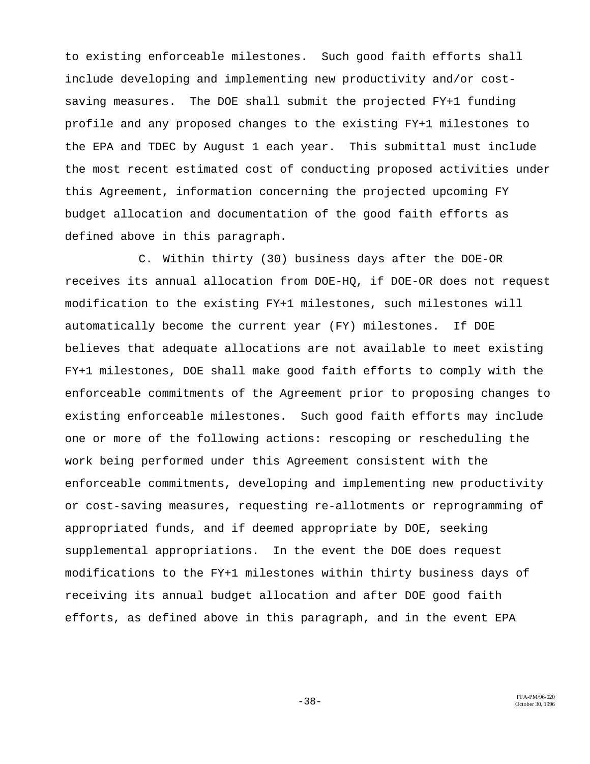to existing enforceable milestones. Such good faith efforts shall include developing and implementing new productivity and/or cost-saving measures. The DOE shall submit the projected FY+1 funding profile and any proposed changes to the existing FY+1 milestones to the EPA and TDEC by August 1 each year. This submittal must include the most recent estimated cost of conducting proposed activities under this Agreement, information concerning the projected upcoming FY budget allocation and documentation of the good faith efforts as defined above in this paragraph.

C. Within thirty (30) business days after the DOE-OR receives its annual allocation from DOE-HQ, if DOE-OR does not request modification to the existing FY+1 milestones, such milestones will automatically become the current year (FY) milestones. If DOE believes that adequate allocations are not available to meet existing FY+1 milestones, DOE shall make good faith efforts to comply with the enforceable commitments of the Agreement prior to proposing changes to existing enforceable milestones. Such good faith efforts may include one or more of the following actions: rescoping or rescheduling the work being performed under this Agreement consistent with the enforceable commitments, developing and implementing new productivity or cost-saving measures, requesting re-allotments or reprogramming of appropriated funds, and if deemed appropriate by DOE, seeking supplemental appropriations. In the event the DOE does request modifications to the FY+1 milestones within thirty business days of receiving its annual budget allocation and after DOE good faith efforts, as defined above in this paragraph, and in the event EPA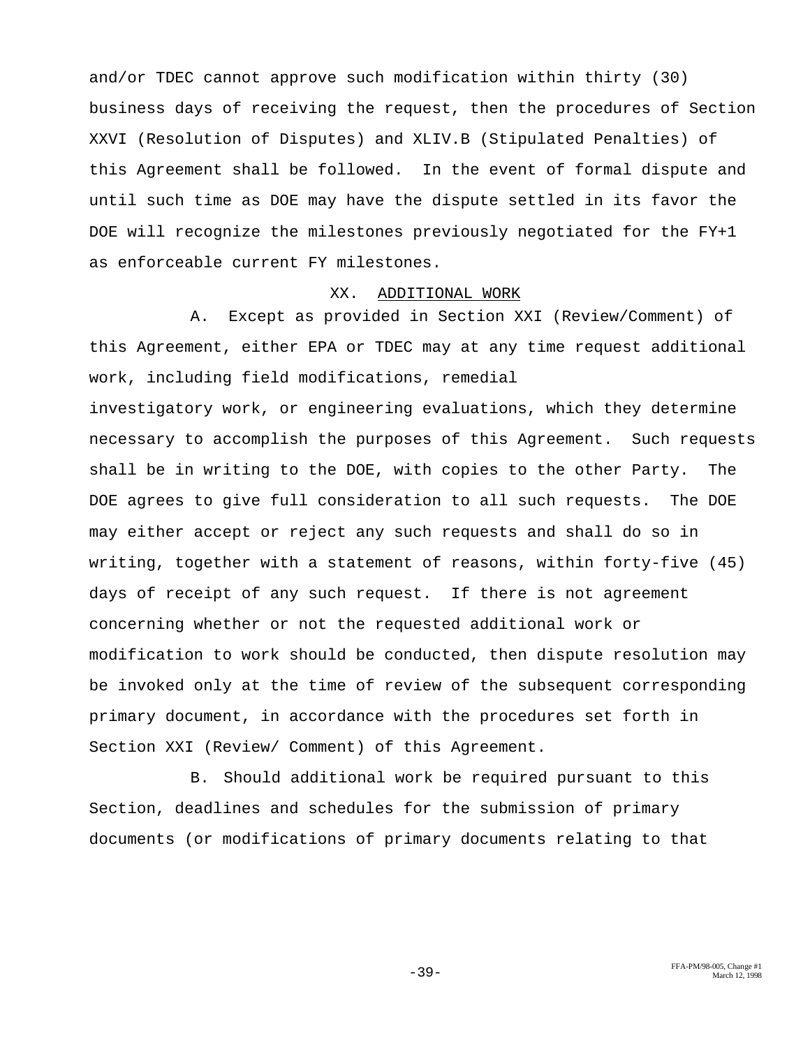and/or TDEC cannot approve such modification within thirty (30) business days of receiving the request, then the procedures of Section XXVI (Resolution of Disputes) and XLIV.B (Stipulated Penalties) of this Agreement shall be followed. In the event of formal dispute and until such time as DOE may have the dispute settled in its favor the DOE will recognize the milestones previously negotiated for the FY+1 as enforceable current FY milestones.

## XX. ADDITIONAL WORK

A. Except as provided in Section XXI (Review/Comment) of this Agreement, either EPA or TDEC may at any time request additional work, including field modifications, remedial investigatory work, or engineering evaluations, which they determine necessary to accomplish the purposes of this Agreement. Such requests shall be in writing to the DOE, with copies to the other Party. The DOE agrees to give full consideration to all such requests. The DOE may either accept or reject any such requests and shall do so in writing, together with a statement of reasons, within forty-five (45) days of receipt of any such request. If there is not agreement concerning whether or not the requested additional work or modification to work should be conducted, then dispute resolution may be invoked only at the time of review of the subsequent corresponding primary document, in accordance with the procedures set forth in Section XXI (Review/ Comment) of this Agreement.

B. Should additional work be required pursuant to this Section, deadlines and schedules for the submission of primary documents (or modifications of primary documents relating to that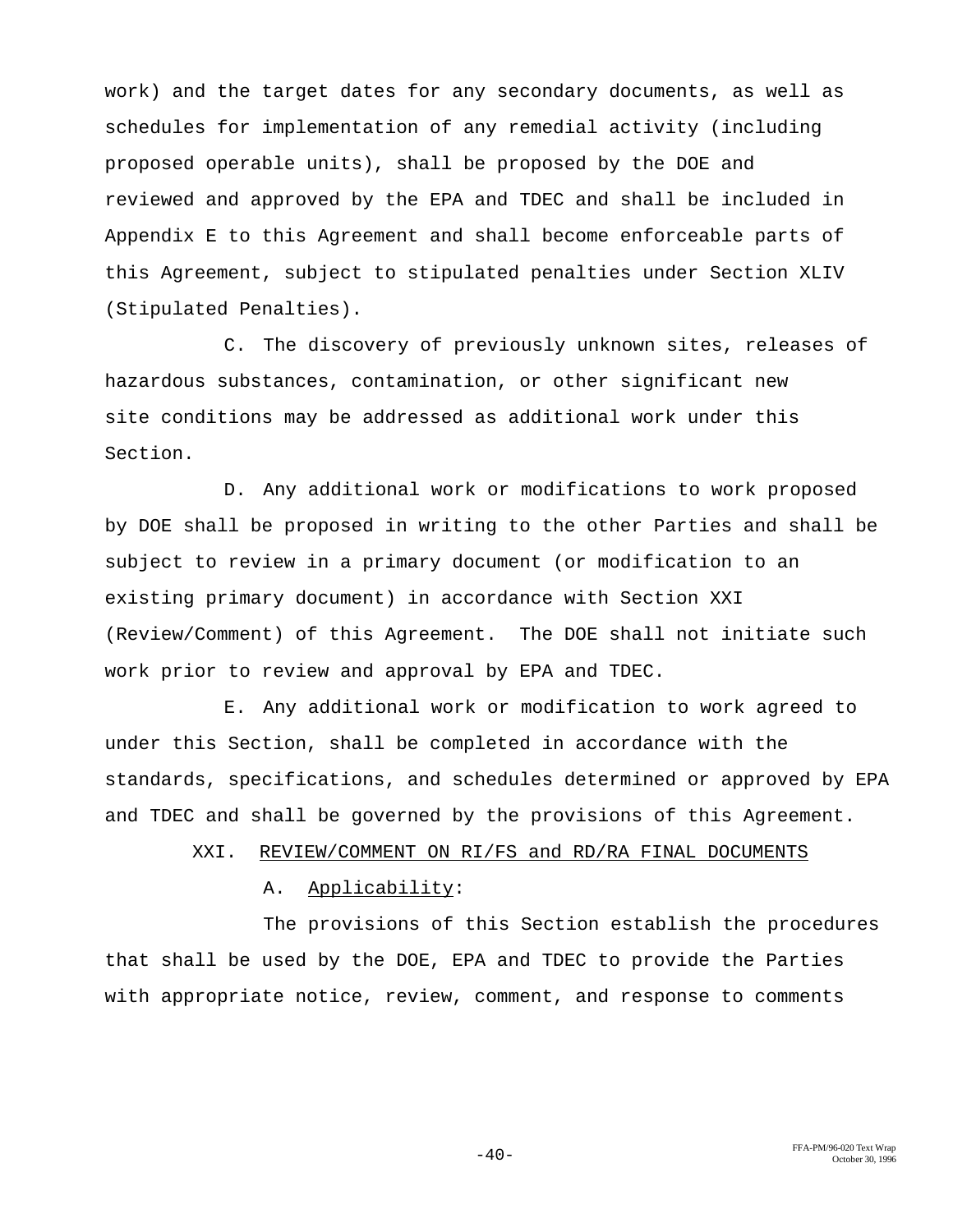work) and the target dates for any secondary documents, as well as schedules for implementation of any remedial activity (including proposed operable units), shall be proposed by the DOE and reviewed and approved by the EPA and TDEC and shall be included in Appendix E to this Agreement and shall become enforceable parts of this Agreement, subject to stipulated penalties under Section XLIV (Stipulated Penalties).

C. The discovery of previously unknown sites, releases of hazardous substances, contamination, or other significant new site conditions may be addressed as additional work under this Section.

D. Any additional work or modifications to work proposed by DOE shall be proposed in writing to the other Parties and shall be subject to review in a primary document (or modification to an existing primary document) in accordance with Section XXI (Review/Comment) of this Agreement. The DOE shall not initiate such work prior to review and approval by EPA and TDEC.

E. Any additional work or modification to work agreed to under this Section, shall be completed in accordance with the standards, specifications, and schedules determined or approved by EPA and TDEC and shall be governed by the provisions of this Agreement.

## XXI. REVIEW/COMMENT ON RI/FS and RD/RA FINAL DOCUMENTS

### A. Applicability:

The provisions of this Section establish the procedures that shall be used by the DOE, EPA and TDEC to provide the Parties with appropriate notice, review, comment, and response to comments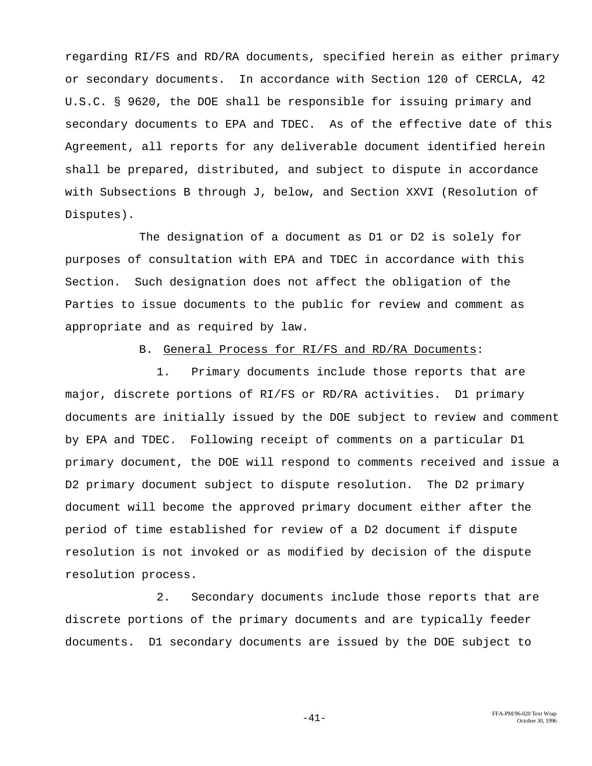regarding RI/FS and RD/RA documents, specified herein as either primary or secondary documents. In accordance with Section 120 of CERCLA, 42 U.S.C. § 9620, the DOE shall be responsible for issuing primary and secondary documents to EPA and TDEC. As of the effective date of this Agreement, all reports for any deliverable document identified herein shall be prepared, distributed, and subject to dispute in accordance with Subsections B through J, below, and Section XXVI (Resolution of Disputes).

The designation of a document as D1 or D2 is solely for purposes of consultation with EPA and TDEC in accordance with this Section. Such designation does not affect the obligation of the Parties to issue documents to the public for review and comment as appropriate and as required by law.

B. General Process for RI/FS and RD/RA Documents:

1. Primary documents include those reports that are major, discrete portions of RI/FS or RD/RA activities. D1 primary documents are initially issued by the DOE subject to review and comment by EPA and TDEC. Following receipt of comments on a particular D1 primary document, the DOE will respond to comments received and issue a D2 primary document subject to dispute resolution. The D2 primary document will become the approved primary document either after the period of time established for review of a D2 document if dispute resolution is not invoked or as modified by decision of the dispute resolution process.

2. Secondary documents include those reports that are discrete portions of the primary documents and are typically feeder documents. D1 secondary documents are issued by the DOE subject to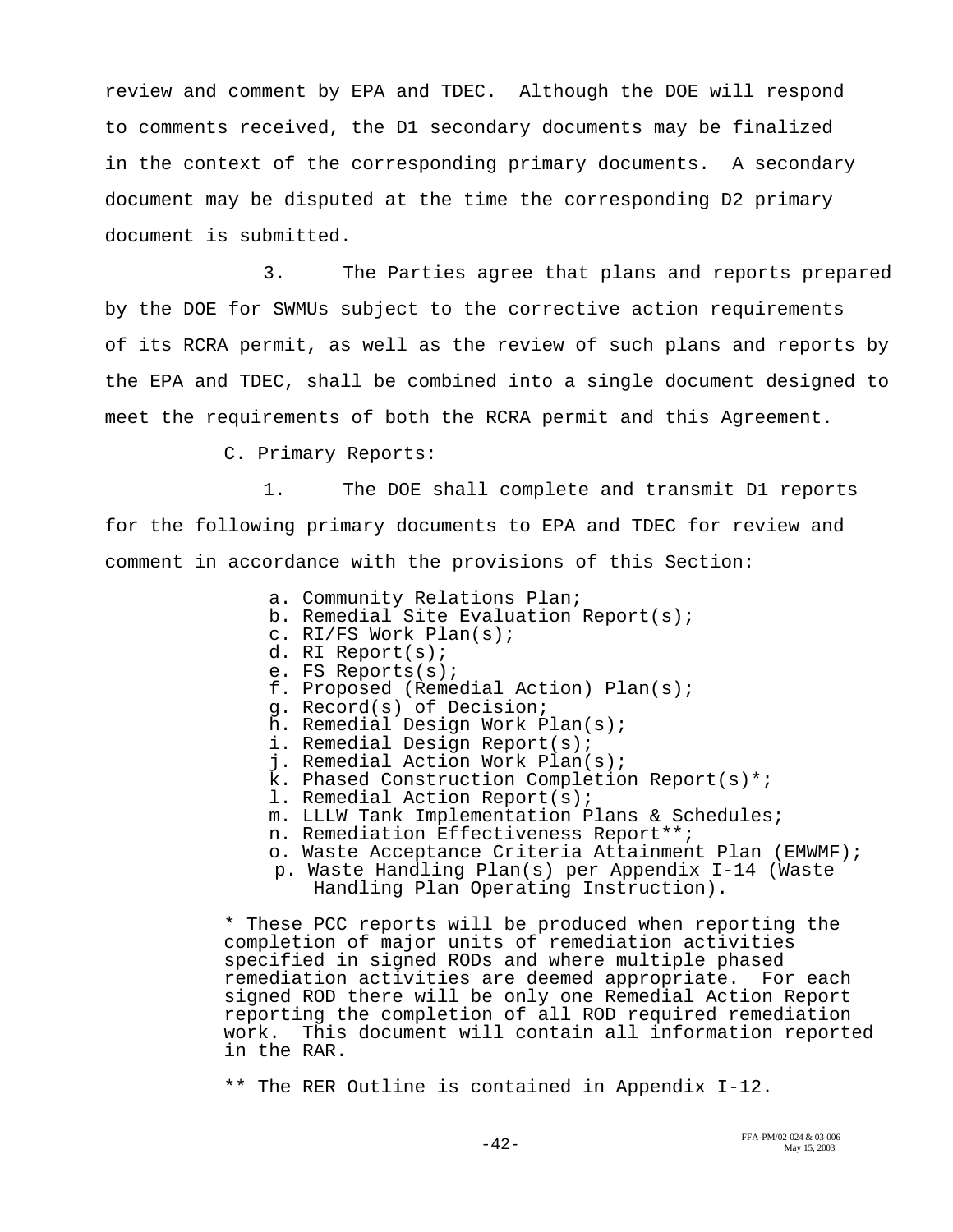review and comment by EPA and TDEC. Although the DOE will respond to comments received, the D1 secondary documents may be finalized in the context of the corresponding primary documents. A secondary document may be disputed at the time the corresponding D2 primary document is submitted.

3. The Parties agree that plans and reports prepared by the DOE for SWMUs subject to the corrective action requirements of its RCRA permit, as well as the review of such plans and reports by the EPA and TDEC, shall be combined into a single document designed to meet the requirements of both the RCRA permit and this Agreement.

C. Primary Reports:

1. The DOE shall complete and transmit D1 reports for the following primary documents to EPA and TDEC for review and comment in accordance with the provisions of this Section:

a. Community Relations Plan;
b. Remedial Site Evaluation Report(s);
c. RI/FS Work Plan(s);
d. RI Report(s);
e. FS Reports(s);
f. Proposed (Remedial Action) Plan(s);
g. Record(s) of Decision;
h. Remedial Design Work Plan(s);
i. Remedial Design Report(s);
j. Remedial Action Work Plan(s);
k. Phased Construction Completion Report(s)*;
l. Remedial Action Report(s);
m. LLLW Tank Implementation Plans & Schedules;
n. Remediation Effectiveness Report**;
o. Waste Acceptance Criteria Attainment Plan (EMWMF);
p. Waste Handling Plan(s) per Appendix I-14 (Waste Handling Plan Operating Instruction).

* These PCC reports will be produced when reporting the completion of major units of remediation activities specified in signed RODs and where multiple phased remediation activities are deemed appropriate. For each signed ROD there will be only one Remedial Action Report reporting the completion of all ROD required remediation work. This document will contain all information reported in the RAR.

** The RER Outline is contained in Appendix I-12.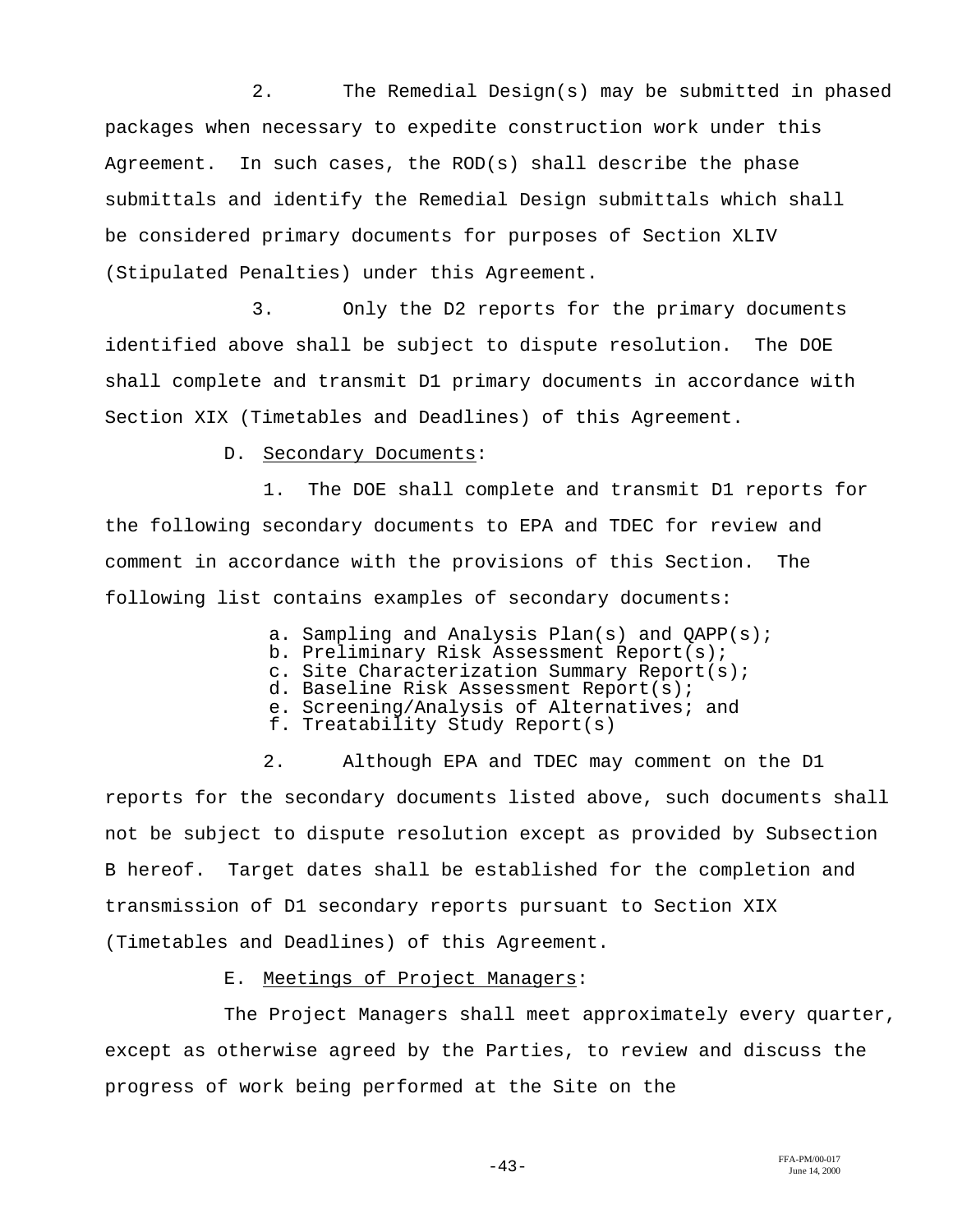2. The Remedial Design(s) may be submitted in phased packages when necessary to expedite construction work under this Agreement. In such cases, the ROD(s) shall describe the phase submittals and identify the Remedial Design submittals which shall be considered primary documents for purposes of Section XLIV (Stipulated Penalties) under this Agreement.

3. Only the D2 reports for the primary documents identified above shall be subject to dispute resolution. The DOE shall complete and transmit D1 primary documents in accordance with Section XIX (Timetables and Deadlines) of this Agreement.

D. Secondary Documents:

1. The DOE shall complete and transmit D1 reports for the following secondary documents to EPA and TDEC for review and comment in accordance with the provisions of this Section. The following list contains examples of secondary documents:

a. Sampling and Analysis Plan(s) and QAPP(s);
b. Preliminary Risk Assessment Report(s);
c. Site Characterization Summary Report(s);
d. Baseline Risk Assessment Report(s);
e. Screening/Analysis of Alternatives; and
f. Treatability Study Report(s)

2. Although EPA and TDEC may comment on the D1 reports for the secondary documents listed above, such documents shall not be subject to dispute resolution except as provided by Subsection B hereof. Target dates shall be established for the completion and transmission of D1 secondary reports pursuant to Section XIX (Timetables and Deadlines) of this Agreement.

E. Meetings of Project Managers:

The Project Managers shall meet approximately every quarter, except as otherwise agreed by the Parties, to review and discuss the progress of work being performed at the Site on the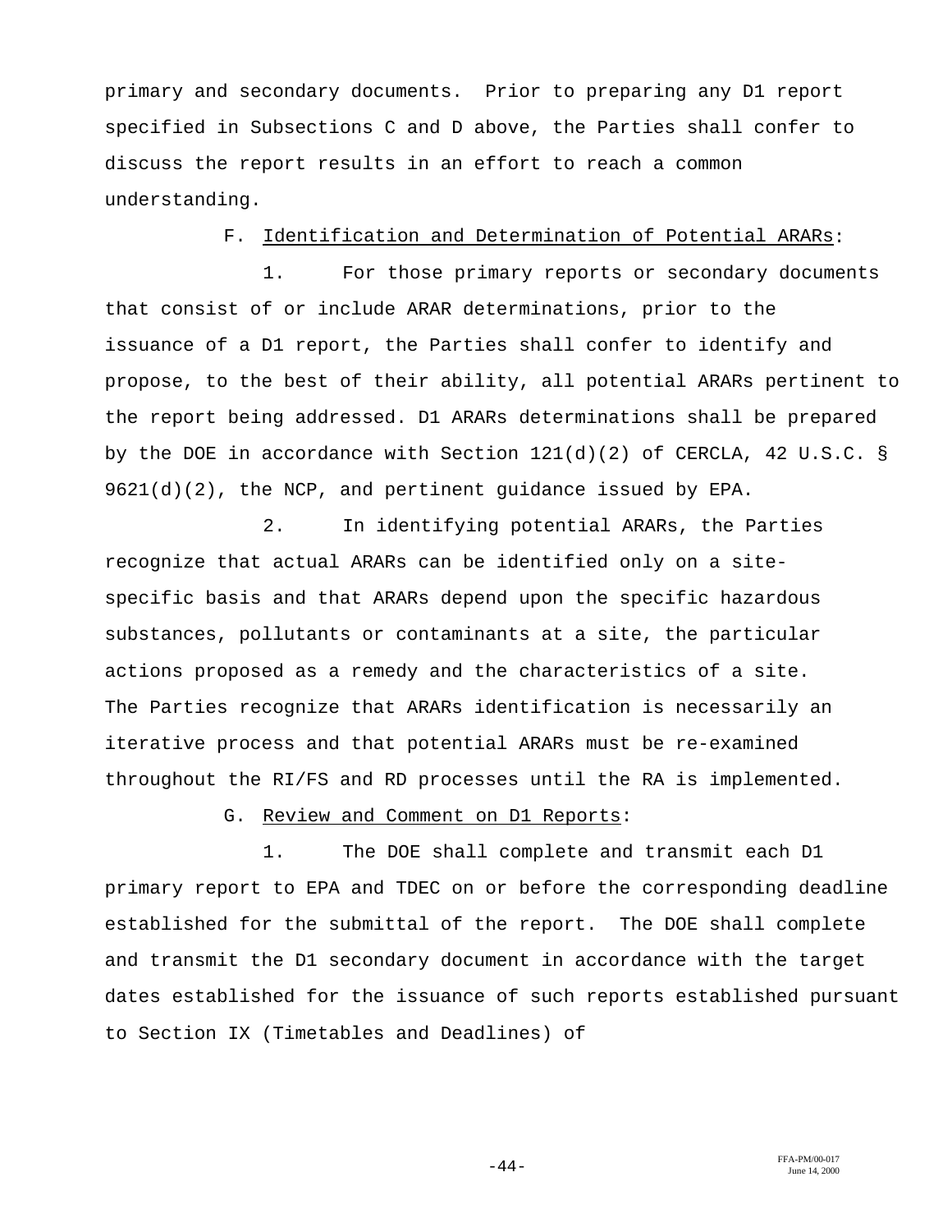primary and secondary documents. Prior to preparing any D1 report specified in Subsections C and D above, the Parties shall confer to discuss the report results in an effort to reach a common understanding.

F. Identification and Determination of Potential ARARs:

1. For those primary reports or secondary documents that consist of or include ARAR determinations, prior to the issuance of a D1 report, the Parties shall confer to identify and propose, to the best of their ability, all potential ARARs pertinent to the report being addressed. D1 ARARs determinations shall be prepared by the DOE in accordance with Section 121(d)(2) of CERCLA, 42 U.S.C. § 9621(d)(2), the NCP, and pertinent guidance issued by EPA.

2. In identifying potential ARARs, the Parties recognize that actual ARARs can be identified only on a site-specific basis and that ARARs depend upon the specific hazardous substances, pollutants or contaminants at a site, the particular actions proposed as a remedy and the characteristics of a site. The Parties recognize that ARARs identification is necessarily an iterative process and that potential ARARs must be re-examined throughout the RI/FS and RD processes until the RA is implemented.

G. Review and Comment on D1 Reports:

1. The DOE shall complete and transmit each D1 primary report to EPA and TDEC on or before the corresponding deadline established for the submittal of the report. The DOE shall complete and transmit the D1 secondary document in accordance with the target dates established for the issuance of such reports established pursuant to Section IX (Timetables and Deadlines) of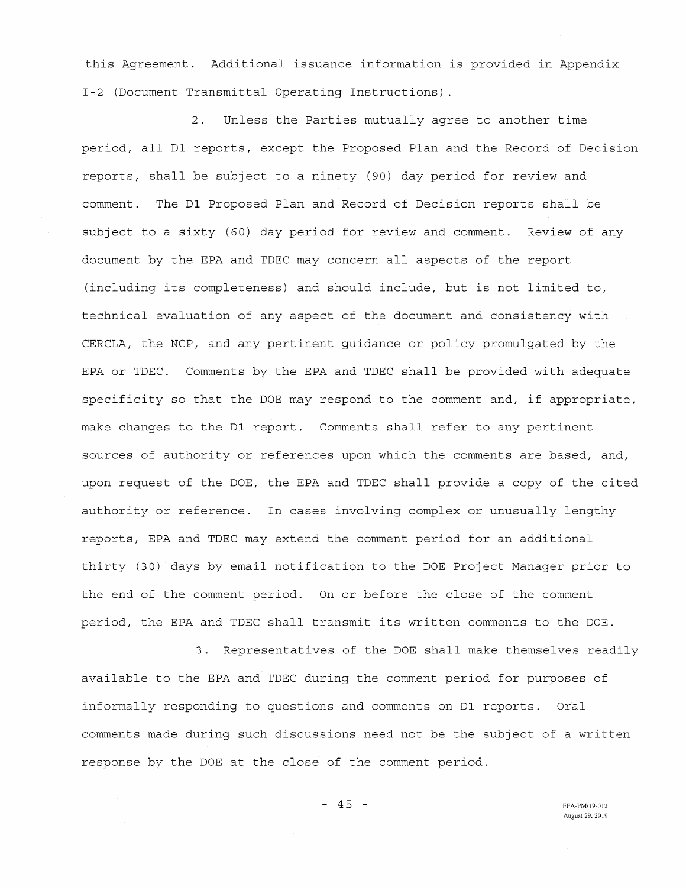this Agreement. Additional issuance information is provided in Appendix I-2 (Document Transmittal Operating Instructions).

2. Unless the Parties mutually agree to another time period, all D1 reports, except the Proposed Plan and the Record of Decision reports, shall be subject to a ninety (90) day period for review and comment. The D1 Proposed Plan and Record of Decision reports shall be subject to a sixty (60) day period for review and comment. Review of any document by the EPA and TDEC may concern all aspects of the report (including its completeness) and should include, but is not limited to, technical evaluation of any aspect of the document and consistency with CERCLA, the NCP, and any pertinent guidance or policy promulgated by the EPA or TDEC. Comments by the EPA and TDEC shall be provided with adequate specificity so that the DOE may respond to the comment and, if appropriate, make changes to the D1 report. Comments shall refer to any pertinent sources of authority or references upon which the comments are based, and, upon request of the DOE, the EPA and TDEC shall provide a copy of the cited authority or reference. In cases involving complex or unusually lengthy reports, EPA and TDEC may extend the comment period for an additional thirty (30) days by email notification to the DOE Project Manager prior to the end of the comment period. On or before the close of the comment period, the EPA and TDEC shall transmit its written comments to the DOE.

3. Representatives of the DOE shall make themselves readily available to the EPA and TDEC during the comment period for purposes of informally responding to questions and comments on D1 reports. Oral comments made during such discussions need not be the subject of a written response by the DOE at the close of the comment period.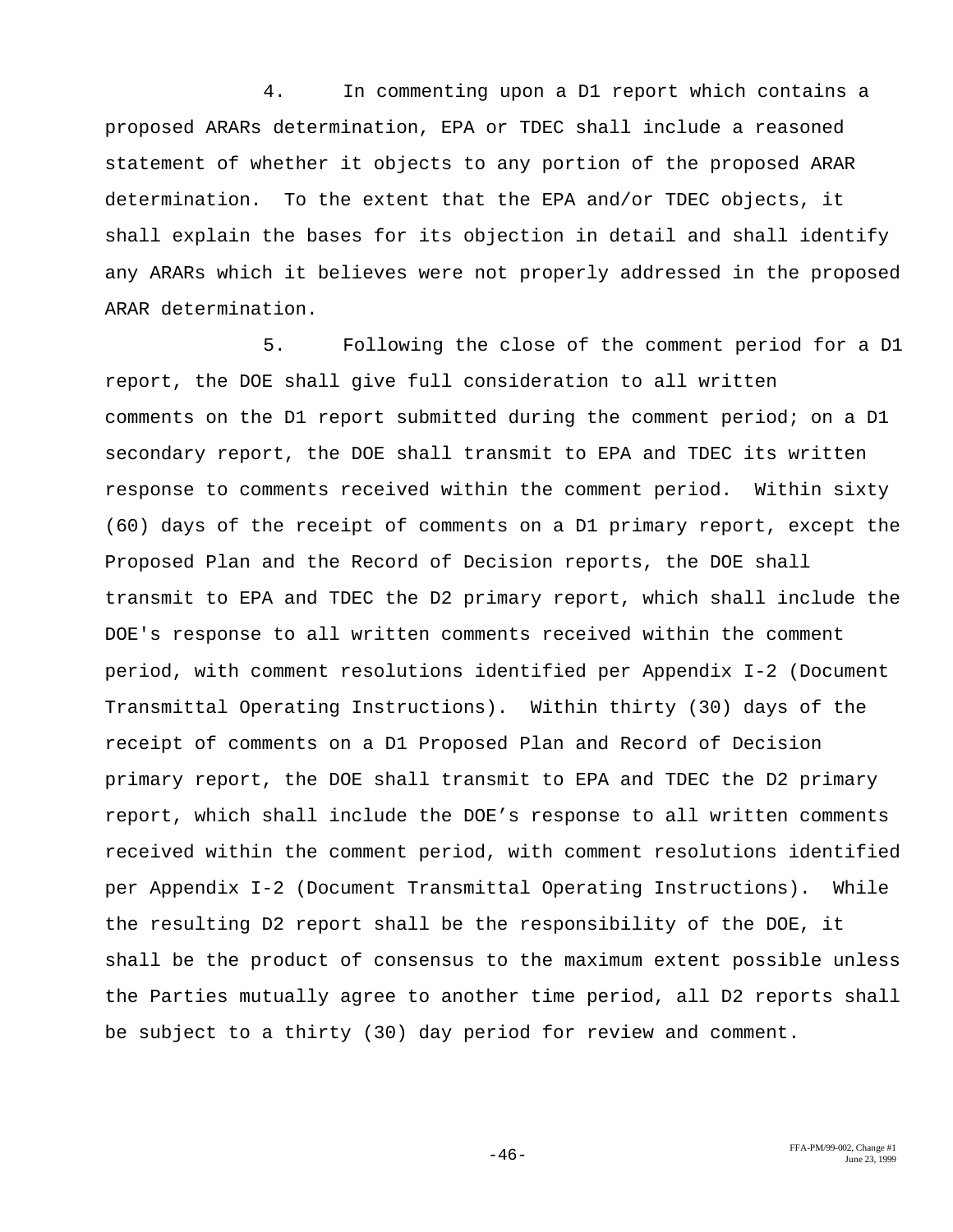4. In commenting upon a D1 report which contains a proposed ARARs determination, EPA or TDEC shall include a reasoned statement of whether it objects to any portion of the proposed ARAR determination. To the extent that the EPA and/or TDEC objects, it shall explain the bases for its objection in detail and shall identify any ARARs which it believes were not properly addressed in the proposed ARAR determination.

5. Following the close of the comment period for a D1 report, the DOE shall give full consideration to all written comments on the D1 report submitted during the comment period; on a D1 secondary report, the DOE shall transmit to EPA and TDEC its written response to comments received within the comment period. Within sixty (60) days of the receipt of comments on a D1 primary report, except the Proposed Plan and the Record of Decision reports, the DOE shall transmit to EPA and TDEC the D2 primary report, which shall include the DOE's response to all written comments received within the comment period, with comment resolutions identified per Appendix I-2 (Document Transmittal Operating Instructions). Within thirty (30) days of the receipt of comments on a D1 Proposed Plan and Record of Decision primary report, the DOE shall transmit to EPA and TDEC the D2 primary report, which shall include the DOE's response to all written comments received within the comment period, with comment resolutions identified per Appendix I-2 (Document Transmittal Operating Instructions). While the resulting D2 report shall be the responsibility of the DOE, it shall be the product of consensus to the maximum extent possible unless the Parties mutually agree to another time period, all D2 reports shall be subject to a thirty (30) day period for review and comment.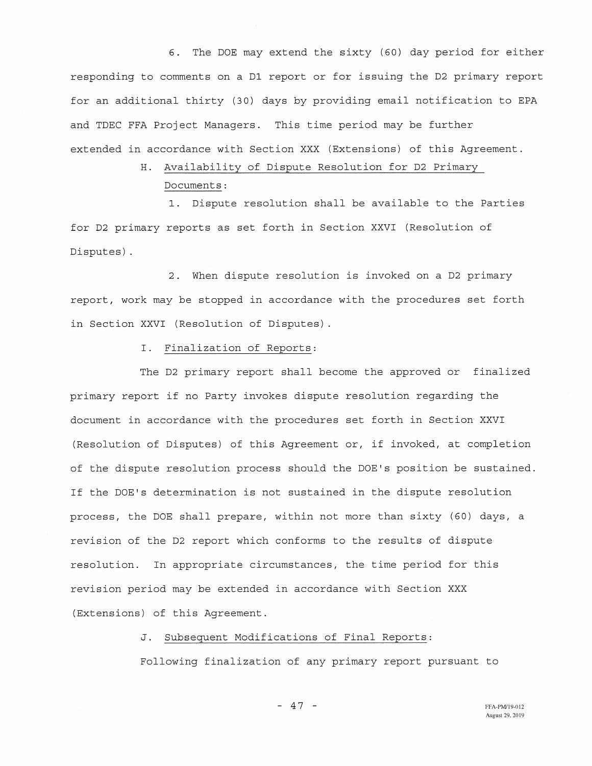6. The DOE may extend the sixty (60) day period for either responding to comments on a D1 report or for issuing the D2 primary report for an additional thirty (30) days by providing email notification to EPA and TDEC FFA Project Managers. This time period may be further extended in accordance with Section XXX (Extensions) of this Agreement.

H. Availability of Dispute Resolution for D2 Primary Documents:

1. Dispute resolution shall be available to the Parties for D2 primary reports as set forth in Section XXVI (Resolution of Disputes).

2. When dispute resolution is invoked on a D2 primary report, work may be stopped in accordance with the procedures set forth in Section XXVI (Resolution of Disputes).

I. Finalization of Reports:

The D2 primary report shall become the approved or finalized primary report if no Party invokes dispute resolution regarding the document in accordance with the procedures set forth in Section XXVI (Resolution of Disputes) of this Agreement or, if invoked, at completion of the dispute resolution process should the DOE's position be sustained. If the DOE's determination is not sustained in the dispute resolution process, the DOE shall prepare, within not more than sixty (60) days, a revision of the D2 report which conforms to the results of dispute resolution. In appropriate circumstances, the time period for this revision period may be extended in accordance with Section XXX (Extensions) of this Agreement.

J. Subsequent Modifications of Final Reports:

Following finalization of any primary report pursuant to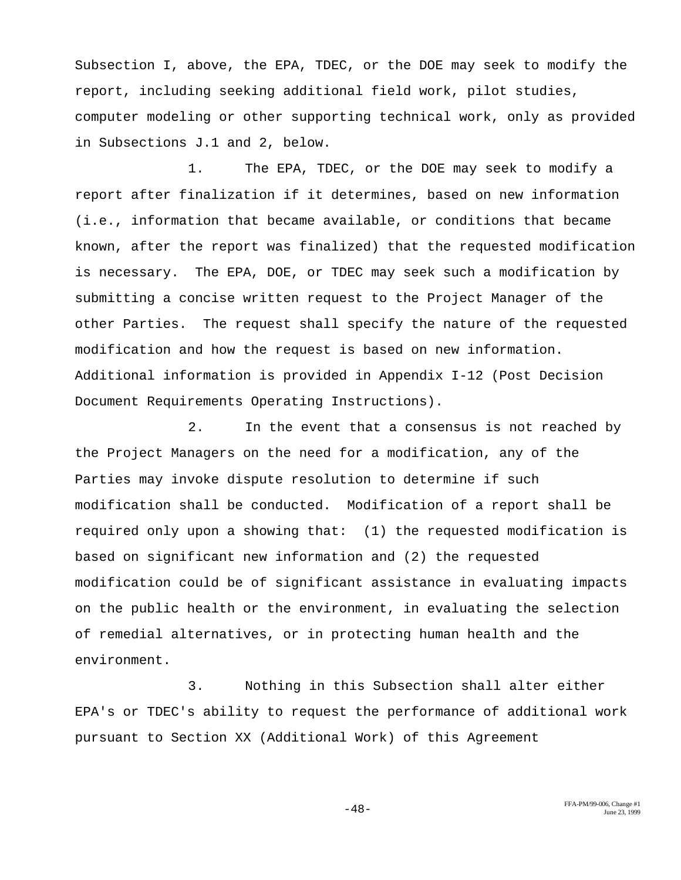Subsection I, above, the EPA, TDEC, or the DOE may seek to modify the report, including seeking additional field work, pilot studies, computer modeling or other supporting technical work, only as provided in Subsections J.1 and 2, below.

1. The EPA, TDEC, or the DOE may seek to modify a report after finalization if it determines, based on new information (i.e., information that became available, or conditions that became known, after the report was finalized) that the requested modification is necessary. The EPA, DOE, or TDEC may seek such a modification by submitting a concise written request to the Project Manager of the other Parties. The request shall specify the nature of the requested modification and how the request is based on new information. Additional information is provided in Appendix I-12 (Post Decision Document Requirements Operating Instructions).

2. In the event that a consensus is not reached by the Project Managers on the need for a modification, any of the Parties may invoke dispute resolution to determine if such modification shall be conducted. Modification of a report shall be required only upon a showing that: (1) the requested modification is based on significant new information and (2) the requested modification could be of significant assistance in evaluating impacts on the public health or the environment, in evaluating the selection of remedial alternatives, or in protecting human health and the environment.

3. Nothing in this Subsection shall alter either EPA's or TDEC's ability to request the performance of additional work pursuant to Section XX (Additional Work) of this Agreement

FFA-PM/99-006, Change #1
June 23, 1999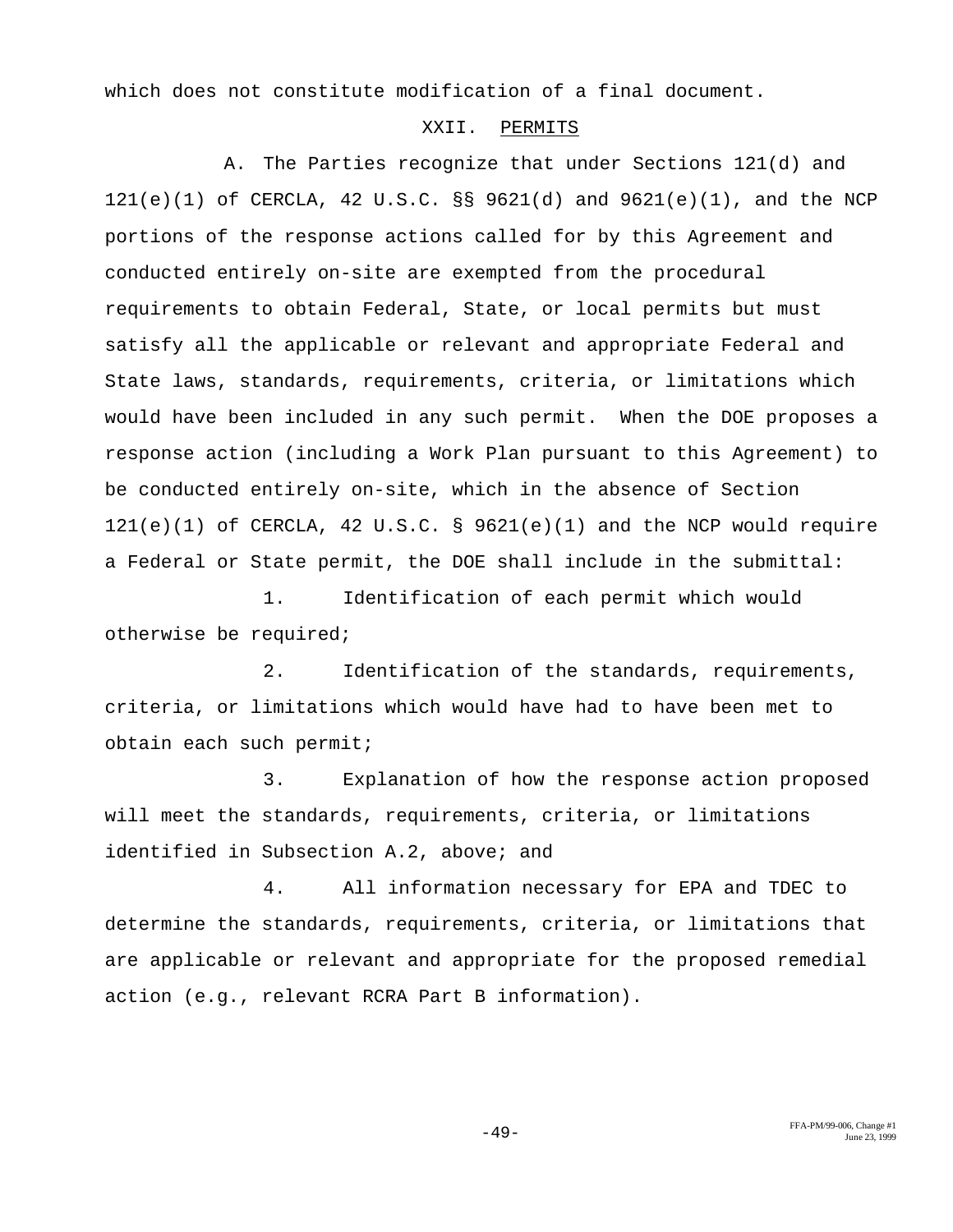which does not constitute modification of a final document.

## XXII. PERMITS

A. The Parties recognize that under Sections 121(d) and 121(e)(1) of CERCLA, 42 U.S.C. §§ 9621(d) and 9621(e)(1), and the NCP portions of the response actions called for by this Agreement and conducted entirely on-site are exempted from the procedural requirements to obtain Federal, State, or local permits but must satisfy all the applicable or relevant and appropriate Federal and State laws, standards, requirements, criteria, or limitations which would have been included in any such permit. When the DOE proposes a response action (including a Work Plan pursuant to this Agreement) to be conducted entirely on-site, which in the absence of Section 121(e)(1) of CERCLA, 42 U.S.C. § 9621(e)(1) and the NCP would require a Federal or State permit, the DOE shall include in the submittal:

1. Identification of each permit which would otherwise be required;

2. Identification of the standards, requirements, criteria, or limitations which would have had to have been met to obtain each such permit;

3. Explanation of how the response action proposed will meet the standards, requirements, criteria, or limitations identified in Subsection A.2, above; and

4. All information necessary for EPA and TDEC to determine the standards, requirements, criteria, or limitations that are applicable or relevant and appropriate for the proposed remedial action (e.g., relevant RCRA Part B information).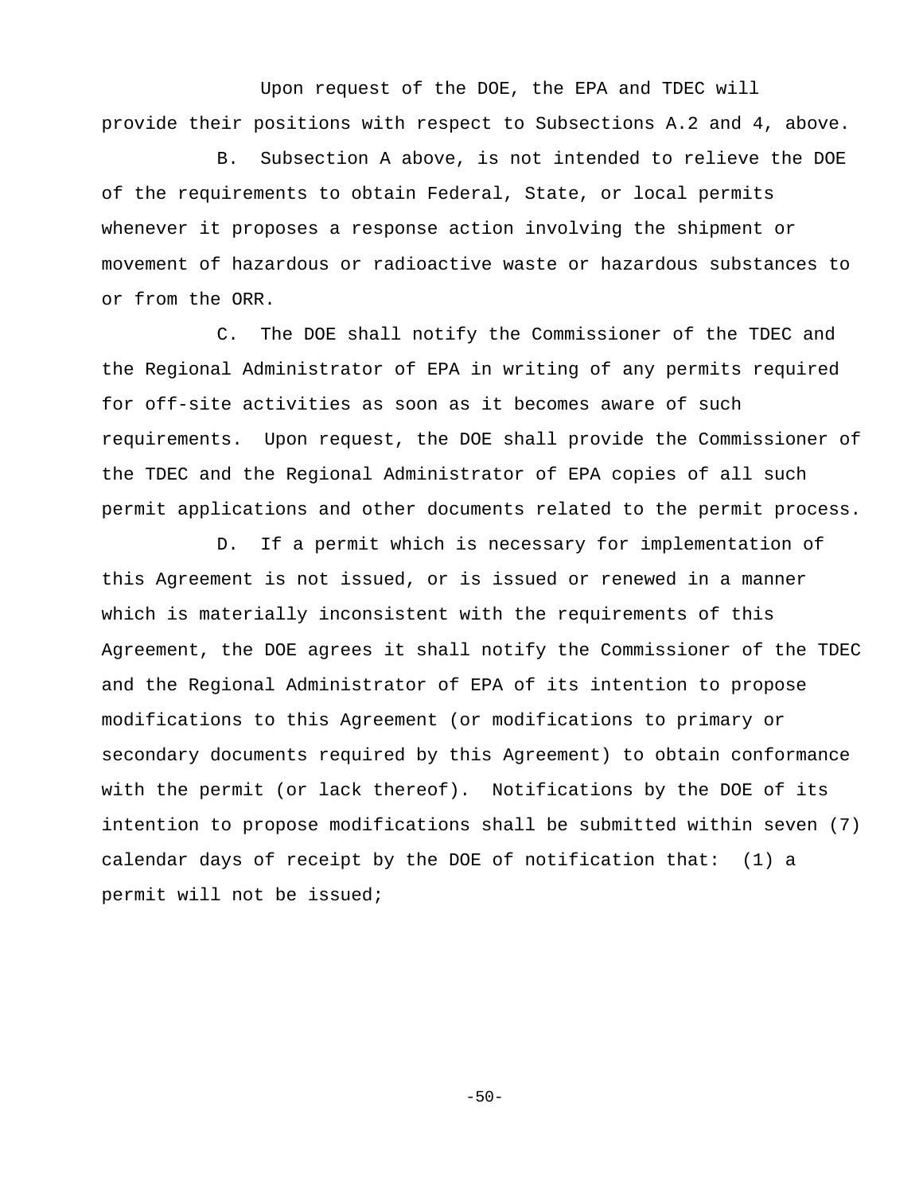Upon request of the DOE, the EPA and TDEC will provide their positions with respect to Subsections A.2 and 4, above.

B. Subsection A above, is not intended to relieve the DOE of the requirements to obtain Federal, State, or local permits whenever it proposes a response action involving the shipment or movement of hazardous or radioactive waste or hazardous substances to or from the ORR.

C. The DOE shall notify the Commissioner of the TDEC and the Regional Administrator of EPA in writing of any permits required for off-site activities as soon as it becomes aware of such requirements. Upon request, the DOE shall provide the Commissioner of the TDEC and the Regional Administrator of EPA copies of all such permit applications and other documents related to the permit process.

D. If a permit which is necessary for implementation of this Agreement is not issued, or is issued or renewed in a manner which is materially inconsistent with the requirements of this Agreement, the DOE agrees it shall notify the Commissioner of the TDEC and the Regional Administrator of EPA of its intention to propose modifications to this Agreement (or modifications to primary or secondary documents required by this Agreement) to obtain conformance with the permit (or lack thereof). Notifications by the DOE of its intention to propose modifications shall be submitted within seven (7) calendar days of receipt by the DOE of notification that: (1) a permit will not be issued;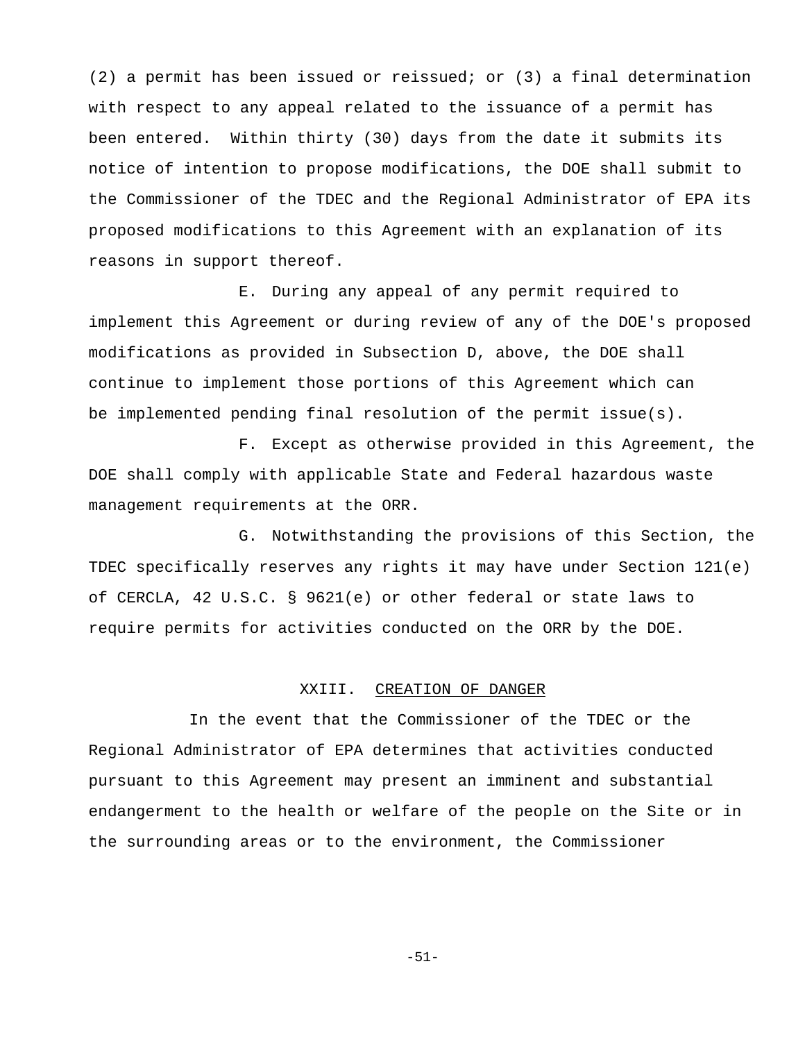(2) a permit has been issued or reissued; or (3) a final determination with respect to any appeal related to the issuance of a permit has been entered. Within thirty (30) days from the date it submits its notice of intention to propose modifications, the DOE shall submit to the Commissioner of the TDEC and the Regional Administrator of EPA its proposed modifications to this Agreement with an explanation of its reasons in support thereof.

E. During any appeal of any permit required to implement this Agreement or during review of any of the DOE's proposed modifications as provided in Subsection D, above, the DOE shall continue to implement those portions of this Agreement which can be implemented pending final resolution of the permit issue(s).

F. Except as otherwise provided in this Agreement, the DOE shall comply with applicable State and Federal hazardous waste management requirements at the ORR.

G. Notwithstanding the provisions of this Section, the TDEC specifically reserves any rights it may have under Section 121(e) of CERCLA, 42 U.S.C. § 9621(e) or other federal or state laws to require permits for activities conducted on the ORR by the DOE.

## XXIII. CREATION OF DANGER

In the event that the Commissioner of the TDEC or the Regional Administrator of EPA determines that activities conducted pursuant to this Agreement may present an imminent and substantial endangerment to the health or welfare of the people on the Site or in the surrounding areas or to the environment, the Commissioner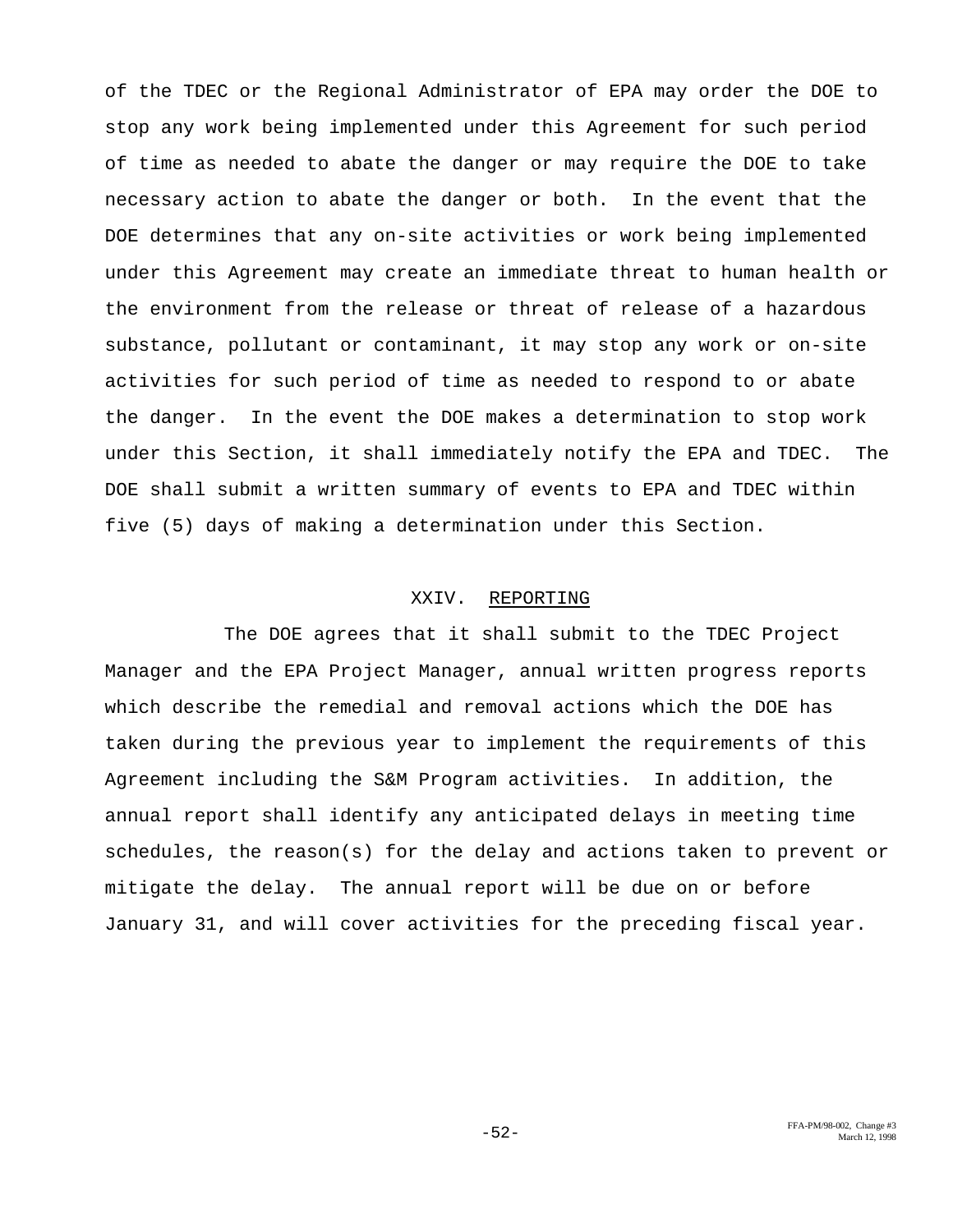of the TDEC or the Regional Administrator of EPA may order the DOE to stop any work being implemented under this Agreement for such period of time as needed to abate the danger or may require the DOE to take necessary action to abate the danger or both. In the event that the DOE determines that any on-site activities or work being implemented under this Agreement may create an immediate threat to human health or the environment from the release or threat of release of a hazardous substance, pollutant or contaminant, it may stop any work or on-site activities for such period of time as needed to respond to or abate the danger. In the event the DOE makes a determination to stop work under this Section, it shall immediately notify the EPA and TDEC. The DOE shall submit a written summary of events to EPA and TDEC within five (5) days of making a determination under this Section.

## XXIV. REPORTING

The DOE agrees that it shall submit to the TDEC Project Manager and the EPA Project Manager, annual written progress reports which describe the remedial and removal actions which the DOE has taken during the previous year to implement the requirements of this Agreement including the S&M Program activities. In addition, the annual report shall identify any anticipated delays in meeting time schedules, the reason(s) for the delay and actions taken to prevent or mitigate the delay. The annual report will be due on or before January 31, and will cover activities for the preceding fiscal year.

FFA-PM/98-002, Change #3
March 12, 1998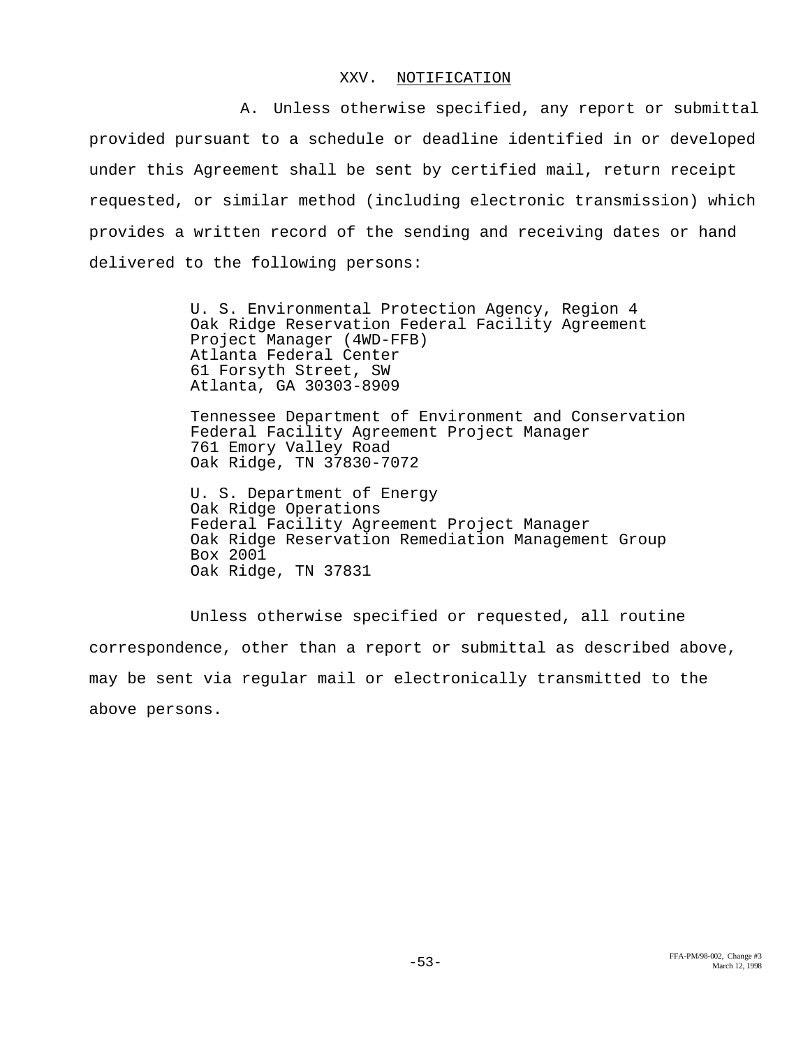## XXV. NOTIFICATION

A. Unless otherwise specified, any report or submittal provided pursuant to a schedule or deadline identified in or developed under this Agreement shall be sent by certified mail, return receipt requested, or similar method (including electronic transmission) which provides a written record of the sending and receiving dates or hand delivered to the following persons:

U. S. Environmental Protection Agency, Region 4
Oak Ridge Reservation Federal Facility Agreement
Project Manager (4WD-FFB)
Atlanta Federal Center
61 Forsyth Street, SW
Atlanta, GA 30303-8909

Tennessee Department of Environment and Conservation
Federal Facility Agreement Project Manager
761 Emory Valley Road
Oak Ridge, TN 37830-7072

U. S. Department of Energy
Oak Ridge Operations
Federal Facility Agreement Project Manager
Oak Ridge Reservation Remediation Management Group
Box 2001
Oak Ridge, TN 37831

Unless otherwise specified or requested, all routine correspondence, other than a report or submittal as described above, may be sent via regular mail or electronically transmitted to the above persons.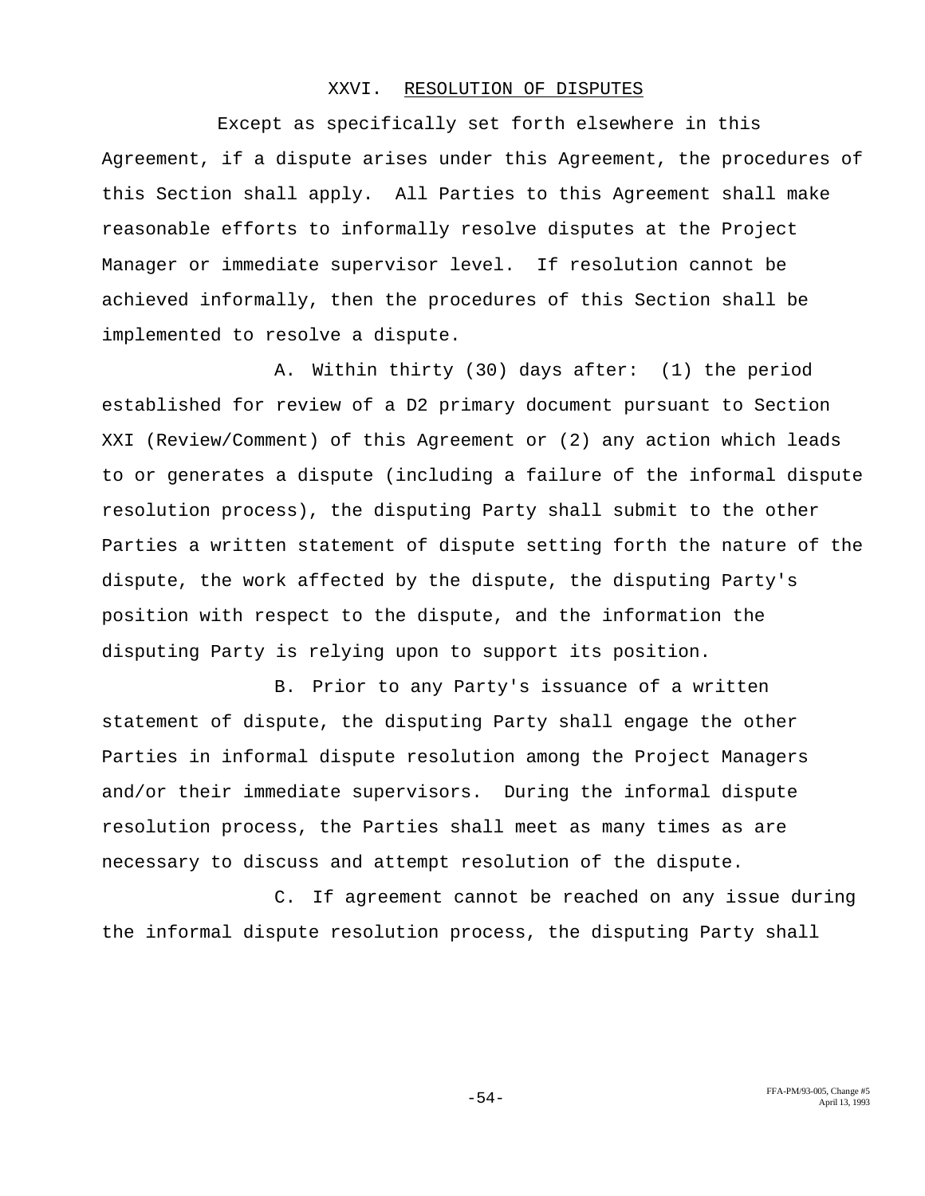## XXVI. RESOLUTION OF DISPUTES

Except as specifically set forth elsewhere in this Agreement, if a dispute arises under this Agreement, the procedures of this Section shall apply. All Parties to this Agreement shall make reasonable efforts to informally resolve disputes at the Project Manager or immediate supervisor level. If resolution cannot be achieved informally, then the procedures of this Section shall be implemented to resolve a dispute.

A. Within thirty (30) days after: (1) the period established for review of a D2 primary document pursuant to Section XXI (Review/Comment) of this Agreement or (2) any action which leads to or generates a dispute (including a failure of the informal dispute resolution process), the disputing Party shall submit to the other Parties a written statement of dispute setting forth the nature of the dispute, the work affected by the dispute, the disputing Party's position with respect to the dispute, and the information the disputing Party is relying upon to support its position.

B. Prior to any Party's issuance of a written statement of dispute, the disputing Party shall engage the other Parties in informal dispute resolution among the Project Managers and/or their immediate supervisors. During the informal dispute resolution process, the Parties shall meet as many times as are necessary to discuss and attempt resolution of the dispute.

C. If agreement cannot be reached on any issue during the informal dispute resolution process, the disputing Party shall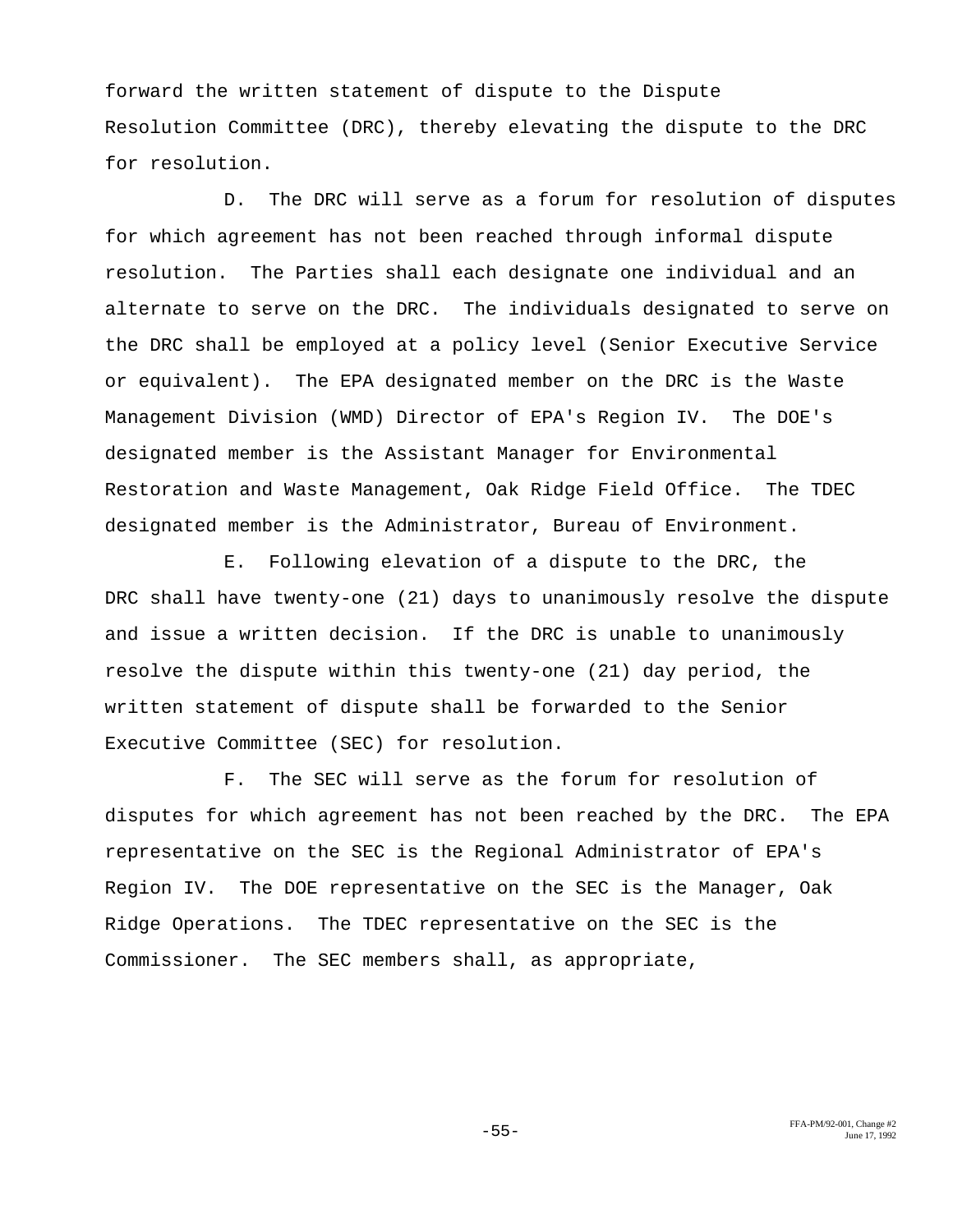forward the written statement of dispute to the Dispute Resolution Committee (DRC), thereby elevating the dispute to the DRC for resolution.

D. The DRC will serve as a forum for resolution of disputes for which agreement has not been reached through informal dispute resolution. The Parties shall each designate one individual and an alternate to serve on the DRC. The individuals designated to serve on the DRC shall be employed at a policy level (Senior Executive Service or equivalent). The EPA designated member on the DRC is the Waste Management Division (WMD) Director of EPA's Region IV. The DOE's designated member is the Assistant Manager for Environmental Restoration and Waste Management, Oak Ridge Field Office. The TDEC designated member is the Administrator, Bureau of Environment.

E. Following elevation of a dispute to the DRC, the DRC shall have twenty-one (21) days to unanimously resolve the dispute and issue a written decision. If the DRC is unable to unanimously resolve the dispute within this twenty-one (21) day period, the written statement of dispute shall be forwarded to the Senior Executive Committee (SEC) for resolution.

F. The SEC will serve as the forum for resolution of disputes for which agreement has not been reached by the DRC. The EPA representative on the SEC is the Regional Administrator of EPA's Region IV. The DOE representative on the SEC is the Manager, Oak Ridge Operations. The TDEC representative on the SEC is the Commissioner. The SEC members shall, as appropriate,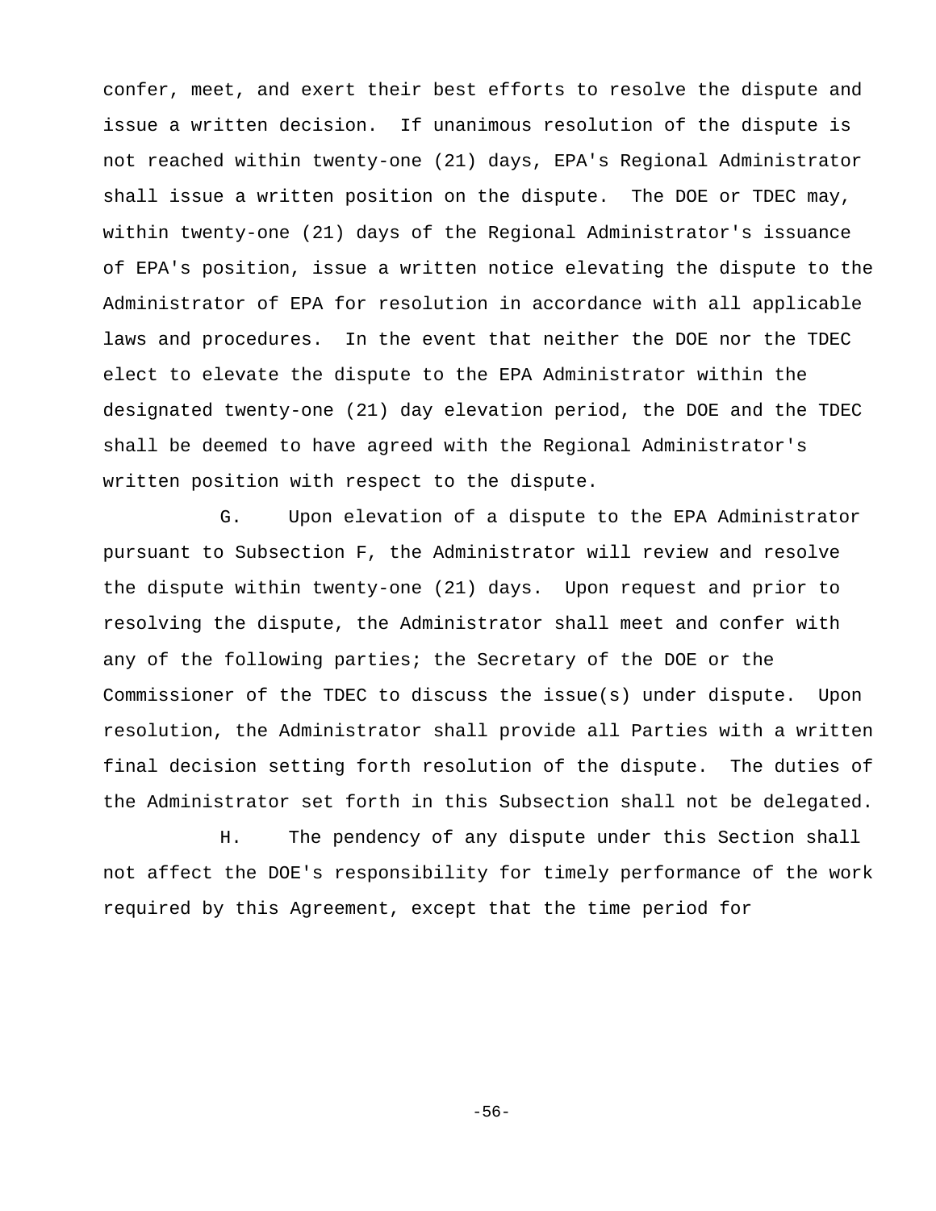confer, meet, and exert their best efforts to resolve the dispute and issue a written decision. If unanimous resolution of the dispute is not reached within twenty-one (21) days, EPA's Regional Administrator shall issue a written position on the dispute. The DOE or TDEC may, within twenty-one (21) days of the Regional Administrator's issuance of EPA's position, issue a written notice elevating the dispute to the Administrator of EPA for resolution in accordance with all applicable laws and procedures. In the event that neither the DOE nor the TDEC elect to elevate the dispute to the EPA Administrator within the designated twenty-one (21) day elevation period, the DOE and the TDEC shall be deemed to have agreed with the Regional Administrator's written position with respect to the dispute.

G. Upon elevation of a dispute to the EPA Administrator pursuant to Subsection F, the Administrator will review and resolve the dispute within twenty-one (21) days. Upon request and prior to resolving the dispute, the Administrator shall meet and confer with any of the following parties; the Secretary of the DOE or the Commissioner of the TDEC to discuss the issue(s) under dispute. Upon resolution, the Administrator shall provide all Parties with a written final decision setting forth resolution of the dispute. The duties of the Administrator set forth in this Subsection shall not be delegated.

H. The pendency of any dispute under this Section shall not affect the DOE's responsibility for timely performance of the work required by this Agreement, except that the time period for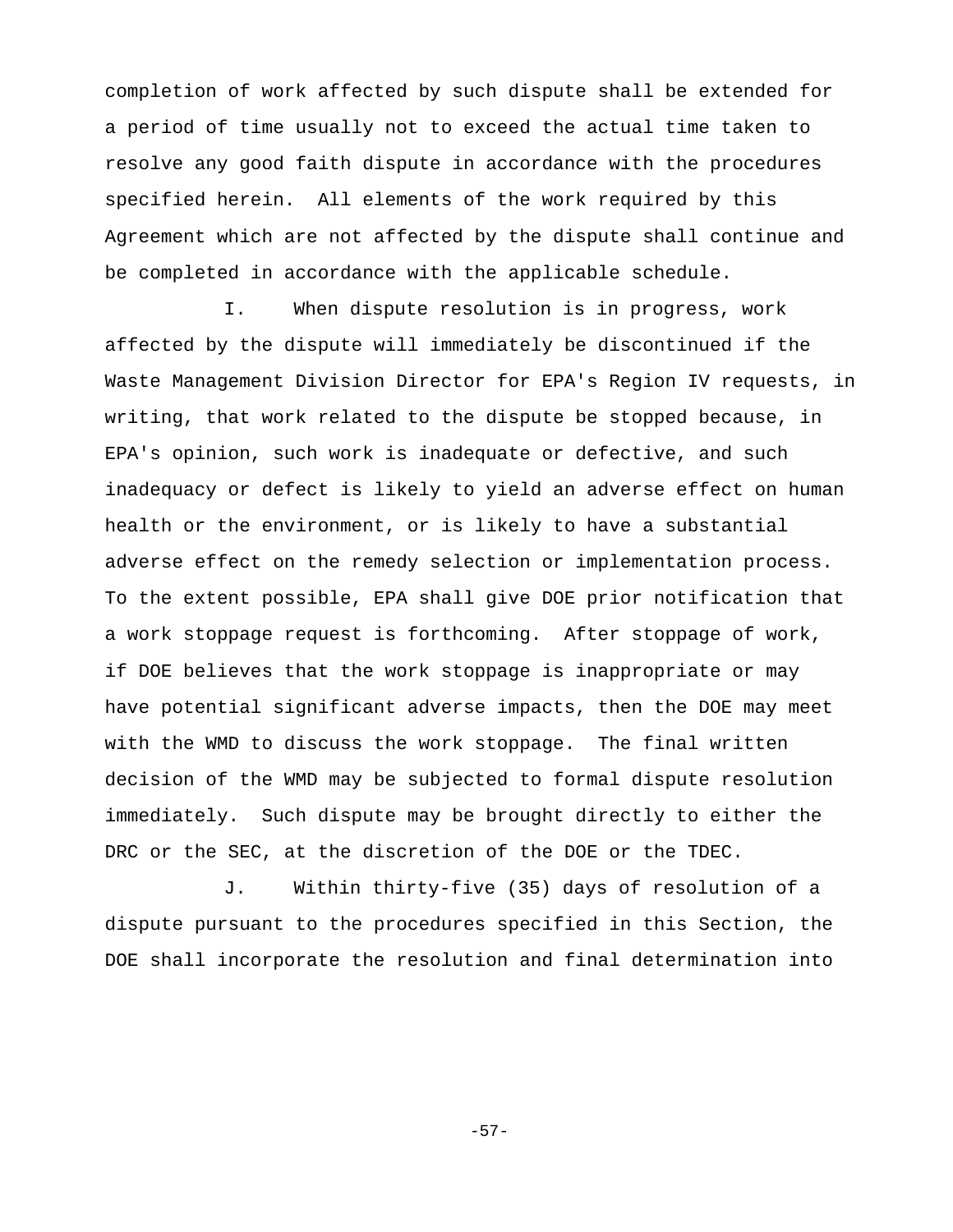completion of work affected by such dispute shall be extended for a period of time usually not to exceed the actual time taken to resolve any good faith dispute in accordance with the procedures specified herein. All elements of the work required by this Agreement which are not affected by the dispute shall continue and be completed in accordance with the applicable schedule.

I. When dispute resolution is in progress, work affected by the dispute will immediately be discontinued if the Waste Management Division Director for EPA's Region IV requests, in writing, that work related to the dispute be stopped because, in EPA's opinion, such work is inadequate or defective, and such inadequacy or defect is likely to yield an adverse effect on human health or the environment, or is likely to have a substantial adverse effect on the remedy selection or implementation process. To the extent possible, EPA shall give DOE prior notification that a work stoppage request is forthcoming. After stoppage of work, if DOE believes that the work stoppage is inappropriate or may have potential significant adverse impacts, then the DOE may meet with the WMD to discuss the work stoppage. The final written decision of the WMD may be subjected to formal dispute resolution immediately. Such dispute may be brought directly to either the DRC or the SEC, at the discretion of the DOE or the TDEC.

J. Within thirty-five (35) days of resolution of a dispute pursuant to the procedures specified in this Section, the DOE shall incorporate the resolution and final determination into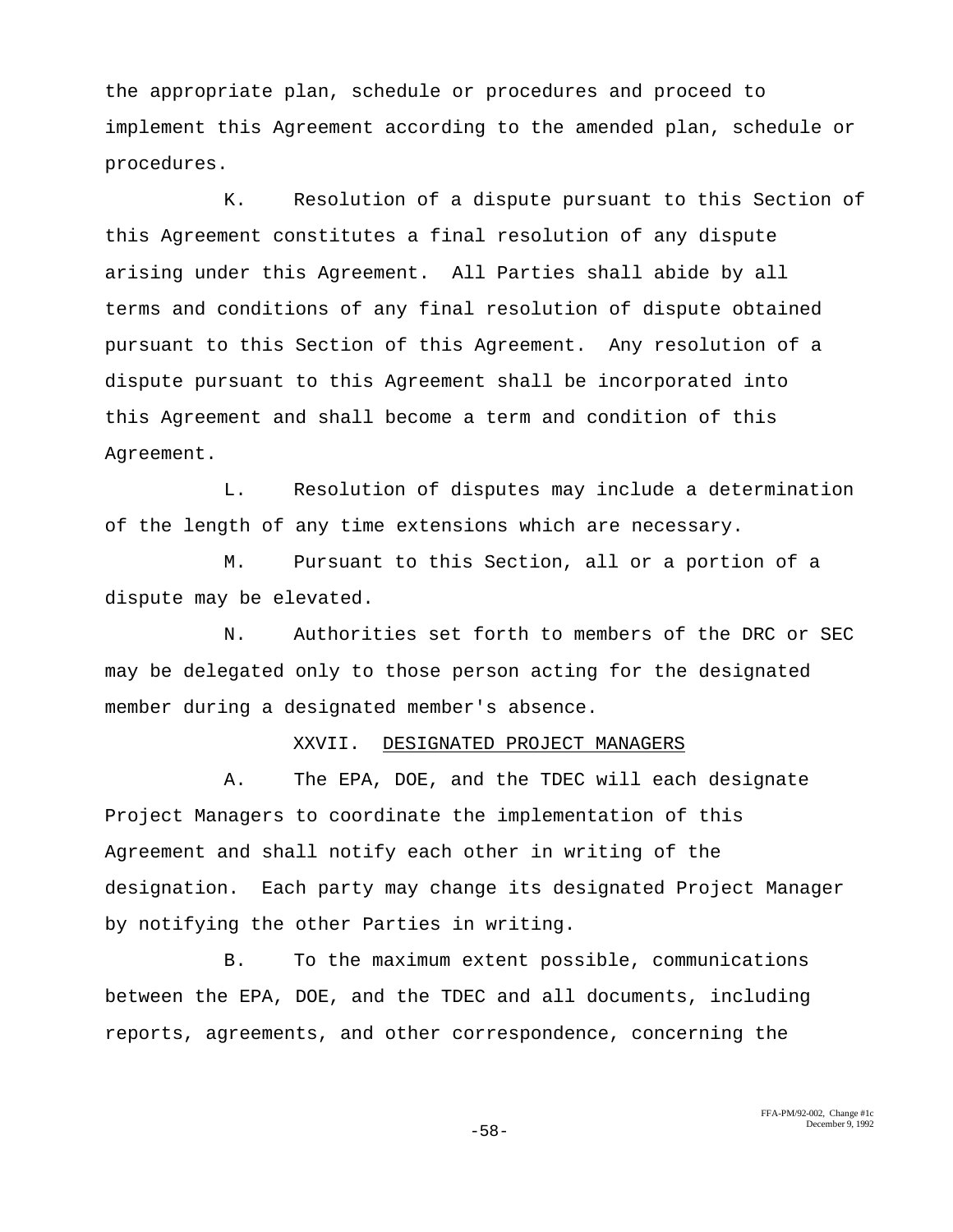the appropriate plan, schedule or procedures and proceed to implement this Agreement according to the amended plan, schedule or procedures.

K. Resolution of a dispute pursuant to this Section of this Agreement constitutes a final resolution of any dispute arising under this Agreement. All Parties shall abide by all terms and conditions of any final resolution of dispute obtained pursuant to this Section of this Agreement. Any resolution of a dispute pursuant to this Agreement shall be incorporated into this Agreement and shall become a term and condition of this Agreement.

L. Resolution of disputes may include a determination of the length of any time extensions which are necessary.

M. Pursuant to this Section, all or a portion of a dispute may be elevated.

N. Authorities set forth to members of the DRC or SEC may be delegated only to those person acting for the designated member during a designated member's absence.

## XXVII. DESIGNATED PROJECT MANAGERS

A. The EPA, DOE, and the TDEC will each designate Project Managers to coordinate the implementation of this Agreement and shall notify each other in writing of the designation. Each party may change its designated Project Manager by notifying the other Parties in writing.

B. To the maximum extent possible, communications between the EPA, DOE, and the TDEC and all documents, including reports, agreements, and other correspondence, concerning the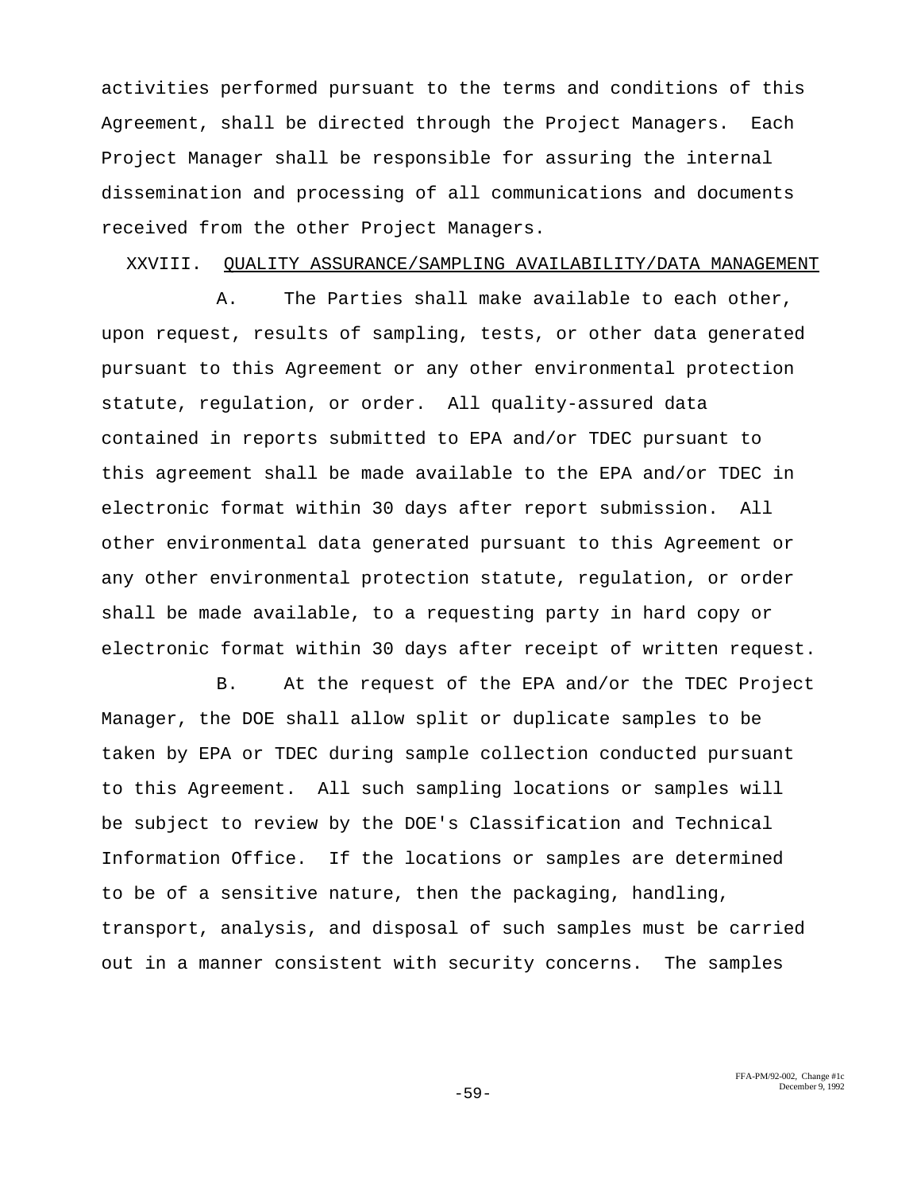activities performed pursuant to the terms and conditions of this Agreement, shall be directed through the Project Managers. Each Project Manager shall be responsible for assuring the internal dissemination and processing of all communications and documents received from the other Project Managers.

## XXVIII. QUALITY ASSURANCE/SAMPLING AVAILABILITY/DATA MANAGEMENT

A. The Parties shall make available to each other, upon request, results of sampling, tests, or other data generated pursuant to this Agreement or any other environmental protection statute, regulation, or order. All quality-assured data contained in reports submitted to EPA and/or TDEC pursuant to this agreement shall be made available to the EPA and/or TDEC in electronic format within 30 days after report submission. All other environmental data generated pursuant to this Agreement or any other environmental protection statute, regulation, or order shall be made available, to a requesting party in hard copy or electronic format within 30 days after receipt of written request.

B. At the request of the EPA and/or the TDEC Project Manager, the DOE shall allow split or duplicate samples to be taken by EPA or TDEC during sample collection conducted pursuant to this Agreement. All such sampling locations or samples will be subject to review by the DOE's Classification and Technical Information Office. If the locations or samples are determined to be of a sensitive nature, then the packaging, handling, transport, analysis, and disposal of such samples must be carried out in a manner consistent with security concerns. The samples

FFA-PM/92-002, Change #1c
December 9, 1992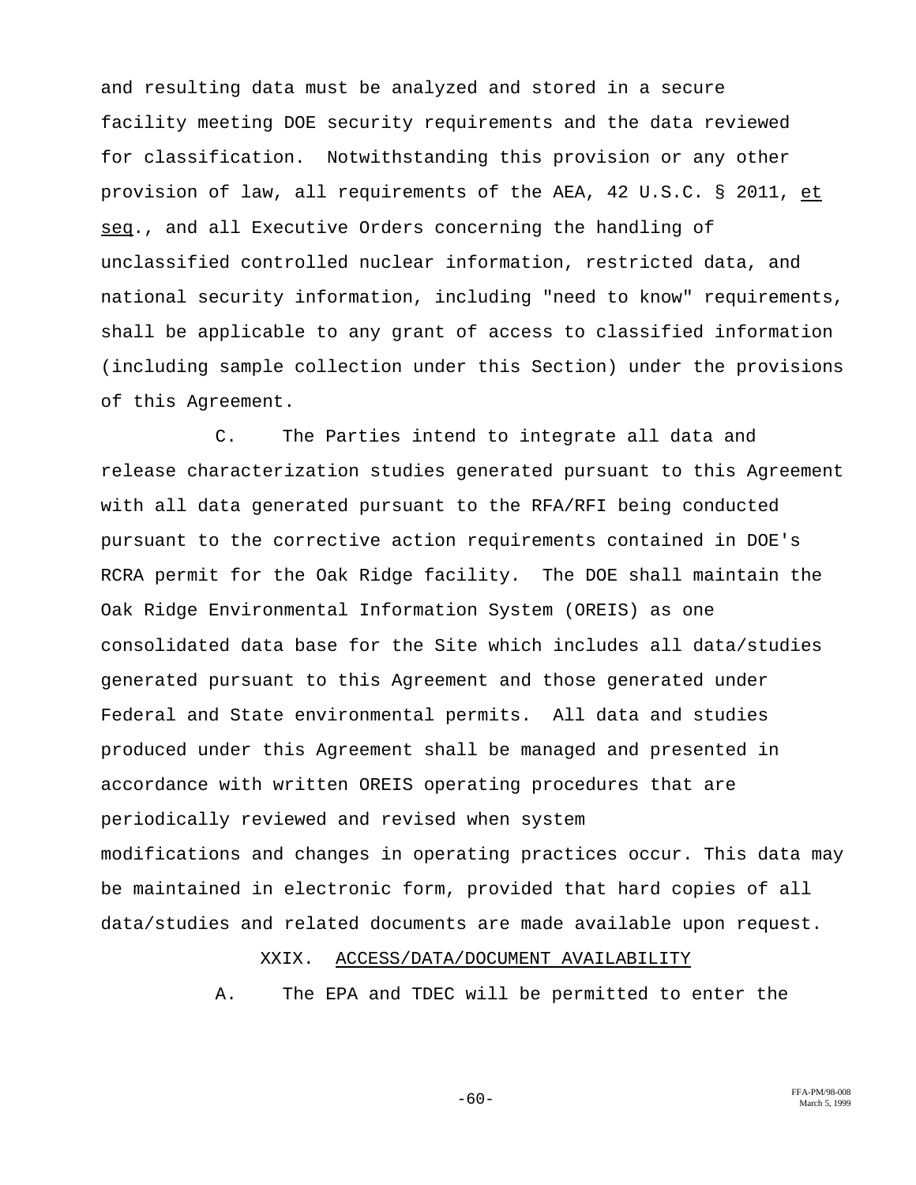and resulting data must be analyzed and stored in a secure facility meeting DOE security requirements and the data reviewed for classification. Notwithstanding this provision or any other provision of law, all requirements of the AEA, 42 U.S.C. § 2011, et seq., and all Executive Orders concerning the handling of unclassified controlled nuclear information, restricted data, and national security information, including "need to know" requirements, shall be applicable to any grant of access to classified information (including sample collection under this Section) under the provisions of this Agreement.

C. The Parties intend to integrate all data and release characterization studies generated pursuant to this Agreement with all data generated pursuant to the RFA/RFI being conducted pursuant to the corrective action requirements contained in DOE's RCRA permit for the Oak Ridge facility. The DOE shall maintain the Oak Ridge Environmental Information System (OREIS) as one consolidated data base for the Site which includes all data/studies generated pursuant to this Agreement and those generated under Federal and State environmental permits. All data and studies produced under this Agreement shall be managed and presented in accordance with written OREIS operating procedures that are periodically reviewed and revised when system modifications and changes in operating practices occur. This data may be maintained in electronic form, provided that hard copies of all data/studies and related documents are made available upon request.

## XXIX. ACCESS/DATA/DOCUMENT AVAILABILITY

A. The EPA and TDEC will be permitted to enter the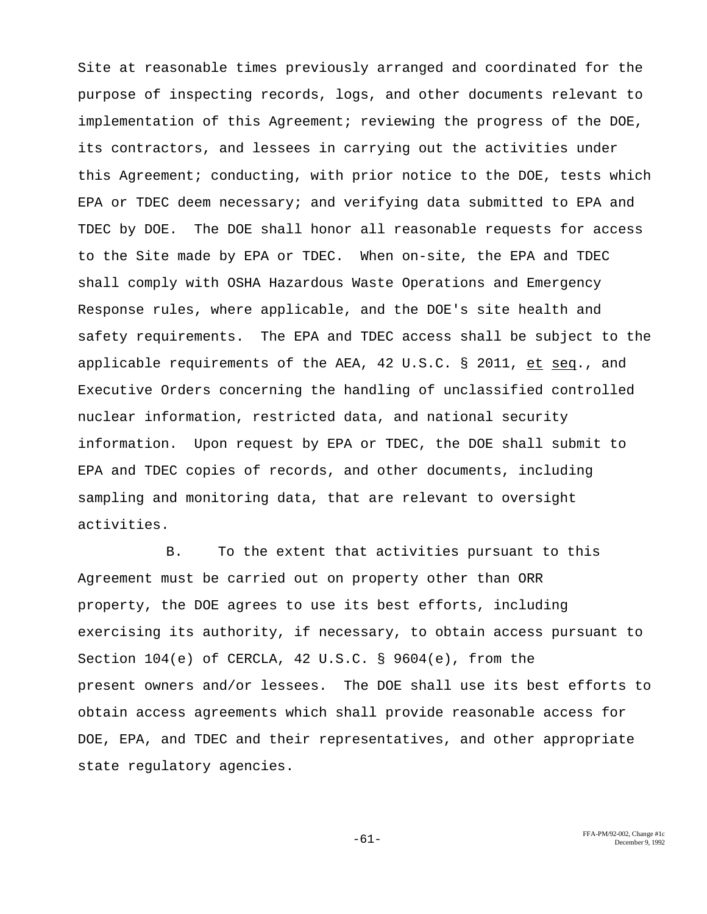Site at reasonable times previously arranged and coordinated for the purpose of inspecting records, logs, and other documents relevant to implementation of this Agreement; reviewing the progress of the DOE, its contractors, and lessees in carrying out the activities under this Agreement; conducting, with prior notice to the DOE, tests which EPA or TDEC deem necessary; and verifying data submitted to EPA and TDEC by DOE. The DOE shall honor all reasonable requests for access to the Site made by EPA or TDEC. When on-site, the EPA and TDEC shall comply with OSHA Hazardous Waste Operations and Emergency Response rules, where applicable, and the DOE's site health and safety requirements. The EPA and TDEC access shall be subject to the applicable requirements of the AEA, 42 U.S.C. § 2011, et seq., and Executive Orders concerning the handling of unclassified controlled nuclear information, restricted data, and national security information. Upon request by EPA or TDEC, the DOE shall submit to EPA and TDEC copies of records, and other documents, including sampling and monitoring data, that are relevant to oversight activities.

B. To the extent that activities pursuant to this Agreement must be carried out on property other than ORR property, the DOE agrees to use its best efforts, including exercising its authority, if necessary, to obtain access pursuant to Section 104(e) of CERCLA, 42 U.S.C. § 9604(e), from the present owners and/or lessees. The DOE shall use its best efforts to obtain access agreements which shall provide reasonable access for DOE, EPA, and TDEC and their representatives, and other appropriate state regulatory agencies.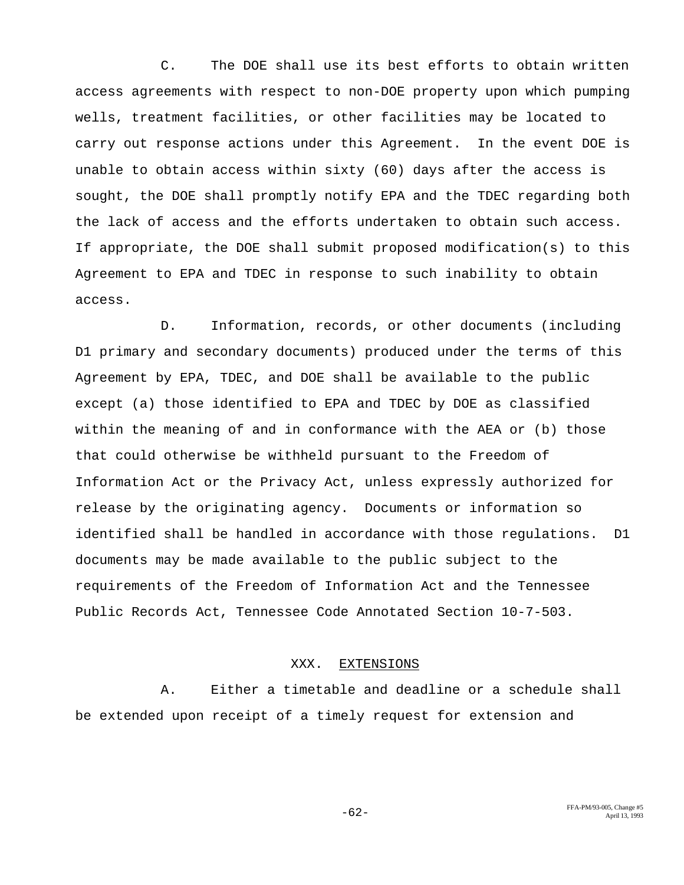C. The DOE shall use its best efforts to obtain written access agreements with respect to non-DOE property upon which pumping wells, treatment facilities, or other facilities may be located to carry out response actions under this Agreement. In the event DOE is unable to obtain access within sixty (60) days after the access is sought, the DOE shall promptly notify EPA and the TDEC regarding both the lack of access and the efforts undertaken to obtain such access. If appropriate, the DOE shall submit proposed modification(s) to this Agreement to EPA and TDEC in response to such inability to obtain access.

D. Information, records, or other documents (including D1 primary and secondary documents) produced under the terms of this Agreement by EPA, TDEC, and DOE shall be available to the public except (a) those identified to EPA and TDEC by DOE as classified within the meaning of and in conformance with the AEA or (b) those that could otherwise be withheld pursuant to the Freedom of Information Act or the Privacy Act, unless expressly authorized for release by the originating agency. Documents or information so identified shall be handled in accordance with those regulations. D1 documents may be made available to the public subject to the requirements of the Freedom of Information Act and the Tennessee Public Records Act, Tennessee Code Annotated Section 10-7-503.

## XXX. EXTENSIONS

A. Either a timetable and deadline or a schedule shall be extended upon receipt of a timely request for extension and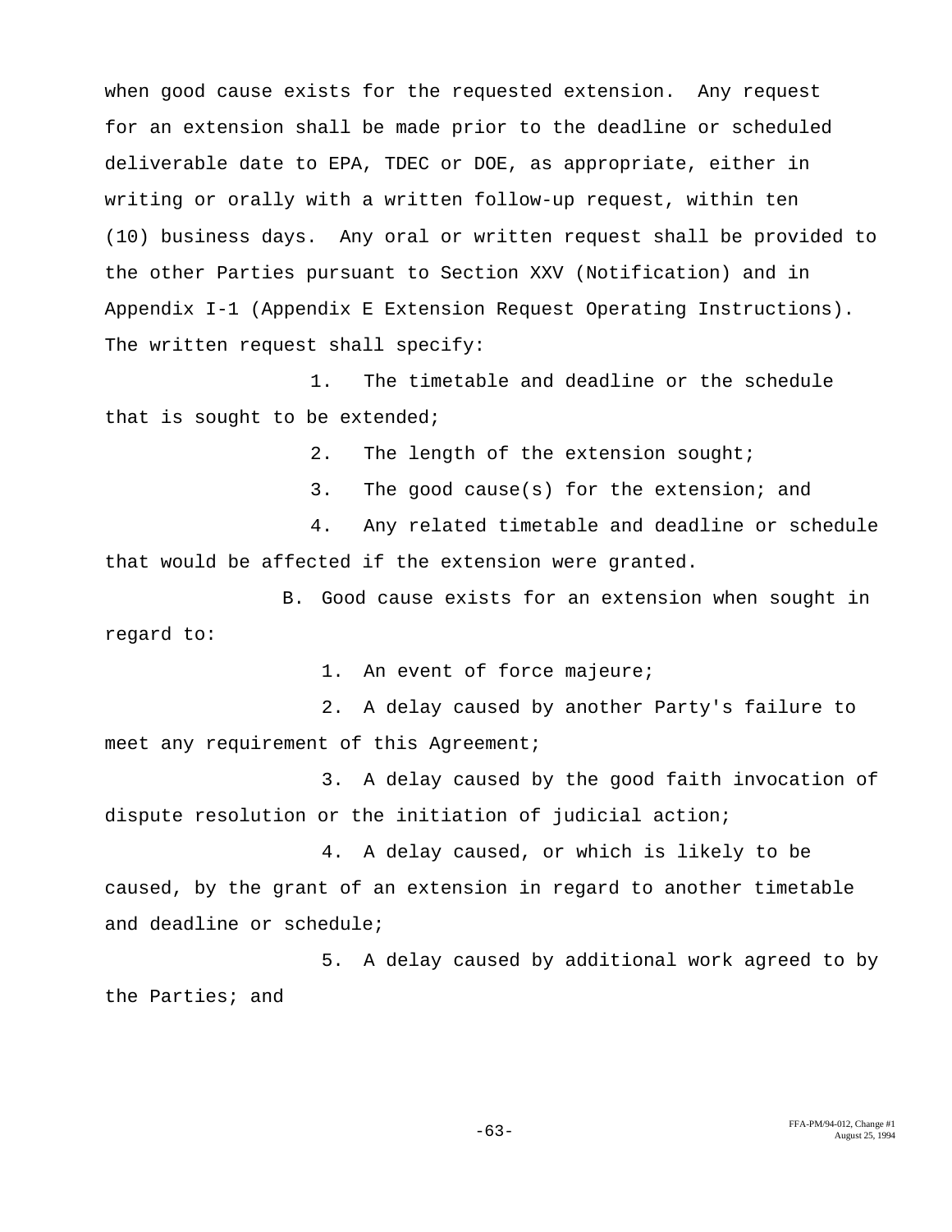when good cause exists for the requested extension. Any request for an extension shall be made prior to the deadline or scheduled deliverable date to EPA, TDEC or DOE, as appropriate, either in writing or orally with a written follow-up request, within ten (10) business days. Any oral or written request shall be provided to the other Parties pursuant to Section XXV (Notification) and in Appendix I-1 (Appendix E Extension Request Operating Instructions). The written request shall specify:

1. The timetable and deadline or the schedule that is sought to be extended;
2. The length of the extension sought;
3. The good cause(s) for the extension; and
4. Any related timetable and deadline or schedule that would be affected if the extension were granted.

B. Good cause exists for an extension when sought in regard to:

1. An event of force majeure;
2. A delay caused by another Party's failure to meet any requirement of this Agreement;
3. A delay caused by the good faith invocation of dispute resolution or the initiation of judicial action;
4. A delay caused, or which is likely to be caused, by the grant of an extension in regard to another timetable and deadline or schedule;
5. A delay caused by additional work agreed to by the Parties; and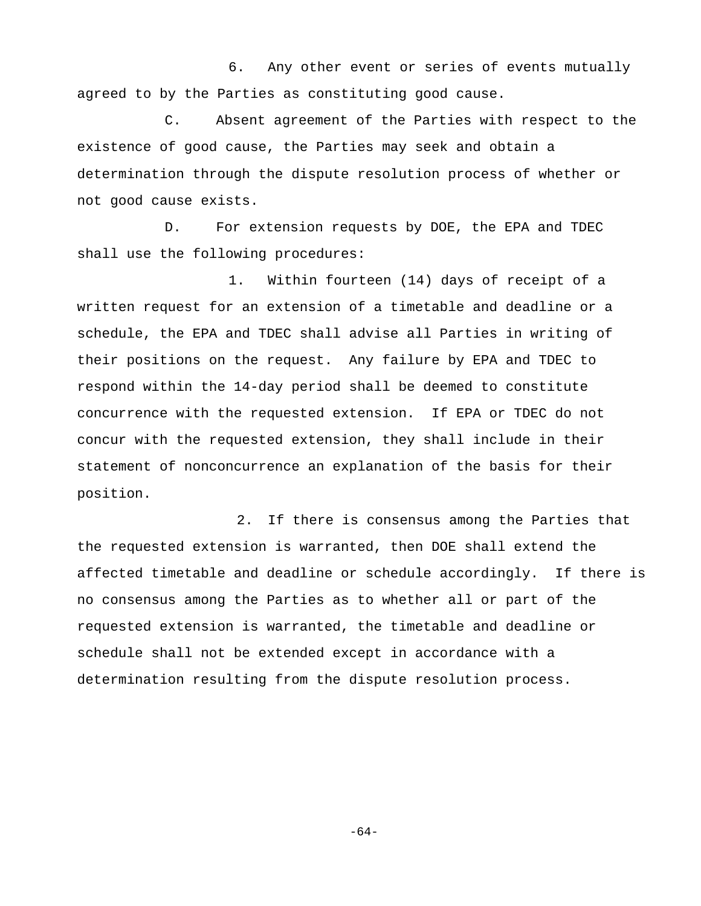6. Any other event or series of events mutually agreed to by the Parties as constituting good cause.

C. Absent agreement of the Parties with respect to the existence of good cause, the Parties may seek and obtain a determination through the dispute resolution process of whether or not good cause exists.

D. For extension requests by DOE, the EPA and TDEC shall use the following procedures:

1. Within fourteen (14) days of receipt of a written request for an extension of a timetable and deadline or a schedule, the EPA and TDEC shall advise all Parties in writing of their positions on the request. Any failure by EPA and TDEC to respond within the 14-day period shall be deemed to constitute concurrence with the requested extension. If EPA or TDEC do not concur with the requested extension, they shall include in their statement of nonconcurrence an explanation of the basis for their position.

2. If there is consensus among the Parties that the requested extension is warranted, then DOE shall extend the affected timetable and deadline or schedule accordingly. If there is no consensus among the Parties as to whether all or part of the requested extension is warranted, the timetable and deadline or schedule shall not be extended except in accordance with a determination resulting from the dispute resolution process.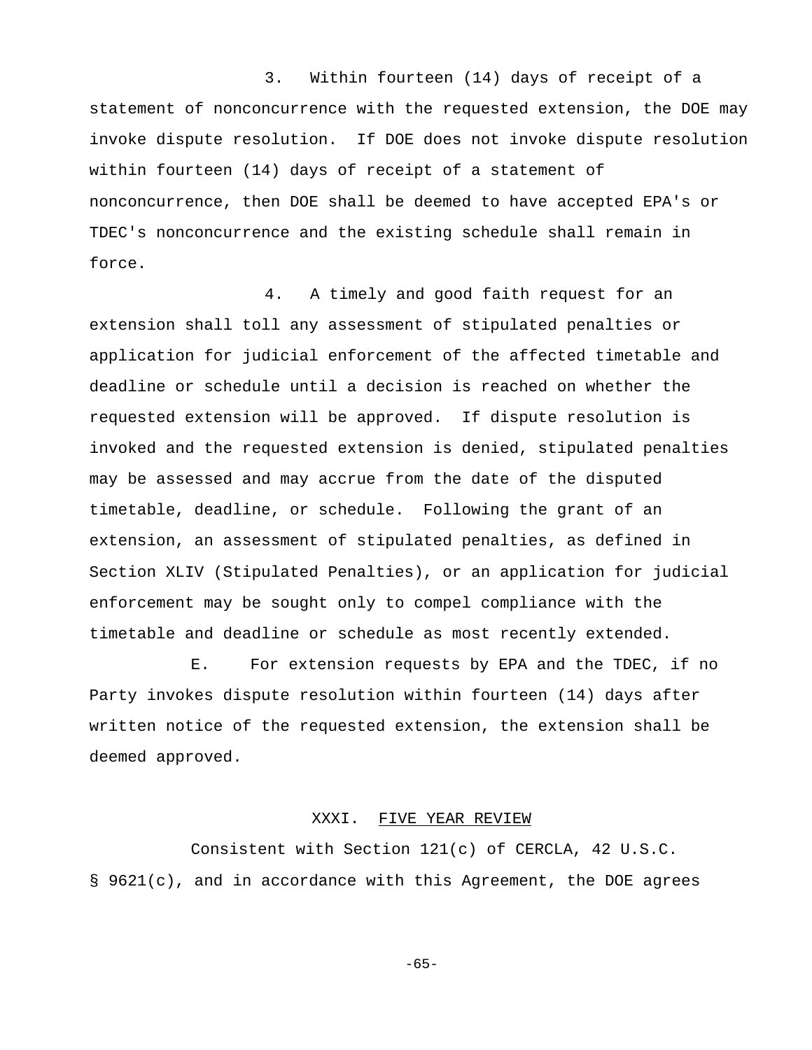3. Within fourteen (14) days of receipt of a statement of nonconcurrence with the requested extension, the DOE may invoke dispute resolution. If DOE does not invoke dispute resolution within fourteen (14) days of receipt of a statement of nonconcurrence, then DOE shall be deemed to have accepted EPA's or TDEC's nonconcurrence and the existing schedule shall remain in force.

4. A timely and good faith request for an extension shall toll any assessment of stipulated penalties or application for judicial enforcement of the affected timetable and deadline or schedule until a decision is reached on whether the requested extension will be approved. If dispute resolution is invoked and the requested extension is denied, stipulated penalties may be assessed and may accrue from the date of the disputed timetable, deadline, or schedule. Following the grant of an extension, an assessment of stipulated penalties, as defined in Section XLIV (Stipulated Penalties), or an application for judicial enforcement may be sought only to compel compliance with the timetable and deadline or schedule as most recently extended.

E. For extension requests by EPA and the TDEC, if no Party invokes dispute resolution within fourteen (14) days after written notice of the requested extension, the extension shall be deemed approved.

## XXXI. FIVE YEAR REVIEW

Consistent with Section 121(c) of CERCLA, 42 U.S.C. § 9621(c), and in accordance with this Agreement, the DOE agrees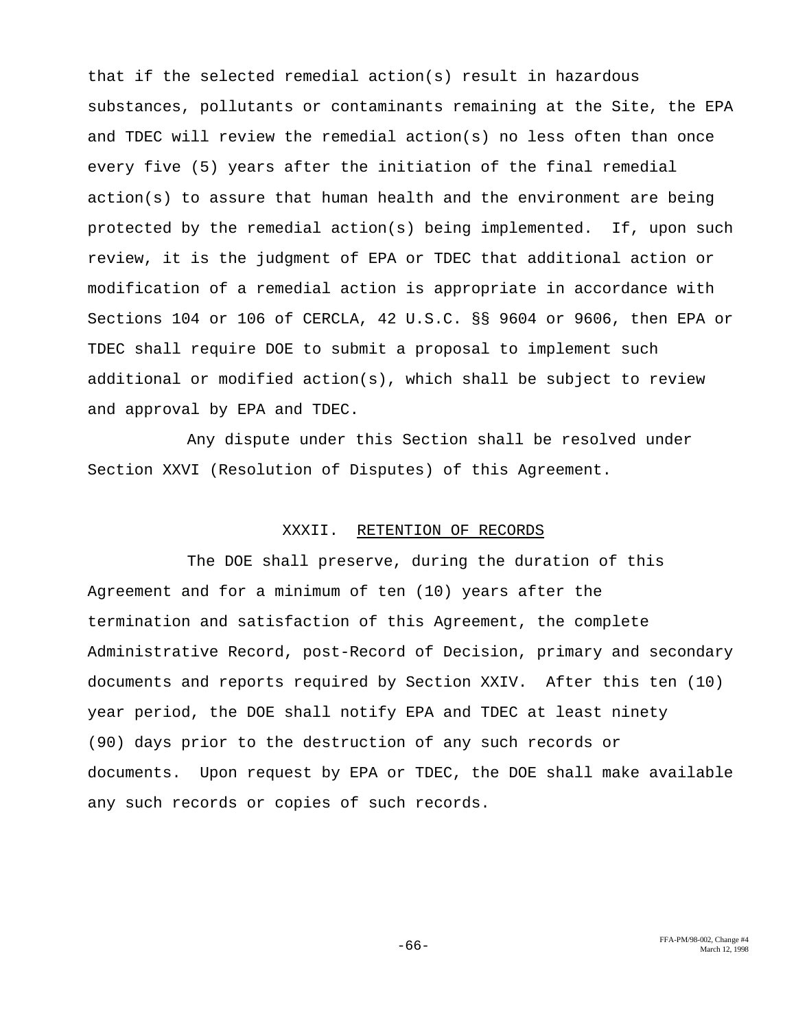that if the selected remedial action(s) result in hazardous substances, pollutants or contaminants remaining at the Site, the EPA and TDEC will review the remedial action(s) no less often than once every five (5) years after the initiation of the final remedial action(s) to assure that human health and the environment are being protected by the remedial action(s) being implemented. If, upon such review, it is the judgment of EPA or TDEC that additional action or modification of a remedial action is appropriate in accordance with Sections 104 or 106 of CERCLA, 42 U.S.C. §§ 9604 or 9606, then EPA or TDEC shall require DOE to submit a proposal to implement such additional or modified action(s), which shall be subject to review and approval by EPA and TDEC.

Any dispute under this Section shall be resolved under Section XXVI (Resolution of Disputes) of this Agreement.

## XXXII. RETENTION OF RECORDS

The DOE shall preserve, during the duration of this Agreement and for a minimum of ten (10) years after the termination and satisfaction of this Agreement, the complete Administrative Record, post-Record of Decision, primary and secondary documents and reports required by Section XXIV. After this ten (10) year period, the DOE shall notify EPA and TDEC at least ninety (90) days prior to the destruction of any such records or documents. Upon request by EPA or TDEC, the DOE shall make available any such records or copies of such records.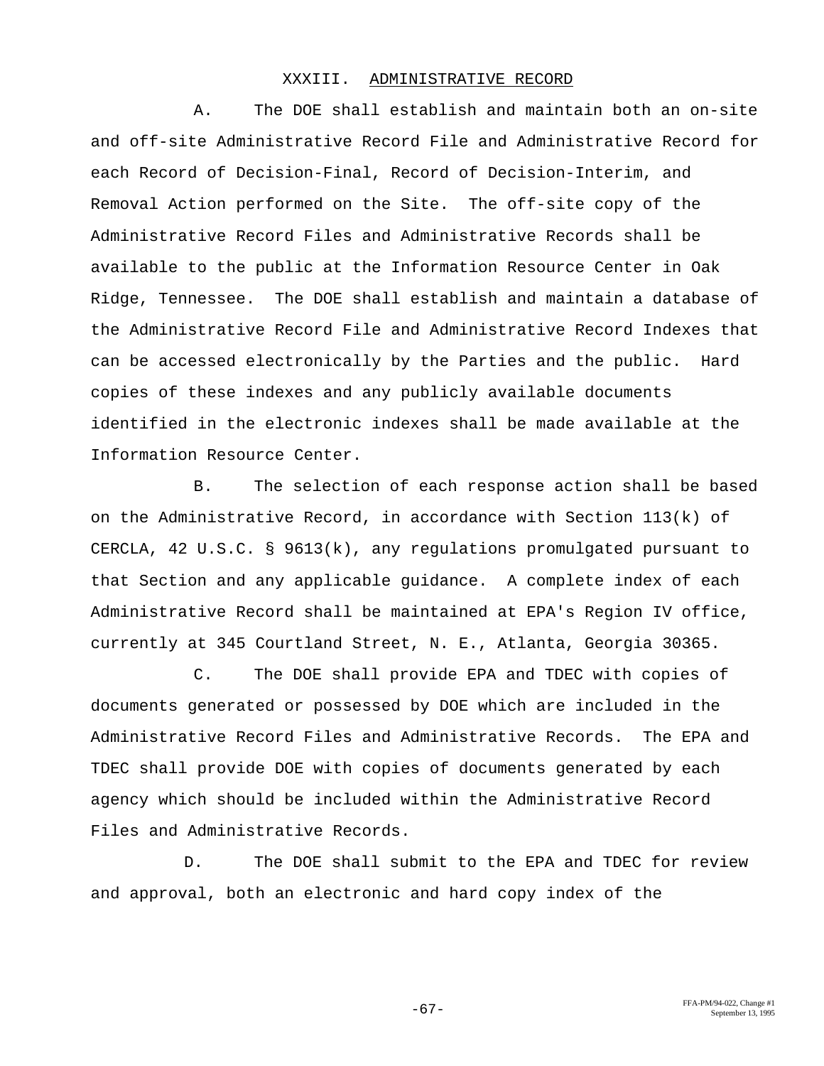## XXXIII. ADMINISTRATIVE RECORD

A. The DOE shall establish and maintain both an on-site and off-site Administrative Record File and Administrative Record for each Record of Decision-Final, Record of Decision-Interim, and Removal Action performed on the Site. The off-site copy of the Administrative Record Files and Administrative Records shall be available to the public at the Information Resource Center in Oak Ridge, Tennessee. The DOE shall establish and maintain a database of the Administrative Record File and Administrative Record Indexes that can be accessed electronically by the Parties and the public. Hard copies of these indexes and any publicly available documents identified in the electronic indexes shall be made available at the Information Resource Center.

B. The selection of each response action shall be based on the Administrative Record, in accordance with Section 113(k) of CERCLA, 42 U.S.C. § 9613(k), any regulations promulgated pursuant to that Section and any applicable guidance. A complete index of each Administrative Record shall be maintained at EPA's Region IV office, currently at 345 Courtland Street, N. E., Atlanta, Georgia 30365.

C. The DOE shall provide EPA and TDEC with copies of documents generated or possessed by DOE which are included in the Administrative Record Files and Administrative Records. The EPA and TDEC shall provide DOE with copies of documents generated by each agency which should be included within the Administrative Record Files and Administrative Records.

D. The DOE shall submit to the EPA and TDEC for review and approval, both an electronic and hard copy index of the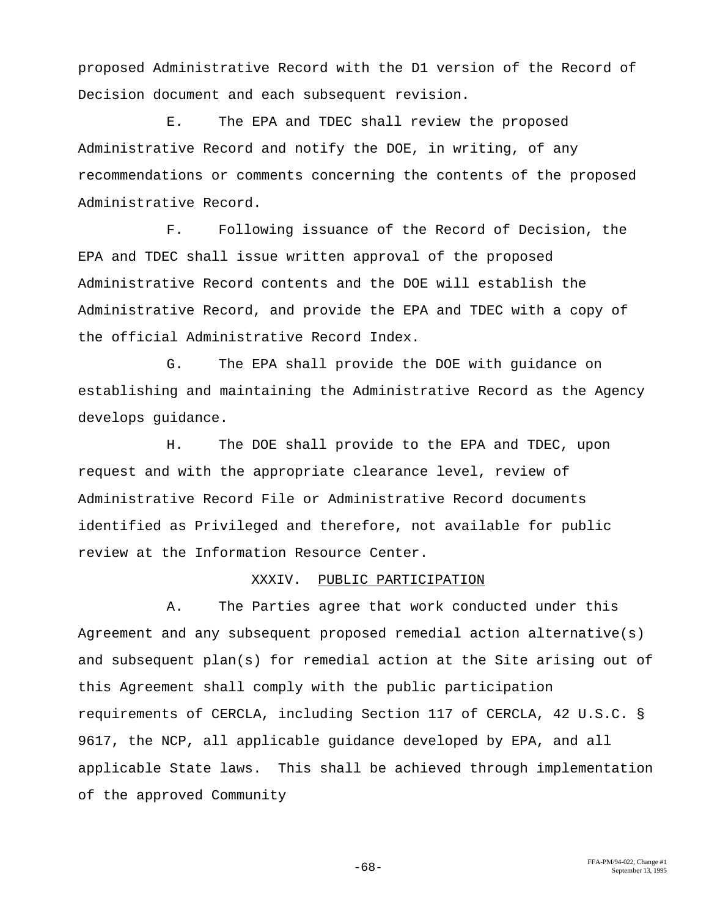proposed Administrative Record with the D1 version of the Record of Decision document and each subsequent revision.

E. The EPA and TDEC shall review the proposed Administrative Record and notify the DOE, in writing, of any recommendations or comments concerning the contents of the proposed Administrative Record.

F. Following issuance of the Record of Decision, the EPA and TDEC shall issue written approval of the proposed Administrative Record contents and the DOE will establish the Administrative Record, and provide the EPA and TDEC with a copy of the official Administrative Record Index.

G. The EPA shall provide the DOE with guidance on establishing and maintaining the Administrative Record as the Agency develops guidance.

H. The DOE shall provide to the EPA and TDEC, upon request and with the appropriate clearance level, review of Administrative Record File or Administrative Record documents identified as Privileged and therefore, not available for public review at the Information Resource Center.

## XXXIV. PUBLIC PARTICIPATION

A. The Parties agree that work conducted under this Agreement and any subsequent proposed remedial action alternative(s) and subsequent plan(s) for remedial action at the Site arising out of this Agreement shall comply with the public participation requirements of CERCLA, including Section 117 of CERCLA, 42 U.S.C. § 9617, the NCP, all applicable guidance developed by EPA, and all applicable State laws. This shall be achieved through implementation of the approved Community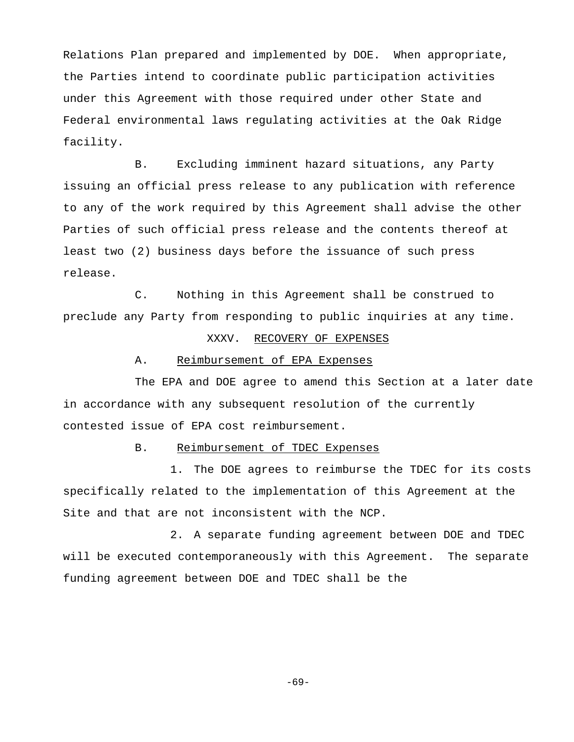Relations Plan prepared and implemented by DOE. When appropriate, the Parties intend to coordinate public participation activities under this Agreement with those required under other State and Federal environmental laws regulating activities at the Oak Ridge facility.

B. Excluding imminent hazard situations, any Party issuing an official press release to any publication with reference to any of the work required by this Agreement shall advise the other Parties of such official press release and the contents thereof at least two (2) business days before the issuance of such press release.

C. Nothing in this Agreement shall be construed to preclude any Party from responding to public inquiries at any time.

## XXXV. RECOVERY OF EXPENSES

### A. Reimbursement of EPA Expenses

The EPA and DOE agree to amend this Section at a later date in accordance with any subsequent resolution of the currently contested issue of EPA cost reimbursement.

### B. Reimbursement of TDEC Expenses

1. The DOE agrees to reimburse the TDEC for its costs specifically related to the implementation of this Agreement at the Site and that are not inconsistent with the NCP.

2. A separate funding agreement between DOE and TDEC will be executed contemporaneously with this Agreement. The separate funding agreement between DOE and TDEC shall be the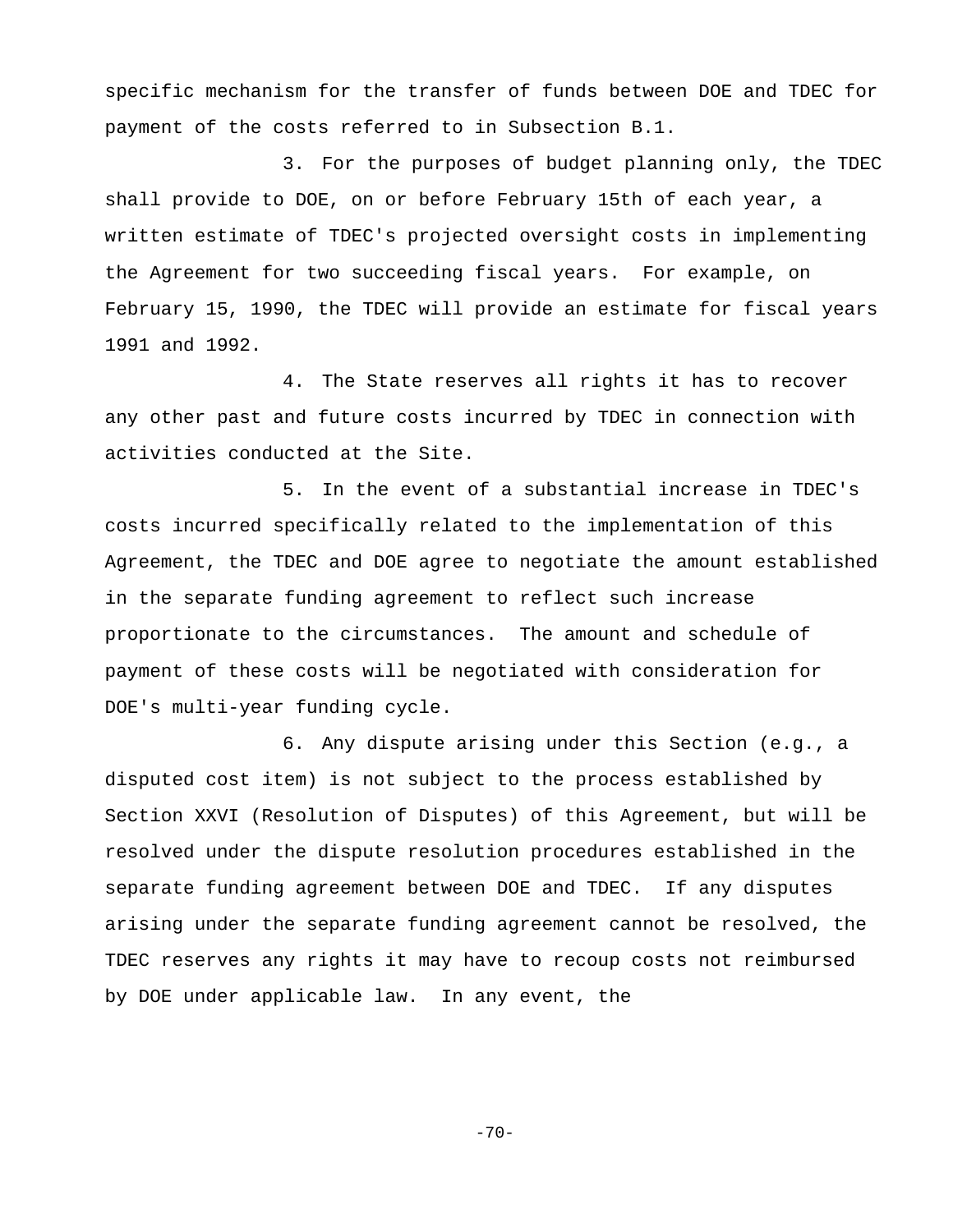specific mechanism for the transfer of funds between DOE and TDEC for payment of the costs referred to in Subsection B.1.

3. For the purposes of budget planning only, the TDEC shall provide to DOE, on or before February 15th of each year, a written estimate of TDEC's projected oversight costs in implementing the Agreement for two succeeding fiscal years. For example, on February 15, 1990, the TDEC will provide an estimate for fiscal years 1991 and 1992.

4. The State reserves all rights it has to recover any other past and future costs incurred by TDEC in connection with activities conducted at the Site.

5. In the event of a substantial increase in TDEC's costs incurred specifically related to the implementation of this Agreement, the TDEC and DOE agree to negotiate the amount established in the separate funding agreement to reflect such increase proportionate to the circumstances. The amount and schedule of payment of these costs will be negotiated with consideration for DOE's multi-year funding cycle.

6. Any dispute arising under this Section (e.g., a disputed cost item) is not subject to the process established by Section XXVI (Resolution of Disputes) of this Agreement, but will be resolved under the dispute resolution procedures established in the separate funding agreement between DOE and TDEC. If any disputes arising under the separate funding agreement cannot be resolved, the TDEC reserves any rights it may have to recoup costs not reimbursed by DOE under applicable law. In any event, the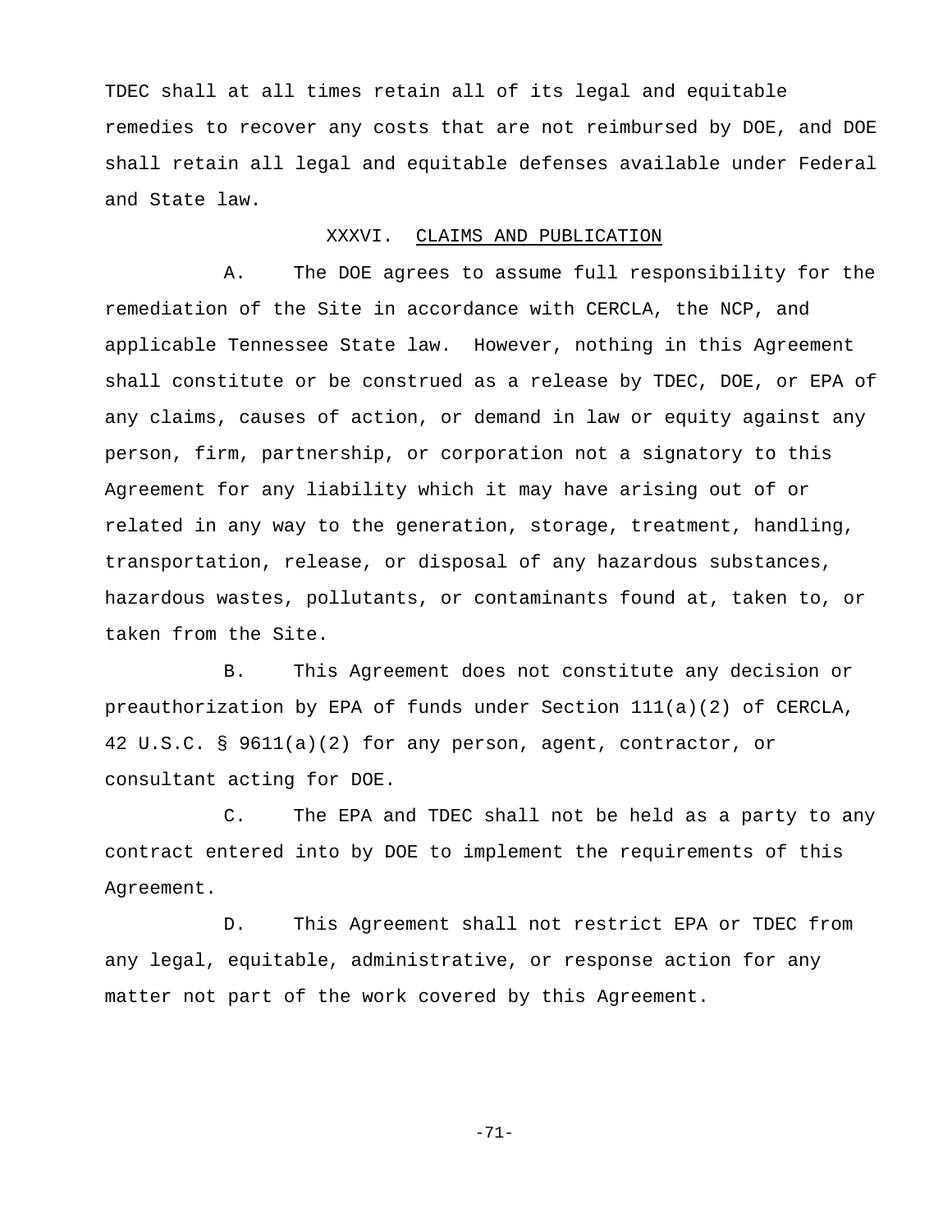TDEC shall at all times retain all of its legal and equitable remedies to recover any costs that are not reimbursed by DOE, and DOE shall retain all legal and equitable defenses available under Federal and State law.

## XXXVI. CLAIMS AND PUBLICATION

A. The DOE agrees to assume full responsibility for the remediation of the Site in accordance with CERCLA, the NCP, and applicable Tennessee State law. However, nothing in this Agreement shall constitute or be construed as a release by TDEC, DOE, or EPA of any claims, causes of action, or demand in law or equity against any person, firm, partnership, or corporation not a signatory to this Agreement for any liability which it may have arising out of or related in any way to the generation, storage, treatment, handling, transportation, release, or disposal of any hazardous substances, hazardous wastes, pollutants, or contaminants found at, taken to, or taken from the Site.

B. This Agreement does not constitute any decision or preauthorization by EPA of funds under Section 111(a)(2) of CERCLA, 42 U.S.C. § 9611(a)(2) for any person, agent, contractor, or consultant acting for DOE.

C. The EPA and TDEC shall not be held as a party to any contract entered into by DOE to implement the requirements of this Agreement.

D. This Agreement shall not restrict EPA or TDEC from any legal, equitable, administrative, or response action for any matter not part of the work covered by this Agreement.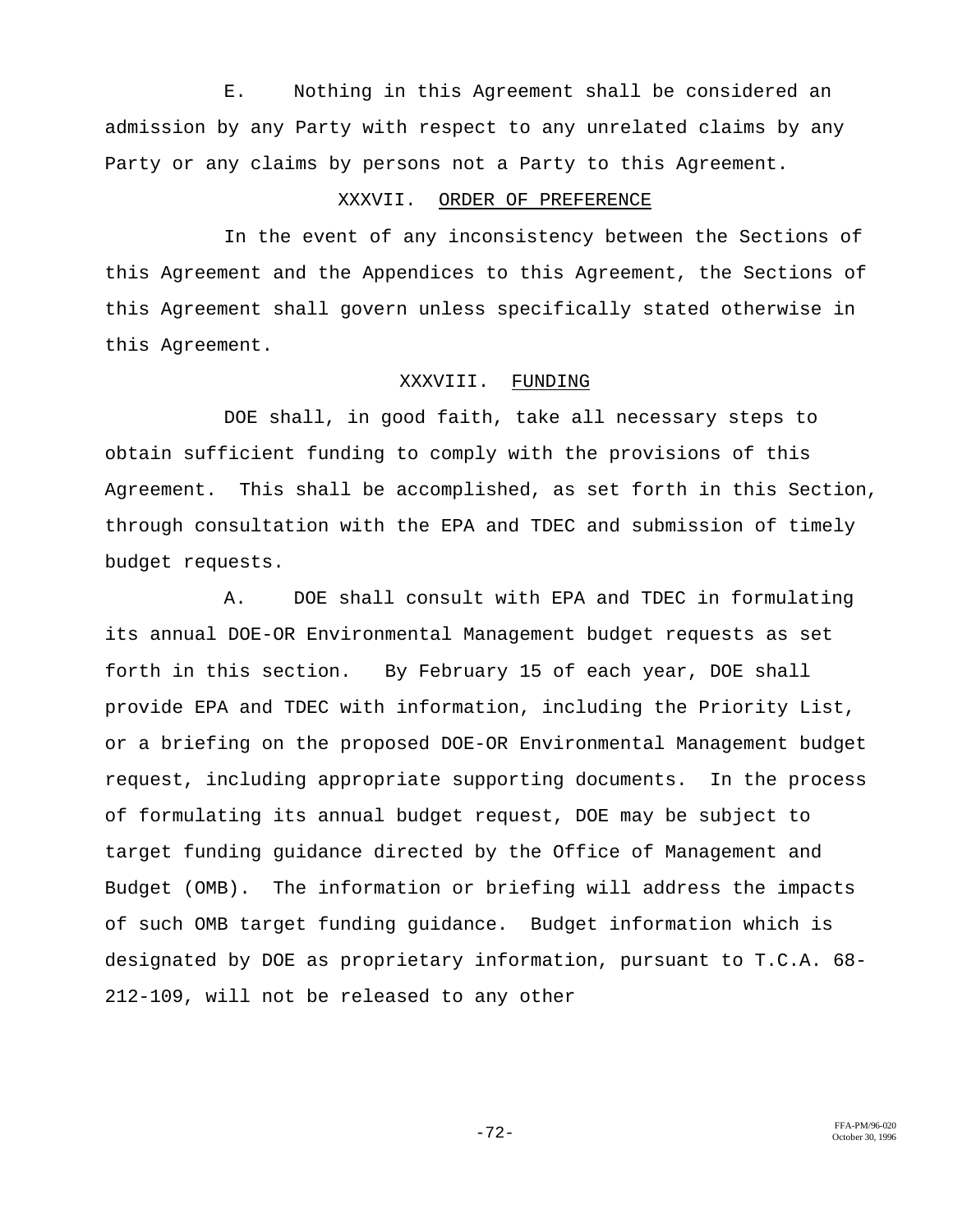E. Nothing in this Agreement shall be considered an admission by any Party with respect to any unrelated claims by any Party or any claims by persons not a Party to this Agreement.

## XXXVII. ORDER OF PREFERENCE

In the event of any inconsistency between the Sections of this Agreement and the Appendices to this Agreement, the Sections of this Agreement shall govern unless specifically stated otherwise in this Agreement.

## XXXVIII. FUNDING

DOE shall, in good faith, take all necessary steps to obtain sufficient funding to comply with the provisions of this Agreement. This shall be accomplished, as set forth in this Section, through consultation with the EPA and TDEC and submission of timely budget requests.

A. DOE shall consult with EPA and TDEC in formulating its annual DOE-OR Environmental Management budget requests as set forth in this section. By February 15 of each year, DOE shall provide EPA and TDEC with information, including the Priority List, or a briefing on the proposed DOE-OR Environmental Management budget request, including appropriate supporting documents. In the process of formulating its annual budget request, DOE may be subject to target funding guidance directed by the Office of Management and Budget (OMB). The information or briefing will address the impacts of such OMB target funding guidance. Budget information which is designated by DOE as proprietary information, pursuant to T.C.A. 68-212-109, will not be released to any other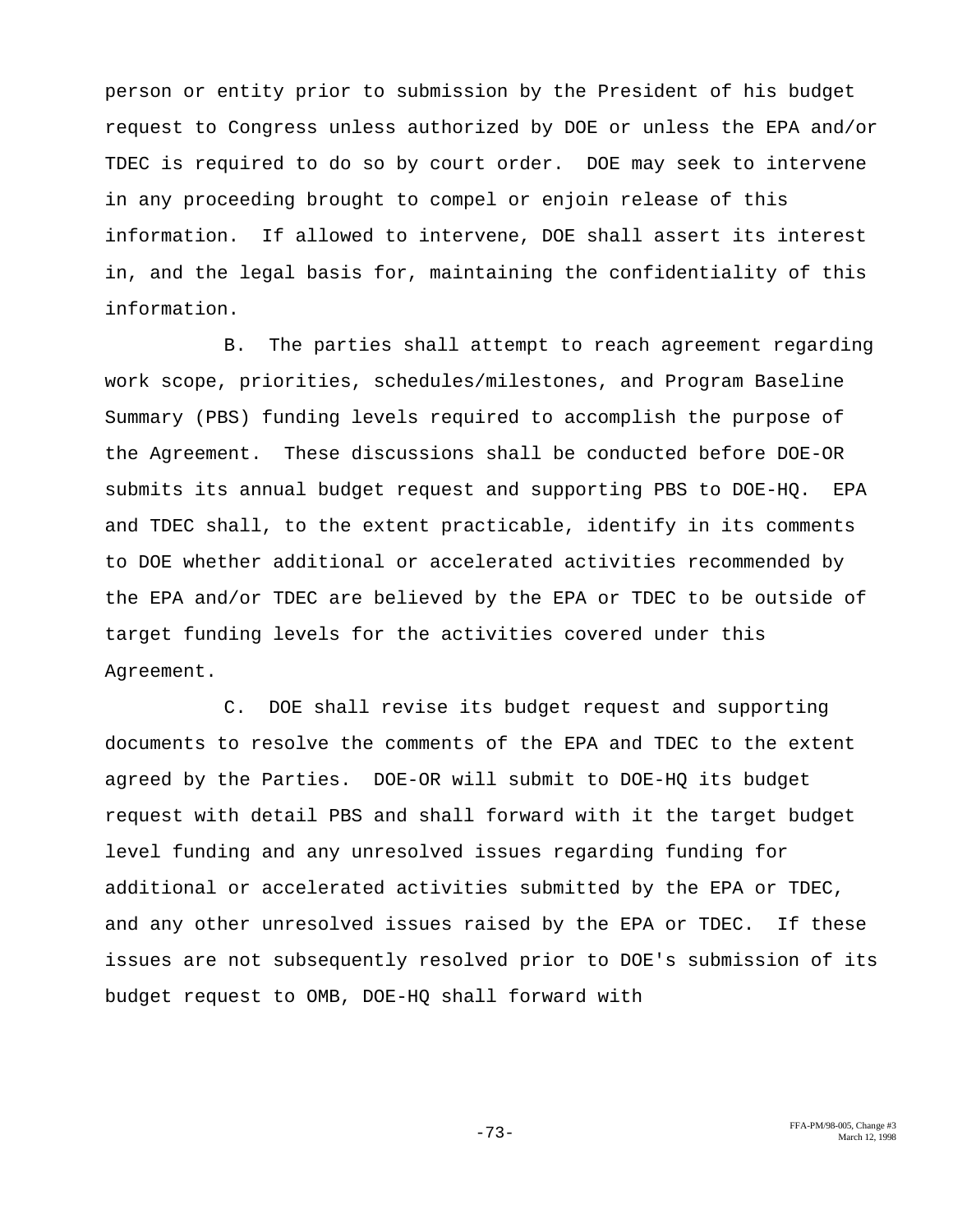person or entity prior to submission by the President of his budget request to Congress unless authorized by DOE or unless the EPA and/or TDEC is required to do so by court order. DOE may seek to intervene in any proceeding brought to compel or enjoin release of this information. If allowed to intervene, DOE shall assert its interest in, and the legal basis for, maintaining the confidentiality of this information.

B. The parties shall attempt to reach agreement regarding work scope, priorities, schedules/milestones, and Program Baseline Summary (PBS) funding levels required to accomplish the purpose of the Agreement. These discussions shall be conducted before DOE-OR submits its annual budget request and supporting PBS to DOE-HQ. EPA and TDEC shall, to the extent practicable, identify in its comments to DOE whether additional or accelerated activities recommended by the EPA and/or TDEC are believed by the EPA or TDEC to be outside of target funding levels for the activities covered under this Agreement.

C. DOE shall revise its budget request and supporting documents to resolve the comments of the EPA and TDEC to the extent agreed by the Parties. DOE-OR will submit to DOE-HQ its budget request with detail PBS and shall forward with it the target budget level funding and any unresolved issues regarding funding for additional or accelerated activities submitted by the EPA or TDEC, and any other unresolved issues raised by the EPA or TDEC. If these issues are not subsequently resolved prior to DOE's submission of its budget request to OMB, DOE-HQ shall forward with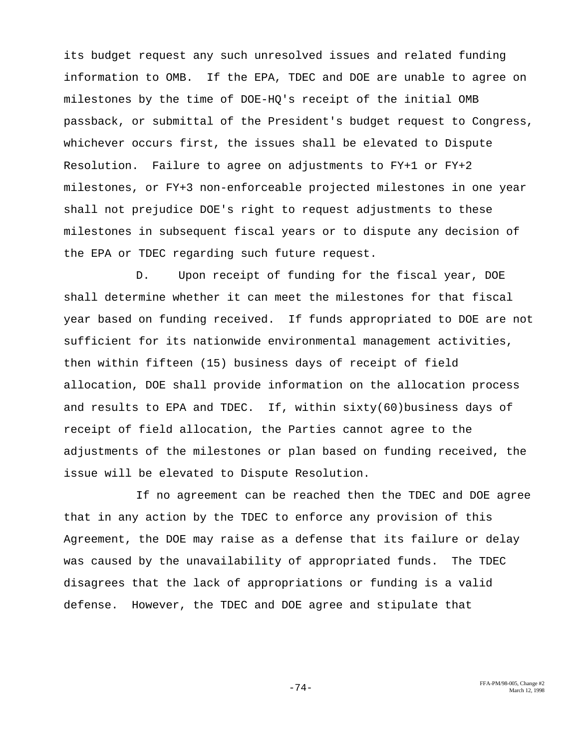its budget request any such unresolved issues and related funding information to OMB. If the EPA, TDEC and DOE are unable to agree on milestones by the time of DOE-HQ's receipt of the initial OMB passback, or submittal of the President's budget request to Congress, whichever occurs first, the issues shall be elevated to Dispute Resolution. Failure to agree on adjustments to FY+1 or FY+2 milestones, or FY+3 non-enforceable projected milestones in one year shall not prejudice DOE's right to request adjustments to these milestones in subsequent fiscal years or to dispute any decision of the EPA or TDEC regarding such future request.

D. Upon receipt of funding for the fiscal year, DOE shall determine whether it can meet the milestones for that fiscal year based on funding received. If funds appropriated to DOE are not sufficient for its nationwide environmental management activities, then within fifteen (15) business days of receipt of field allocation, DOE shall provide information on the allocation process and results to EPA and TDEC. If, within sixty(60)business days of receipt of field allocation, the Parties cannot agree to the adjustments of the milestones or plan based on funding received, the issue will be elevated to Dispute Resolution.

If no agreement can be reached then the TDEC and DOE agree that in any action by the TDEC to enforce any provision of this Agreement, the DOE may raise as a defense that its failure or delay was caused by the unavailability of appropriated funds. The TDEC disagrees that the lack of appropriations or funding is a valid defense. However, the TDEC and DOE agree and stipulate that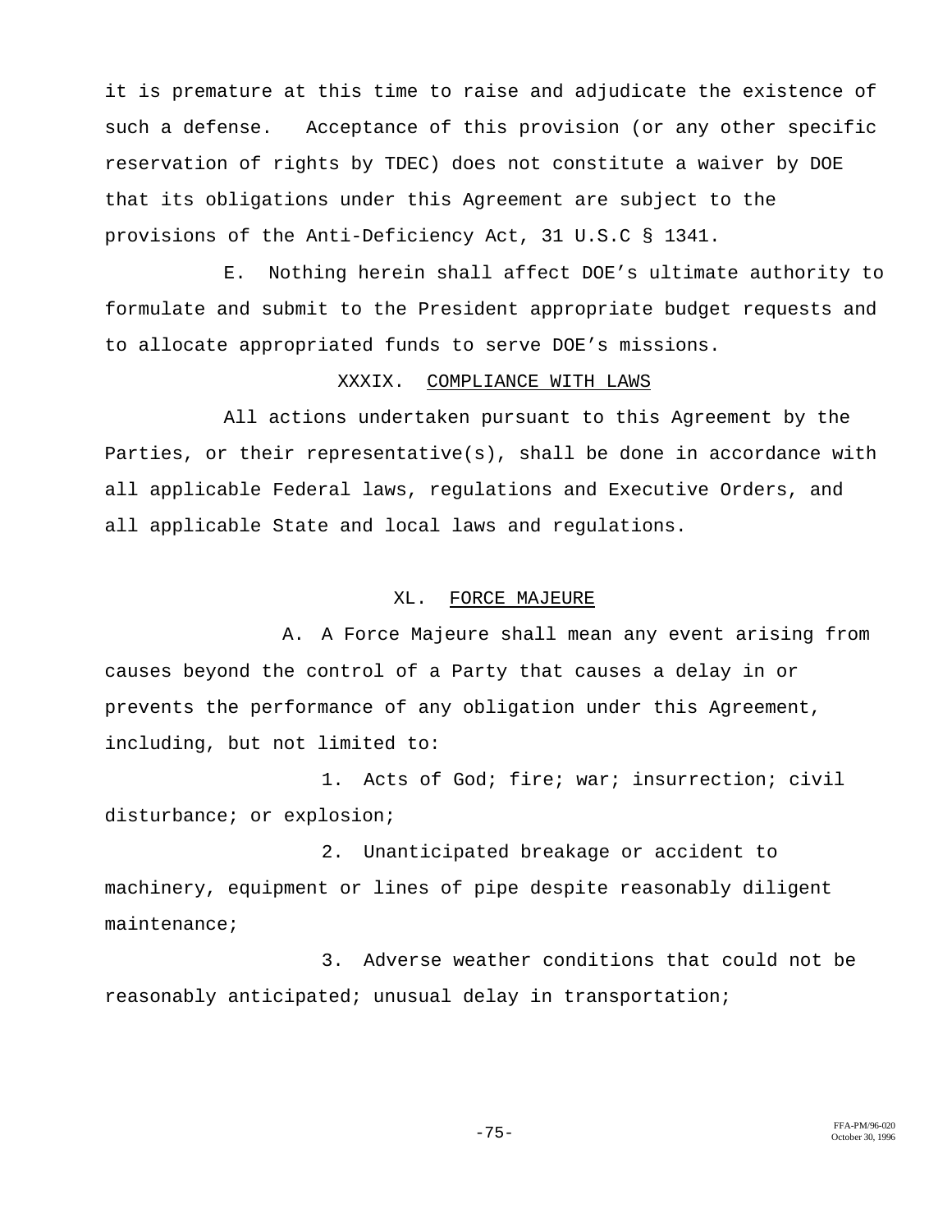it is premature at this time to raise and adjudicate the existence of such a defense. Acceptance of this provision (or any other specific reservation of rights by TDEC) does not constitute a waiver by DOE that its obligations under this Agreement are subject to the provisions of the Anti-Deficiency Act, 31 U.S.C § 1341.

E. Nothing herein shall affect DOE's ultimate authority to formulate and submit to the President appropriate budget requests and to allocate appropriated funds to serve DOE's missions.

## XXXIX. COMPLIANCE WITH LAWS

All actions undertaken pursuant to this Agreement by the Parties, or their representative(s), shall be done in accordance with all applicable Federal laws, regulations and Executive Orders, and all applicable State and local laws and regulations.

## XL. FORCE MAJEURE

A. A Force Majeure shall mean any event arising from causes beyond the control of a Party that causes a delay in or prevents the performance of any obligation under this Agreement, including, but not limited to:

1. Acts of God; fire; war; insurrection; civil disturbance; or explosion;

2. Unanticipated breakage or accident to machinery, equipment or lines of pipe despite reasonably diligent maintenance;

3. Adverse weather conditions that could not be reasonably anticipated; unusual delay in transportation;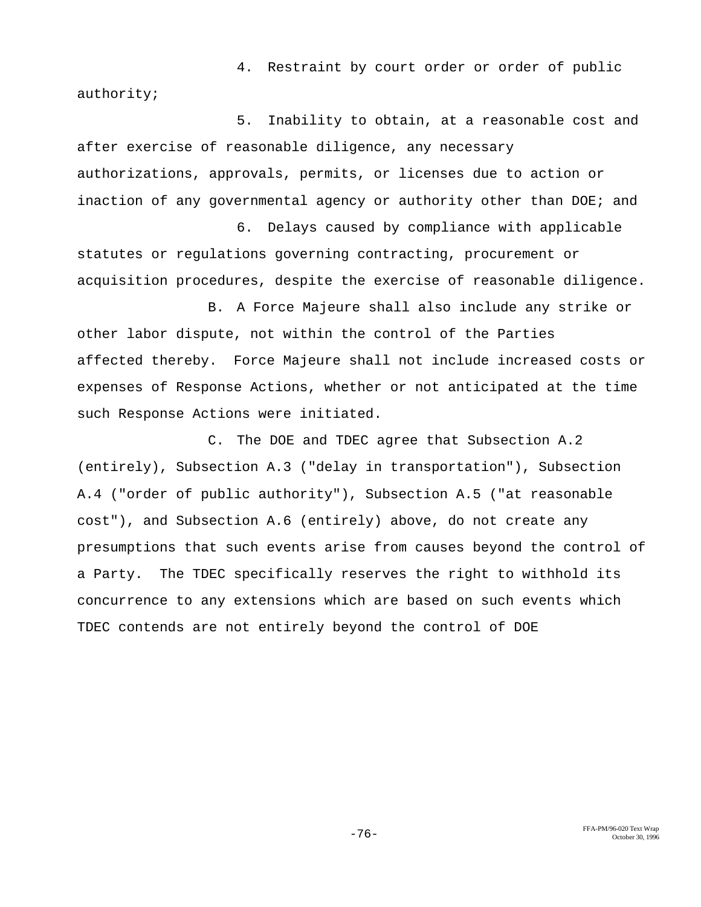4. Restraint by court order or order of public authority;

5. Inability to obtain, at a reasonable cost and after exercise of reasonable diligence, any necessary authorizations, approvals, permits, or licenses due to action or inaction of any governmental agency or authority other than DOE; and

6. Delays caused by compliance with applicable statutes or regulations governing contracting, procurement or acquisition procedures, despite the exercise of reasonable diligence.

B. A Force Majeure shall also include any strike or other labor dispute, not within the control of the Parties affected thereby. Force Majeure shall not include increased costs or expenses of Response Actions, whether or not anticipated at the time such Response Actions were initiated.

C. The DOE and TDEC agree that Subsection A.2 (entirely), Subsection A.3 ("delay in transportation"), Subsection A.4 ("order of public authority"), Subsection A.5 ("at reasonable cost"), and Subsection A.6 (entirely) above, do not create any presumptions that such events arise from causes beyond the control of a Party. The TDEC specifically reserves the right to withhold its concurrence to any extensions which are based on such events which TDEC contends are not entirely beyond the control of DOE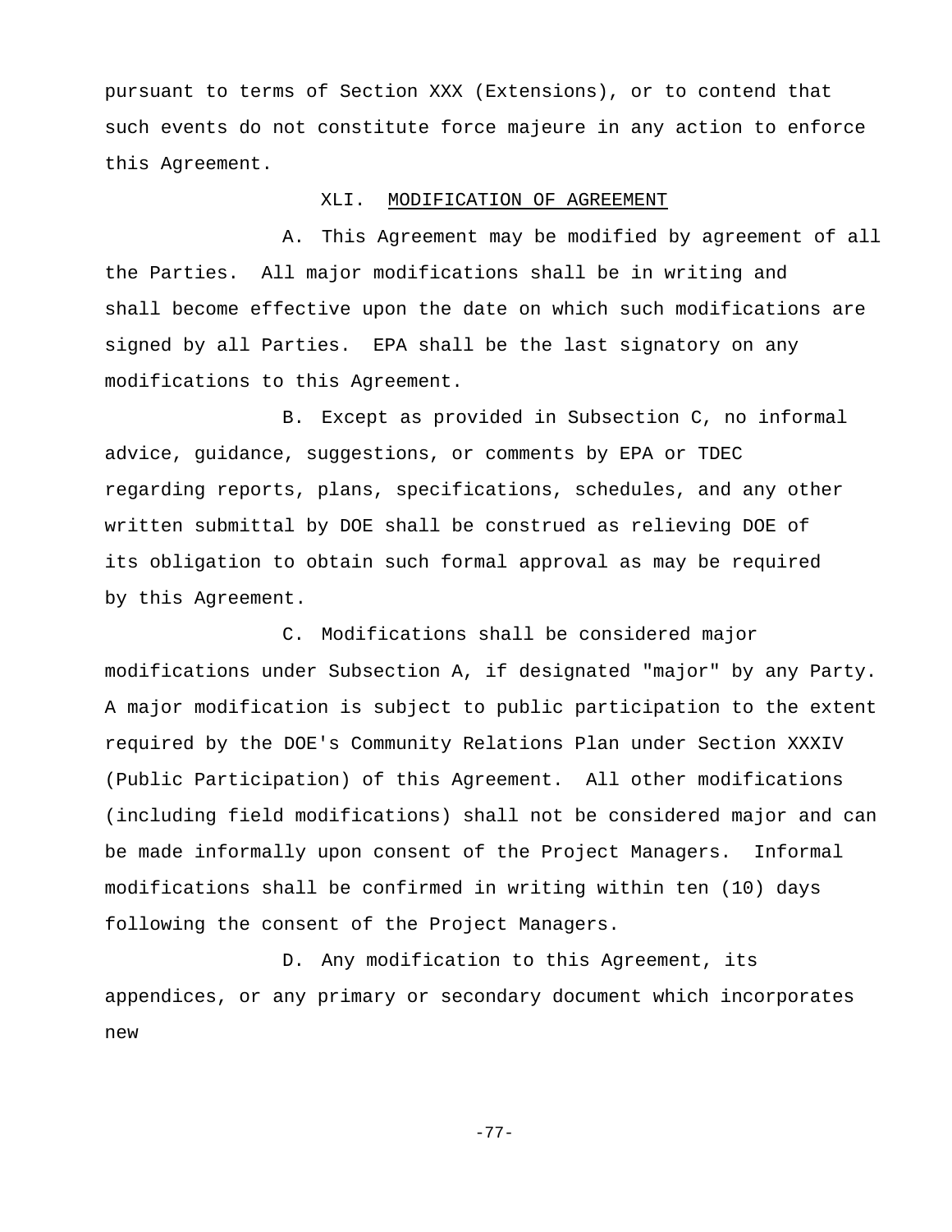pursuant to terms of Section XXX (Extensions), or to contend that such events do not constitute force majeure in any action to enforce this Agreement.

## XLI. MODIFICATION OF AGREEMENT

A. This Agreement may be modified by agreement of all the Parties. All major modifications shall be in writing and shall become effective upon the date on which such modifications are signed by all Parties. EPA shall be the last signatory on any modifications to this Agreement.

B. Except as provided in Subsection C, no informal advice, guidance, suggestions, or comments by EPA or TDEC regarding reports, plans, specifications, schedules, and any other written submittal by DOE shall be construed as relieving DOE of its obligation to obtain such formal approval as may be required by this Agreement.

C. Modifications shall be considered major modifications under Subsection A, if designated "major" by any Party. A major modification is subject to public participation to the extent required by the DOE's Community Relations Plan under Section XXXIV (Public Participation) of this Agreement. All other modifications (including field modifications) shall not be considered major and can be made informally upon consent of the Project Managers. Informal modifications shall be confirmed in writing within ten (10) days following the consent of the Project Managers.

D. Any modification to this Agreement, its appendices, or any primary or secondary document which incorporates new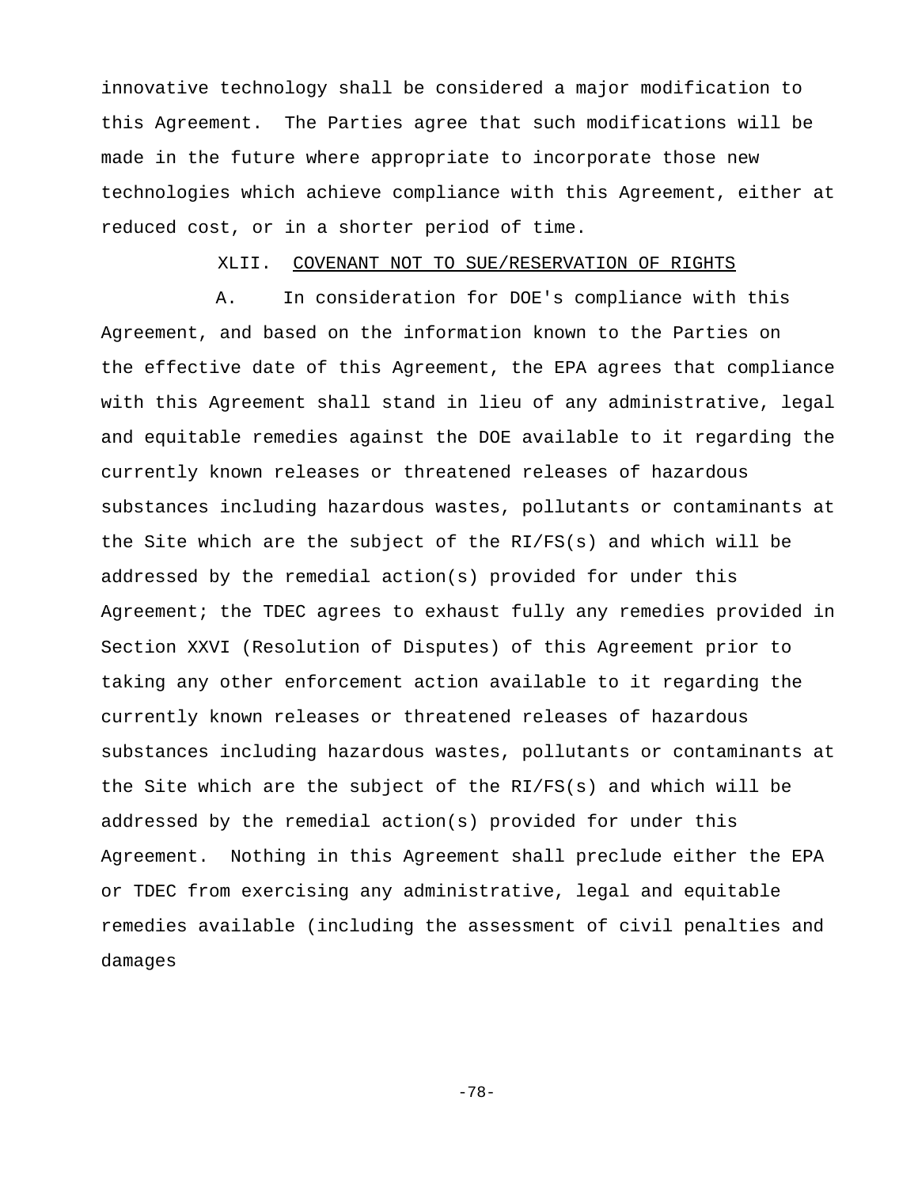innovative technology shall be considered a major modification to this Agreement. The Parties agree that such modifications will be made in the future where appropriate to incorporate those new technologies which achieve compliance with this Agreement, either at reduced cost, or in a shorter period of time.

## XLII. COVENANT NOT TO SUE/RESERVATION OF RIGHTS

A. In consideration for DOE's compliance with this Agreement, and based on the information known to the Parties on the effective date of this Agreement, the EPA agrees that compliance with this Agreement shall stand in lieu of any administrative, legal and equitable remedies against the DOE available to it regarding the currently known releases or threatened releases of hazardous substances including hazardous wastes, pollutants or contaminants at the Site which are the subject of the RI/FS(s) and which will be addressed by the remedial action(s) provided for under this Agreement; the TDEC agrees to exhaust fully any remedies provided in Section XXVI (Resolution of Disputes) of this Agreement prior to taking any other enforcement action available to it regarding the currently known releases or threatened releases of hazardous substances including hazardous wastes, pollutants or contaminants at the Site which are the subject of the RI/FS(s) and which will be addressed by the remedial action(s) provided for under this Agreement. Nothing in this Agreement shall preclude either the EPA or TDEC from exercising any administrative, legal and equitable remedies available (including the assessment of civil penalties and damages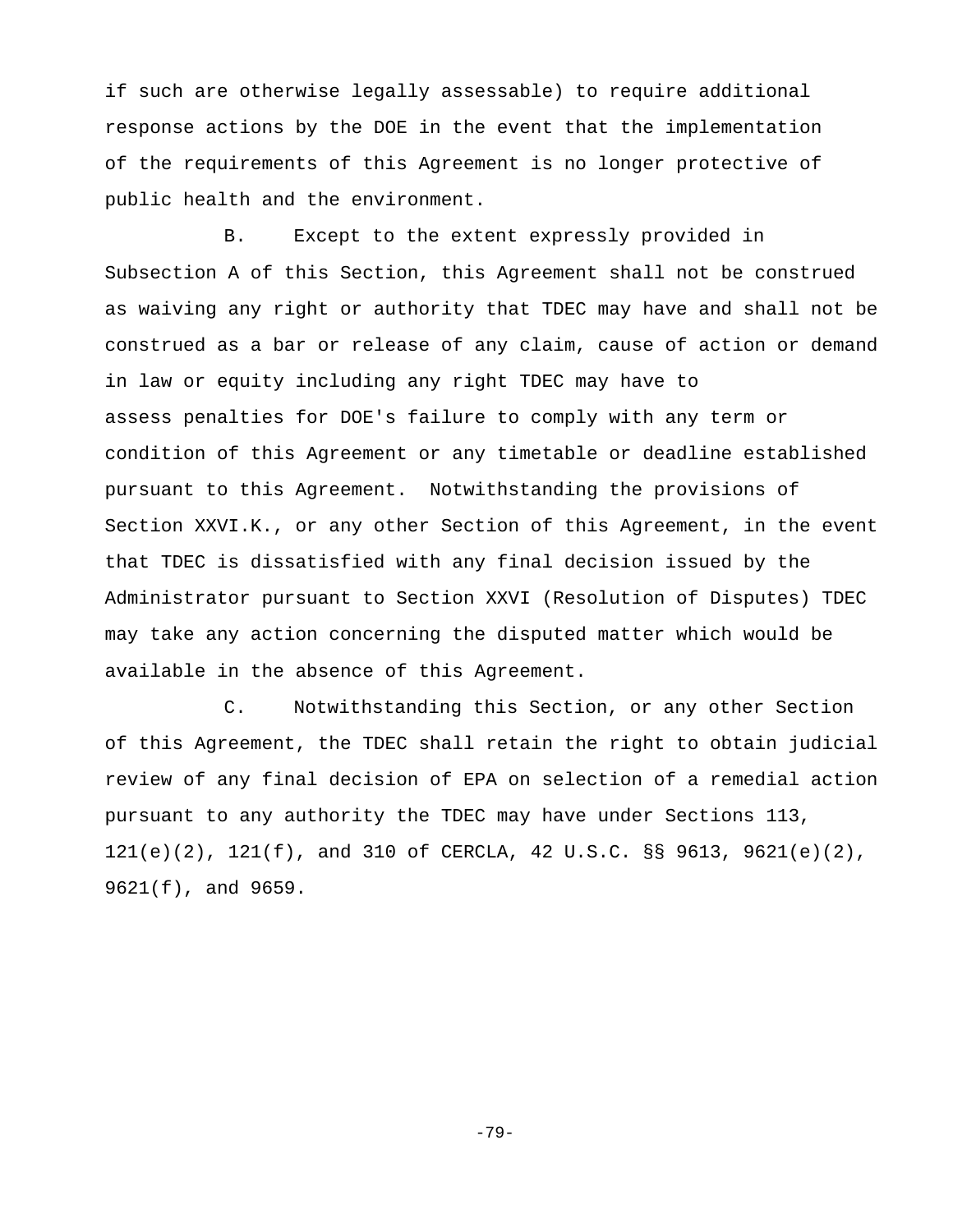if such are otherwise legally assessable) to require additional response actions by the DOE in the event that the implementation of the requirements of this Agreement is no longer protective of public health and the environment.

B. Except to the extent expressly provided in Subsection A of this Section, this Agreement shall not be construed as waiving any right or authority that TDEC may have and shall not be construed as a bar or release of any claim, cause of action or demand in law or equity including any right TDEC may have to assess penalties for DOE's failure to comply with any term or condition of this Agreement or any timetable or deadline established pursuant to this Agreement. Notwithstanding the provisions of Section XXVI.K., or any other Section of this Agreement, in the event that TDEC is dissatisfied with any final decision issued by the Administrator pursuant to Section XXVI (Resolution of Disputes) TDEC may take any action concerning the disputed matter which would be available in the absence of this Agreement.

C. Notwithstanding this Section, or any other Section of this Agreement, the TDEC shall retain the right to obtain judicial review of any final decision of EPA on selection of a remedial action pursuant to any authority the TDEC may have under Sections 113, 121(e)(2), 121(f), and 310 of CERCLA, 42 U.S.C. §§ 9613, 9621(e)(2), 9621(f), and 9659.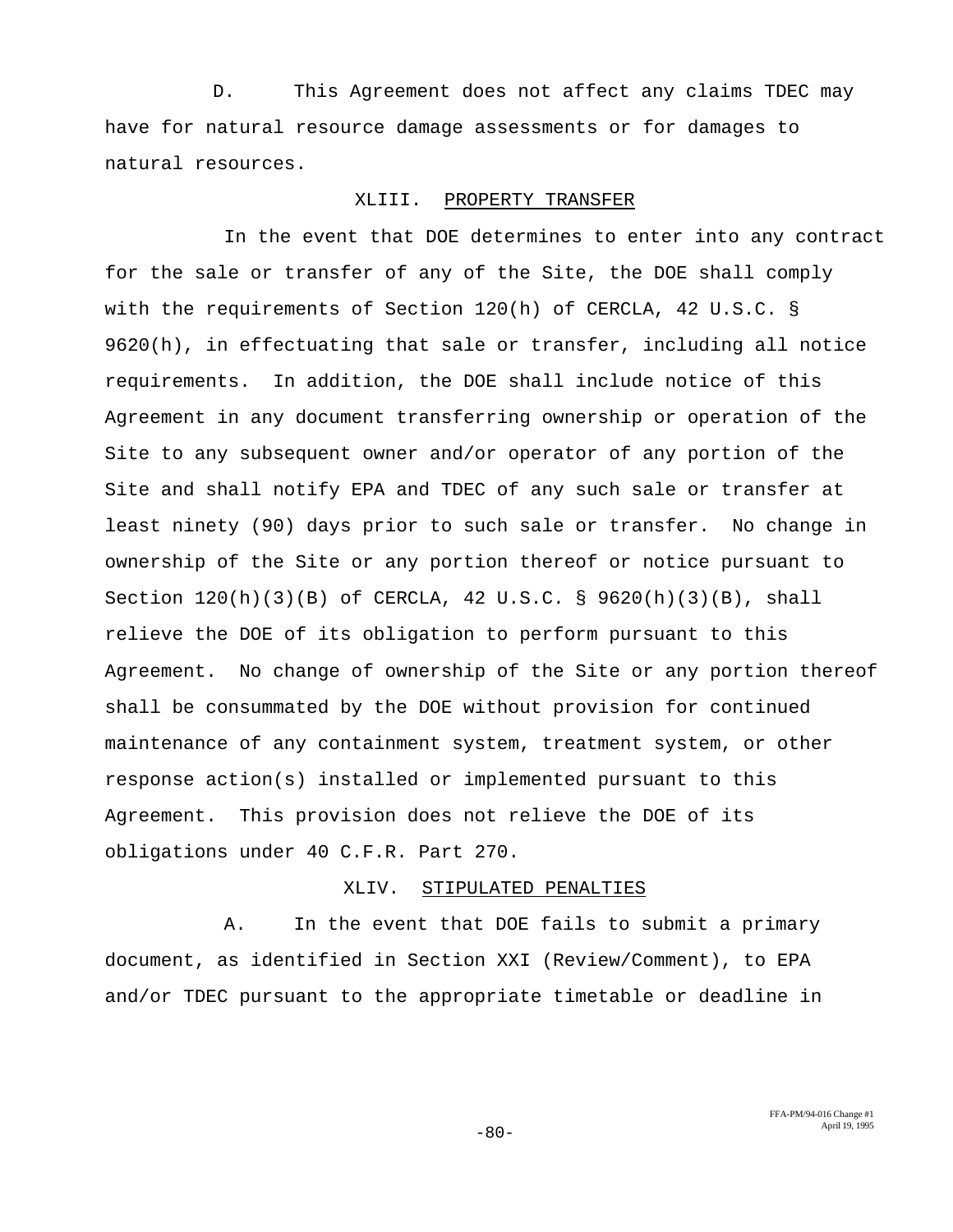D. This Agreement does not affect any claims TDEC may have for natural resource damage assessments or for damages to natural resources.

## XLIII. PROPERTY TRANSFER

In the event that DOE determines to enter into any contract for the sale or transfer of any of the Site, the DOE shall comply with the requirements of Section 120(h) of CERCLA, 42 U.S.C. § 9620(h), in effectuating that sale or transfer, including all notice requirements. In addition, the DOE shall include notice of this Agreement in any document transferring ownership or operation of the Site to any subsequent owner and/or operator of any portion of the Site and shall notify EPA and TDEC of any such sale or transfer at least ninety (90) days prior to such sale or transfer. No change in ownership of the Site or any portion thereof or notice pursuant to Section 120(h)(3)(B) of CERCLA, 42 U.S.C. § 9620(h)(3)(B), shall relieve the DOE of its obligation to perform pursuant to this Agreement. No change of ownership of the Site or any portion thereof shall be consummated by the DOE without provision for continued maintenance of any containment system, treatment system, or other response action(s) installed or implemented pursuant to this Agreement. This provision does not relieve the DOE of its obligations under 40 C.F.R. Part 270.

## XLIV. STIPULATED PENALTIES

A. In the event that DOE fails to submit a primary document, as identified in Section XXI (Review/Comment), to EPA and/or TDEC pursuant to the appropriate timetable or deadline in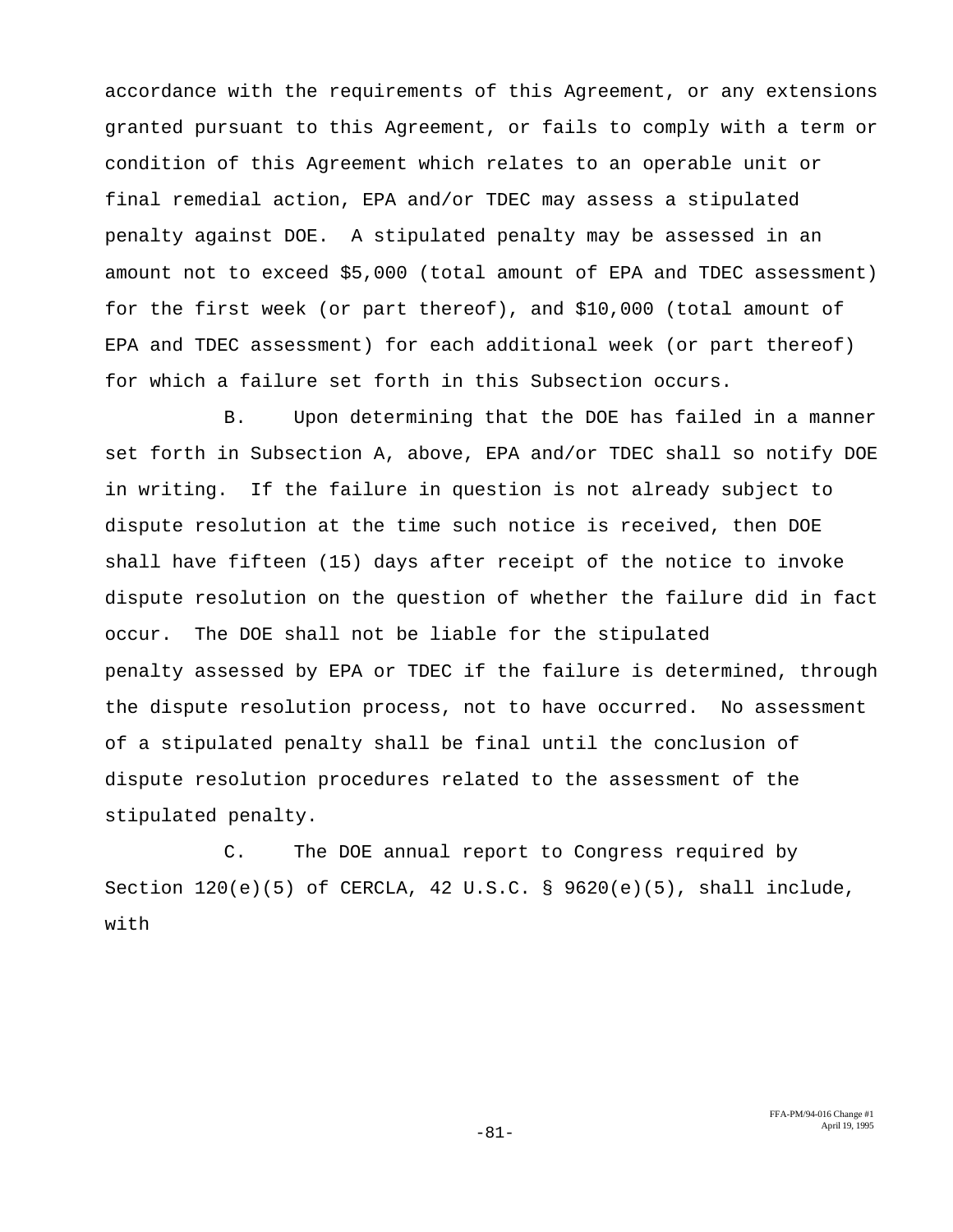accordance with the requirements of this Agreement, or any extensions granted pursuant to this Agreement, or fails to comply with a term or condition of this Agreement which relates to an operable unit or final remedial action, EPA and/or TDEC may assess a stipulated penalty against DOE. A stipulated penalty may be assessed in an amount not to exceed $5,000 (total amount of EPA and TDEC assessment) for the first week (or part thereof), and $10,000 (total amount of EPA and TDEC assessment) for each additional week (or part thereof) for which a failure set forth in this Subsection occurs.

B. Upon determining that the DOE has failed in a manner set forth in Subsection A, above, EPA and/or TDEC shall so notify DOE in writing. If the failure in question is not already subject to dispute resolution at the time such notice is received, then DOE shall have fifteen (15) days after receipt of the notice to invoke dispute resolution on the question of whether the failure did in fact occur. The DOE shall not be liable for the stipulated penalty assessed by EPA or TDEC if the failure is determined, through the dispute resolution process, not to have occurred. No assessment of a stipulated penalty shall be final until the conclusion of dispute resolution procedures related to the assessment of the stipulated penalty.

C. The DOE annual report to Congress required by Section 120(e)(5) of CERCLA, 42 U.S.C. § 9620(e)(5), shall include, with

FFA-PM/94-016 Change #1
April 19, 1995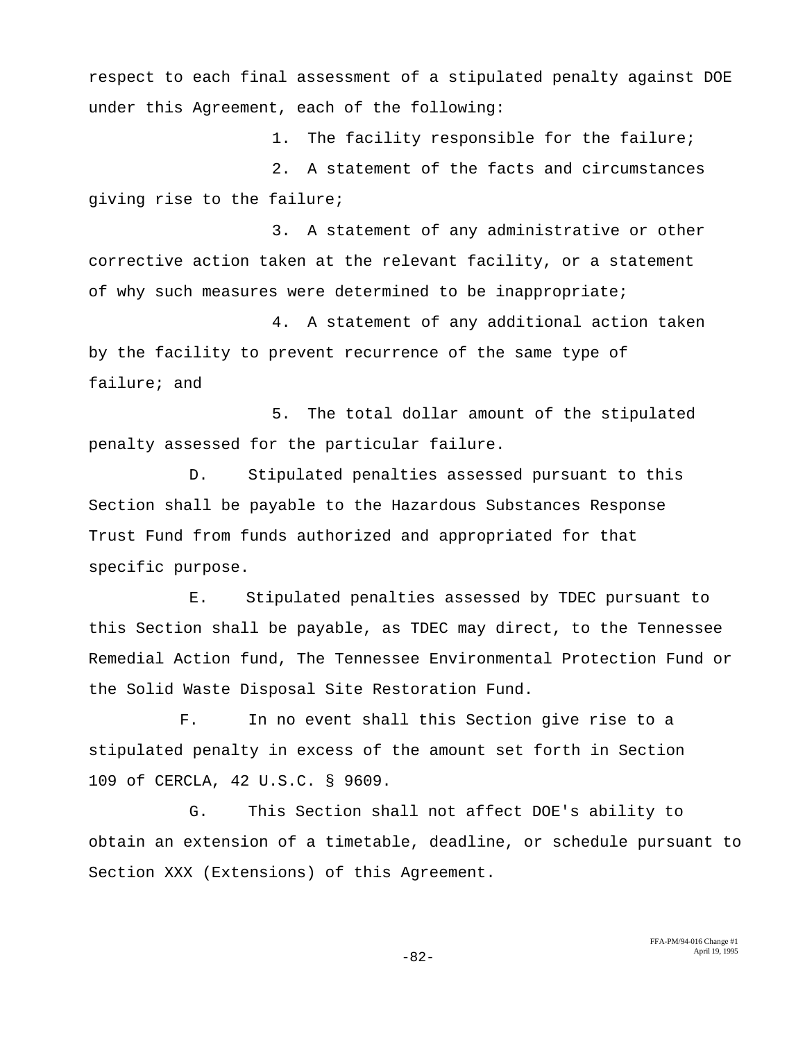respect to each final assessment of a stipulated penalty against DOE under this Agreement, each of the following:

1. The facility responsible for the failure;

2. A statement of the facts and circumstances giving rise to the failure;

3. A statement of any administrative or other corrective action taken at the relevant facility, or a statement of why such measures were determined to be inappropriate;

4. A statement of any additional action taken by the facility to prevent recurrence of the same type of failure; and

5. The total dollar amount of the stipulated penalty assessed for the particular failure.

D. Stipulated penalties assessed pursuant to this Section shall be payable to the Hazardous Substances Response Trust Fund from funds authorized and appropriated for that specific purpose.

E. Stipulated penalties assessed by TDEC pursuant to this Section shall be payable, as TDEC may direct, to the Tennessee Remedial Action fund, The Tennessee Environmental Protection Fund or the Solid Waste Disposal Site Restoration Fund.

F. In no event shall this Section give rise to a stipulated penalty in excess of the amount set forth in Section 109 of CERCLA, 42 U.S.C. § 9609.

G. This Section shall not affect DOE's ability to obtain an extension of a timetable, deadline, or schedule pursuant to Section XXX (Extensions) of this Agreement.

FFA-PM/94-016 Change #1
April 19, 1995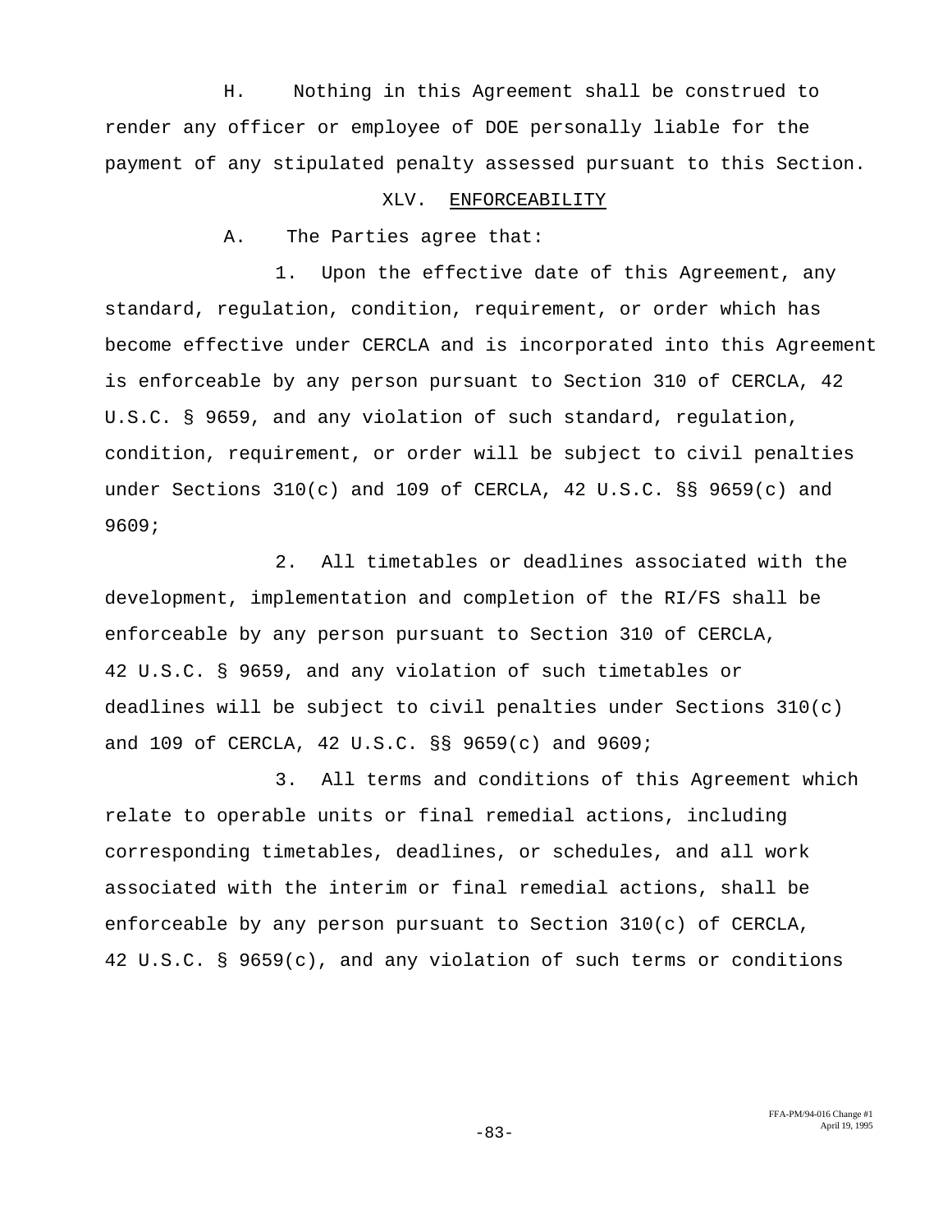H. Nothing in this Agreement shall be construed to render any officer or employee of DOE personally liable for the payment of any stipulated penalty assessed pursuant to this Section.

## XLV. ENFORCEABILITY

A. The Parties agree that:

1. Upon the effective date of this Agreement, any standard, regulation, condition, requirement, or order which has become effective under CERCLA and is incorporated into this Agreement is enforceable by any person pursuant to Section 310 of CERCLA, 42 U.S.C. § 9659, and any violation of such standard, regulation, condition, requirement, or order will be subject to civil penalties under Sections 310(c) and 109 of CERCLA, 42 U.S.C. §§ 9659(c) and 9609;

2. All timetables or deadlines associated with the development, implementation and completion of the RI/FS shall be enforceable by any person pursuant to Section 310 of CERCLA, 42 U.S.C. § 9659, and any violation of such timetables or deadlines will be subject to civil penalties under Sections 310(c) and 109 of CERCLA, 42 U.S.C. §§ 9659(c) and 9609;

3. All terms and conditions of this Agreement which relate to operable units or final remedial actions, including corresponding timetables, deadlines, or schedules, and all work associated with the interim or final remedial actions, shall be enforceable by any person pursuant to Section 310(c) of CERCLA, 42 U.S.C. § 9659(c), and any violation of such terms or conditions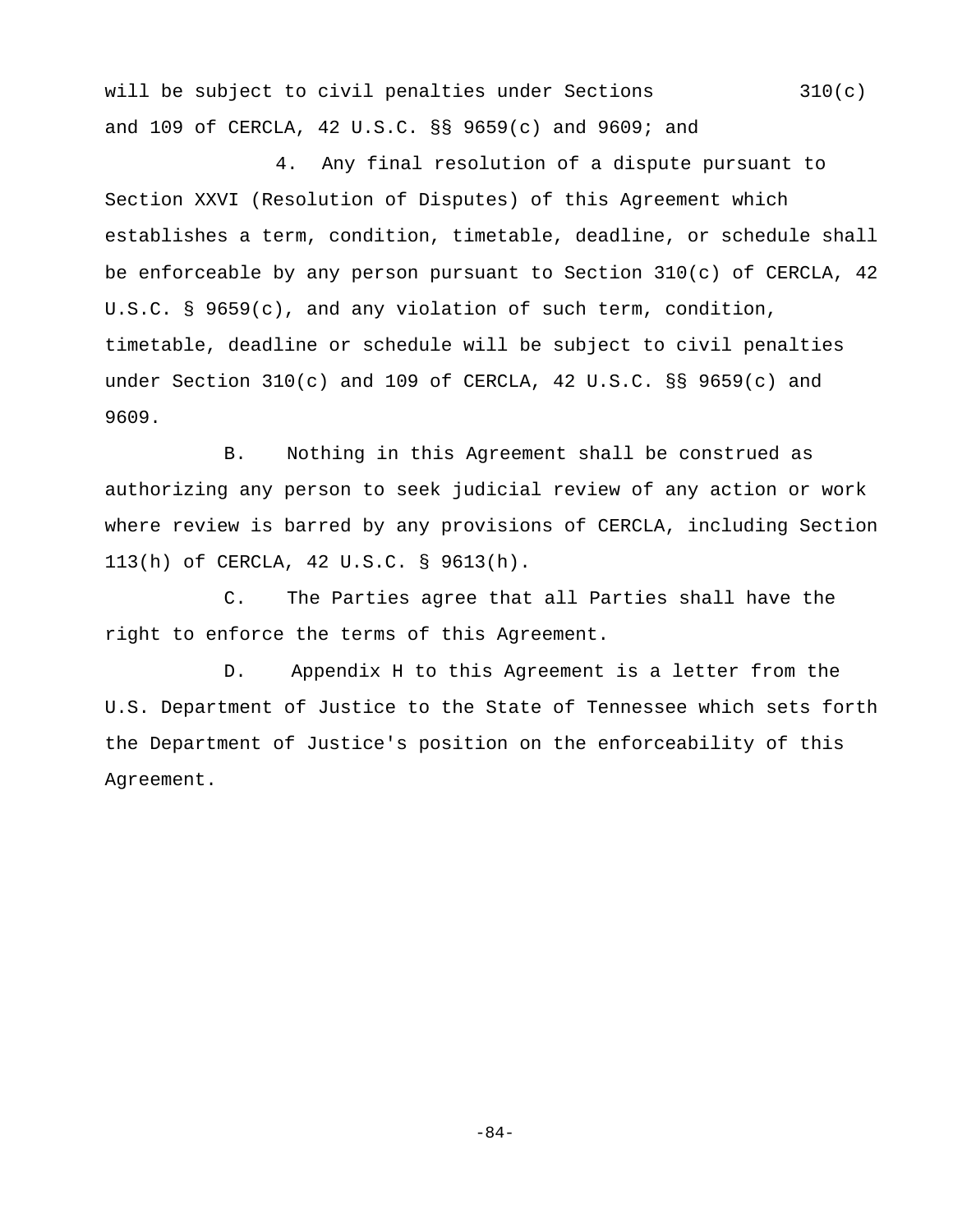will be subject to civil penalties under Sections 310(c) and 109 of CERCLA, 42 U.S.C. §§ 9659(c) and 9609; and

4. Any final resolution of a dispute pursuant to Section XXVI (Resolution of Disputes) of this Agreement which establishes a term, condition, timetable, deadline, or schedule shall be enforceable by any person pursuant to Section 310(c) of CERCLA, 42 U.S.C. § 9659(c), and any violation of such term, condition, timetable, deadline or schedule will be subject to civil penalties under Section 310(c) and 109 of CERCLA, 42 U.S.C. §§ 9659(c) and 9609.

B. Nothing in this Agreement shall be construed as authorizing any person to seek judicial review of any action or work where review is barred by any provisions of CERCLA, including Section 113(h) of CERCLA, 42 U.S.C. § 9613(h).

C. The Parties agree that all Parties shall have the right to enforce the terms of this Agreement.

D. Appendix H to this Agreement is a letter from the U.S. Department of Justice to the State of Tennessee which sets forth the Department of Justice's position on the enforceability of this Agreement.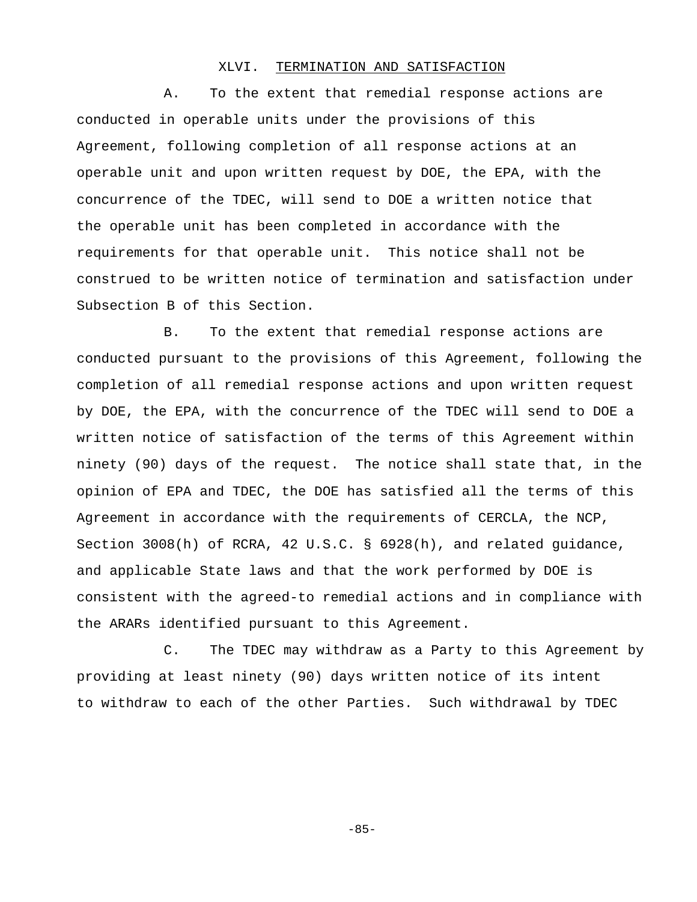## XLVI. TERMINATION AND SATISFACTION

A. To the extent that remedial response actions are conducted in operable units under the provisions of this Agreement, following completion of all response actions at an operable unit and upon written request by DOE, the EPA, with the concurrence of the TDEC, will send to DOE a written notice that the operable unit has been completed in accordance with the requirements for that operable unit. This notice shall not be construed to be written notice of termination and satisfaction under Subsection B of this Section.

B. To the extent that remedial response actions are conducted pursuant to the provisions of this Agreement, following the completion of all remedial response actions and upon written request by DOE, the EPA, with the concurrence of the TDEC will send to DOE a written notice of satisfaction of the terms of this Agreement within ninety (90) days of the request. The notice shall state that, in the opinion of EPA and TDEC, the DOE has satisfied all the terms of this Agreement in accordance with the requirements of CERCLA, the NCP, Section 3008(h) of RCRA, 42 U.S.C. § 6928(h), and related guidance, and applicable State laws and that the work performed by DOE is consistent with the agreed-to remedial actions and in compliance with the ARARs identified pursuant to this Agreement.

C. The TDEC may withdraw as a Party to this Agreement by providing at least ninety (90) days written notice of its intent to withdraw to each of the other Parties. Such withdrawal by TDEC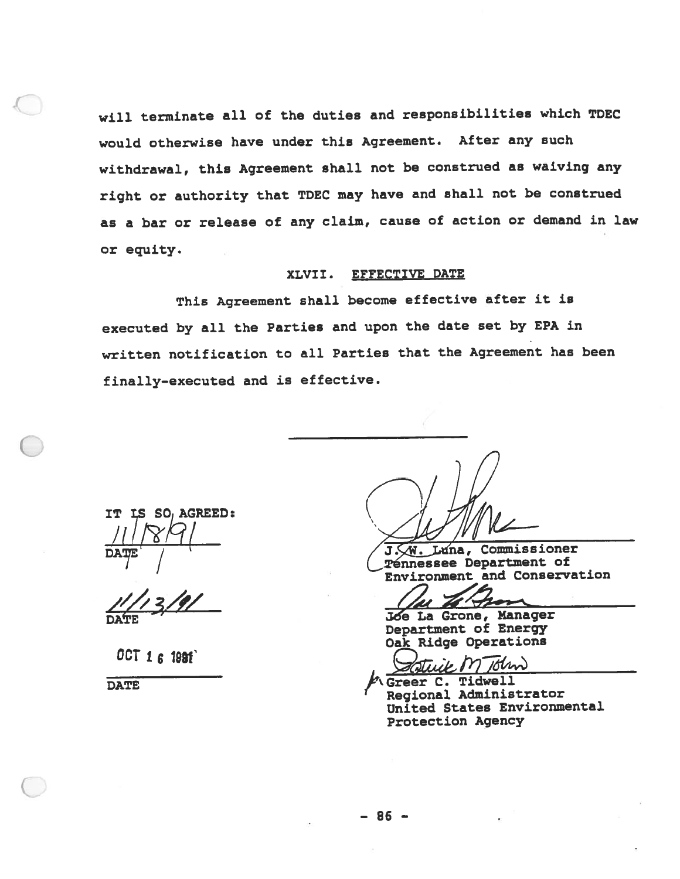will terminate all of the duties and responsibilities which TDEC would otherwise have under this Agreement. After any such withdrawal, this Agreement shall not be construed as waiving any right or authority that TDEC may have and shall not be construed as a bar or release of any claim, cause of action or demand in law or equity.

### XLVII. EFFECTIVE DATE

This Agreement shall become effective after it is executed by all the Parties and upon the date set by EPA in written notification to all Parties that the Agreement has been finally-executed and is effective.

IT IS SO AGREED:

11/8/91
DATE

J. W. Luna, Commissioner
Tennessee Department of
Environment and Conservation

11/3/91
DATE

Joe La Grone, Manager
Department of Energy
Oak Ridge Operations

OCT 16 1991
DATE

Greer C. Tidwell
Regional Administrator
United States Environmental
Protection Agency